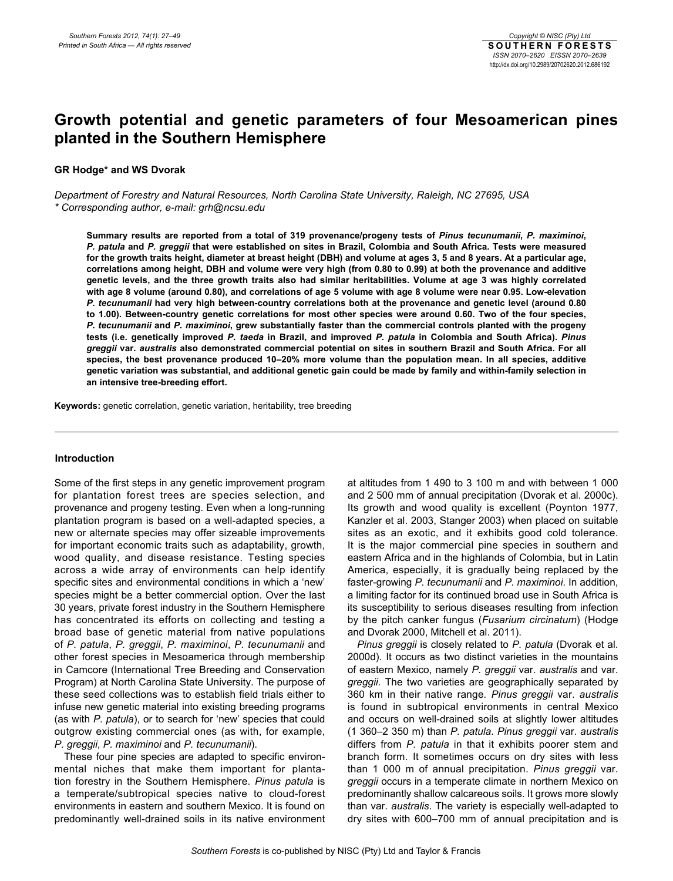# Growth potential and genetic parameters of four Mesoamerican pines planted in the Southern Hemisphere

**GR Hodge\* and WS Dvorak**

*Department of Forestry and Natural Resources, North Carolina State University, Raleigh, NC 27695, USA*
*\* Corresponding author, e-mail: grh@ncsu.edu*

**Summary results are reported from a total of 319 provenance/progeny tests of *Pinus tecunumanii*, *P. maximinoi*, *P. patula* and *P. greggii* that were established on sites in Brazil, Colombia and South Africa. Tests were measured for the growth traits height, diameter at breast height (DBH) and volume at ages 3, 5 and 8 years. At a particular age, correlations among height, DBH and volume were very high (from 0.80 to 0.99) at both the provenance and additive genetic levels, and the three growth traits also had similar heritabilities. Volume at age 3 was highly correlated with age 8 volume (around 0.80), and correlations of age 5 volume with age 8 volume were near 0.95. Low-elevation *P. tecunumanii* had very high between-country correlations both at the provenance and genetic level (around 0.80 to 1.00). Between-country genetic correlations for most other species were around 0.60. Two of the four species, *P. tecunumanii* and *P. maximinoi*, grew substantially faster than the commercial controls planted with the progeny tests (i.e. genetically improved *P. taeda* in Brazil, and improved *P. patula* in Colombia and South Africa). *Pinus greggii* var. *australis* also demonstrated commercial potential on sites in southern Brazil and South Africa. For all species, the best provenance produced 10–20% more volume than the population mean. In all species, additive genetic variation was substantial, and additional genetic gain could be made by family and within-family selection in an intensive tree-breeding effort.**

**Keywords:** genetic correlation, genetic variation, heritability, tree breeding

## Introduction

Some of the first steps in any genetic improvement program for plantation forest trees are species selection, and provenance and progeny testing. Even when a long-running plantation program is based on a well-adapted species, a new or alternate species may offer sizeable improvements for important economic traits such as adaptability, growth, wood quality, and disease resistance. Testing species across a wide array of environments can help identify specific sites and environmental conditions in which a 'new' species might be a better commercial option. Over the last 30 years, private forest industry in the Southern Hemisphere has concentrated its efforts on collecting and testing a broad base of genetic material from native populations of *P. patula*, *P. greggii*, *P. maximinoi*, *P. tecunumanii* and other forest species in Mesoamerica through membership in Camcore (International Tree Breeding and Conservation Program) at North Carolina State University. The purpose of these seed collections was to establish field trials either to infuse new genetic material into existing breeding programs (as with *P. patula*), or to search for 'new' species that could outgrow existing commercial ones (as with, for example, *P. greggii*, *P. maximinoi* and *P. tecunumanii*).

These four pine species are adapted to specific environmental niches that make them important for plantation forestry in the Southern Hemisphere. *Pinus patula* is a temperate/subtropical species native to cloud-forest environments in eastern and southern Mexico. It is found on predominantly well-drained soils in its native environment at altitudes from 1 490 to 3 100 m and with between 1 000 and 2 500 mm of annual precipitation (Dvorak et al. 2000c). Its growth and wood quality is excellent (Poynton 1977, Kanzler et al. 2003, Stanger 2003) when placed on suitable sites as an exotic, and it exhibits good cold tolerance. It is the major commercial pine species in southern and eastern Africa and in the highlands of Colombia, but in Latin America, especially, it is gradually being replaced by the faster-growing *P. tecunumanii* and *P. maximinoi*. In addition, a limiting factor for its continued broad use in South Africa is its susceptibility to serious diseases resulting from infection by the pitch canker fungus (*Fusarium circinatum*) (Hodge and Dvorak 2000, Mitchell et al. 2011).

*Pinus greggii* is closely related to *P. patula* (Dvorak et al. 2000d). It occurs as two distinct varieties in the mountains of eastern Mexico, namely *P. greggii* var. *australis* and var. *greggii.* The two varieties are geographically separated by 360 km in their native range. *Pinus greggii* var. *australis* is found in subtropical environments in central Mexico and occurs on well-drained soils at slightly lower altitudes (1 360–2 350 m) than *P. patula*. *Pinus greggii* var. *australis* differs from *P. patula* in that it exhibits poorer stem and branch form. It sometimes occurs on dry sites with less than 1 000 m of annual precipitation. *Pinus greggii* var. *greggii* occurs in a temperate climate in northern Mexico on predominantly shallow calcareous soils. It grows more slowly than var. *australis*. The variety is especially well-adapted to dry sites with 600–700 mm of annual precipitation and is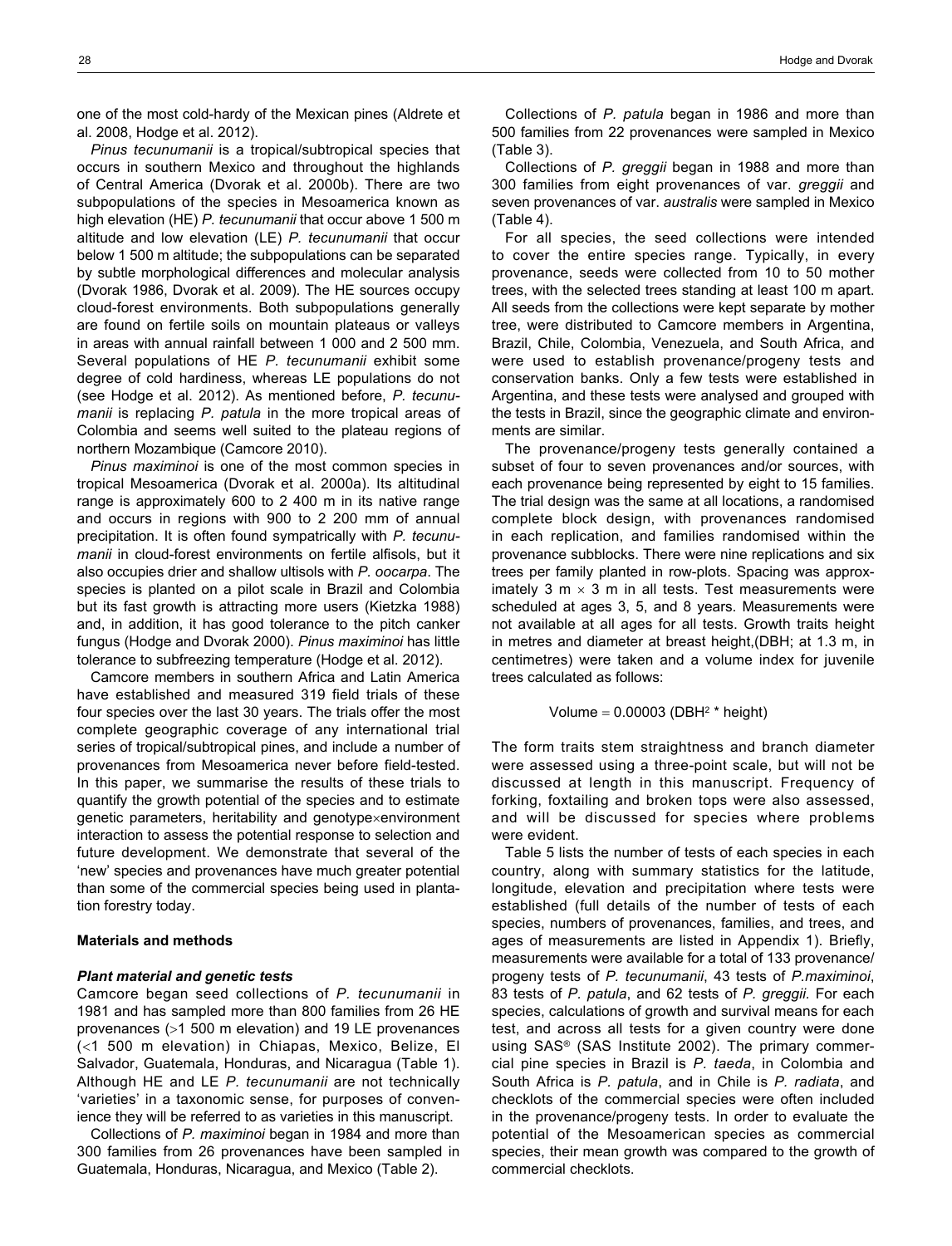one of the most cold-hardy of the Mexican pines (Aldrete et al. 2008, Hodge et al. 2012).

*Pinus tecunumanii* is a tropical/subtropical species that occurs in southern Mexico and throughout the highlands of Central America (Dvorak et al. 2000b). There are two subpopulations of the species in Mesoamerica known as high elevation (HE) *P. tecunumanii* that occur above 1 500 m altitude and low elevation (LE) *P. tecunumanii* that occur below 1 500 m altitude; the subpopulations can be separated by subtle morphological differences and molecular analysis (Dvorak 1986, Dvorak et al. 2009). The HE sources occupy cloud-forest environments. Both subpopulations generally are found on fertile soils on mountain plateaus or valleys in areas with annual rainfall between 1 000 and 2 500 mm. Several populations of HE *P. tecunumanii* exhibit some degree of cold hardiness, whereas LE populations do not (see Hodge et al. 2012). As mentioned before, *P. tecunumanii* is replacing *P. patula* in the more tropical areas of Colombia and seems well suited to the plateau regions of northern Mozambique (Camcore 2010).

*Pinus maximinoi* is one of the most common species in tropical Mesoamerica (Dvorak et al. 2000a). Its altitudinal range is approximately 600 to 2 400 m in its native range and occurs in regions with 900 to 2 200 mm of annual precipitation. It is often found sympatrically with *P. tecunumanii* in cloud-forest environments on fertile alfisols, but it also occupies drier and shallow ultisols with *P. oocarpa*. The species is planted on a pilot scale in Brazil and Colombia but its fast growth is attracting more users (Kietzka 1988) and, in addition, it has good tolerance to the pitch canker fungus (Hodge and Dvorak 2000). *Pinus maximinoi* has little tolerance to subfreezing temperature (Hodge et al. 2012).

Camcore members in southern Africa and Latin America have established and measured 319 field trials of these four species over the last 30 years. The trials offer the most complete geographic coverage of any international trial series of tropical/subtropical pines, and include a number of provenances from Mesoamerica never before field-tested. In this paper, we summarise the results of these trials to quantify the growth potential of the species and to estimate genetic parameters, heritability and genotype×environment interaction to assess the potential response to selection and future development. We demonstrate that several of the 'new' species and provenances have much greater potential than some of the commercial species being used in plantation forestry today.

## Materials and methods

### Plant material and genetic tests

Camcore began seed collections of *P. tecunumanii* in 1981 and has sampled more than 800 families from 26 HE provenances (>1 500 m elevation) and 19 LE provenances (<1 500 m elevation) in Chiapas, Mexico, Belize, El Salvador, Guatemala, Honduras, and Nicaragua (Table 1). Although HE and LE *P. tecunumanii* are not technically 'varieties' in a taxonomic sense, for purposes of convenience they will be referred to as varieties in this manuscript.

Collections of *P. maximinoi* began in 1984 and more than 300 families from 26 provenances have been sampled in Guatemala, Honduras, Nicaragua, and Mexico (Table 2).

Collections of *P. patula* began in 1986 and more than 500 families from 22 provenances were sampled in Mexico (Table 3).

Collections of *P. greggii* began in 1988 and more than 300 families from eight provenances of var. *greggii* and seven provenances of var. *australis* were sampled in Mexico (Table 4).

For all species, the seed collections were intended to cover the entire species range. Typically, in every provenance, seeds were collected from 10 to 50 mother trees, with the selected trees standing at least 100 m apart. All seeds from the collections were kept separate by mother tree, were distributed to Camcore members in Argentina, Brazil, Chile, Colombia, Venezuela, and South Africa, and were used to establish provenance/progeny tests and conservation banks. Only a few tests were established in Argentina, and these tests were analysed and grouped with the tests in Brazil, since the geographic climate and environments are similar.

The provenance/progeny tests generally contained a subset of four to seven provenances and/or sources, with each provenance being represented by eight to 15 families. The trial design was the same at all locations, a randomised complete block design, with provenances randomised in each replication, and families randomised within the provenance subblocks. There were nine replications and six trees per family planted in row-plots. Spacing was approximately 3 m × 3 m in all tests. Test measurements were scheduled at ages 3, 5, and 8 years. Measurements were not available at all ages for all tests. Growth traits height in metres and diameter at breast height,(DBH; at 1.3 m, in centimetres) were taken and a volume index for juvenile trees calculated as follows:

$$\text{Volume} = 0.00003\ (\text{DBH}^2 * \text{height})$$

The form traits stem straightness and branch diameter were assessed using a three-point scale, but will not be discussed at length in this manuscript. Frequency of forking, foxtailing and broken tops were also assessed, and will be discussed for species where problems were evident.

Table 5 lists the number of tests of each species in each country, along with summary statistics for the latitude, longitude, elevation and precipitation where tests were established (full details of the number of tests of each species, numbers of provenances, families, and trees, and ages of measurements are listed in Appendix 1). Briefly, measurements were available for a total of 133 provenance/progeny tests of *P. tecunumanii*, 43 tests of *P. maximinoi*, 83 tests of *P. patula*, and 62 tests of *P. greggii*. For each species, calculations of growth and survival means for each test, and across all tests for a given country were done using SAS® (SAS Institute 2002). The primary commercial pine species in Brazil is *P. taeda*, in Colombia and South Africa is *P. patula*, and in Chile is *P. radiata*, and checklots of the commercial species were often included in the provenance/progeny tests. In order to evaluate the potential of the Mesoamerican species as commercial species, their mean growth was compared to the growth of commercial checklots.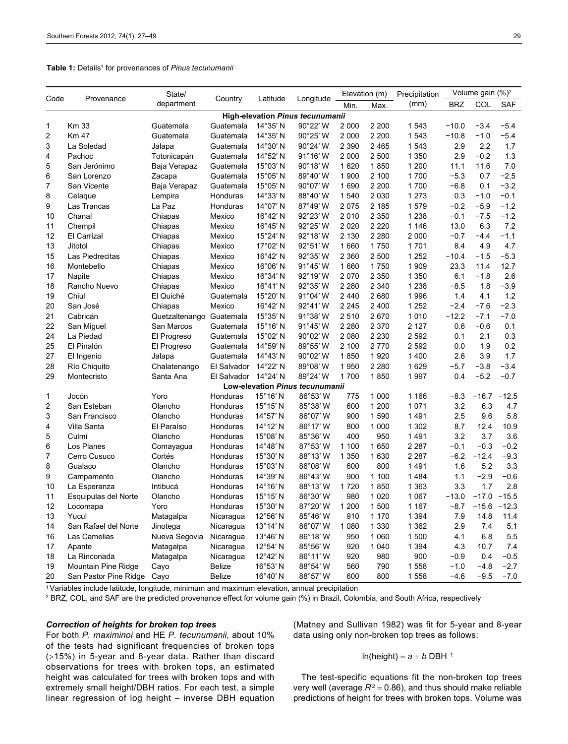**Table 1:** Details[1] for provenances of *Pinus tecunumanii*

| Code | Provenance | State/ department | Country | Latitude | Longitude | Elevation (m) | | Precipitation (mm) | Volume gain (%)[2] | | |
|---|---|---|---|---|---|---|---|---|---|---|---|
| | | | | | | Min. | Max. | | BRZ | COL | SAF |
| | | | | **High-elevation *Pinus tecunumanii*** | | | | | | | |
| 1 | Km 33 | Guatemala | Guatemala | 14°35′ N | 90°22′ W | 2 000 | 2 200 | 1 543 | −10.0 | −3.4 | −5.4 |
| 2 | Km 47 | Guatemala | Guatemala | 14°35′ N | 90°25′ W | 2 000 | 2 200 | 1 543 | −10.8 | −1.0 | −5.4 |
| 3 | La Soledad | Jalapa | Guatemala | 14°30′ N | 90°24′ W | 2 390 | 2 465 | 1 543 | 2.9 | 2.2 | 1.7 |
| 4 | Pachoc | Totonicapán | Guatemala | 14°52′ N | 91°16′ W | 2 000 | 2 500 | 1 350 | 2.9 | −0.2 | 1.3 |
| 5 | San Jerónimo | Baja Verapaz | Guatemala | 15°03′ N | 90°18′ W | 1 620 | 1 850 | 1 200 | 11.1 | 11.6 | 7.0 |
| 6 | San Lorenzo | Zacapa | Guatemala | 15°05′ N | 89°40′ W | 1 900 | 2 100 | 1 700 | −5.3 | 0.7 | −2.5 |
| 7 | San Vicente | Baja Verapaz | Guatemala | 15°05′ N | 90°07′ W | 1 690 | 2 200 | 1 700 | −6.8 | 0.1 | −3.2 |
| 8 | Celaque | Lempira | Honduras | 14°33′ N | 88°40′ W | 1 540 | 2 030 | 1 273 | 0.3 | −1.0 | −0.1 |
| 9 | Las Trancas | La Paz | Honduras | 14°07′ N | 87°49′ W | 2 075 | 2 185 | 1 579 | −0.2 | −5.9 | −1.2 |
| 10 | Chanal | Chiapas | Mexico | 16°42′ N | 92°23′ W | 2 010 | 2 350 | 1 238 | −0.1 | −7.5 | −1.2 |
| 11 | Chempil | Chiapas | Mexico | 16°45′ N | 92°25′ W | 2 020 | 2 220 | 1 146 | 13.0 | 6.3 | 7.2 |
| 12 | El Carrizal | Chiapas | Mexico | 15°24′ N | 92°18′ W | 2 130 | 2 280 | 2 000 | −0.7 | −4.4 | −1.1 |
| 13 | Jitotol | Chiapas | Mexico | 17°02′ N | 92°51′ W | 1 660 | 1 750 | 1 701 | 8.4 | 4.9 | 4.7 |
| 15 | Las Piedrecitas | Chiapas | Mexico | 16°42′ N | 92°35′ W | 2 360 | 2 500 | 1 252 | −10.4 | −1.5 | −5.3 |
| 16 | Montebello | Chiapas | Mexico | 16°06′ N | 91°45′ W | 1 660 | 1 750 | 1 909 | 23.3 | 11.4 | 12.7 |
| 17 | Napite | Chiapas | Mexico | 16°34′ N | 92°19′ W | 2 070 | 2 350 | 1 350 | 6.1 | −1.8 | 2.6 |
| 18 | Rancho Nuevo | Chiapas | Mexico | 16°41′ N | 92°35′ W | 2 280 | 2 340 | 1 238 | −8.5 | 1.8 | −3.9 |
| 19 | Chiul | El Quiché | Guatemala | 15°20′ N | 91°04′ W | 2 440 | 2 680 | 1 996 | 1.4 | 4.1 | 1.2 |
| 20 | San José | Chiapas | Mexico | 16°42′ N | 92°41′ W | 2 245 | 2 400 | 1 252 | −2.4 | −7.6 | −2.3 |
| 21 | Cabricán | Quetzaltenango | Guatemala | 15°35′ N | 91°38′ W | 2 510 | 2 670 | 1 010 | −12.2 | −7.1 | −7.0 |
| 22 | San Miguel | San Marcos | Guatemala | 15°16′ N | 91°45′ W | 2 280 | 2 370 | 2 127 | 0.6 | −0.6 | 0.1 |
| 24 | La Piedad | El Progreso | Guatemala | 15°02′ N | 90°02′ W | 2 080 | 2 230 | 2 592 | 0.1 | 2.1 | 0.3 |
| 25 | El Pinalón | El Progreso | Guatemala | 14°59′ N | 89°55′ W | 2 100 | 2 770 | 2 592 | 0.0 | 1.9 | 0.2 |
| 27 | El Ingenio | Jalapa | Guatemala | 14°43′ N | 90°02′ W | 1 850 | 1 920 | 1 400 | 2.6 | 3.9 | 1.7 |
| 28 | Río Chiquito | Chalatenango | El Salvador | 14°22′ N | 89°08′ W | 1 950 | 2 280 | 1 629 | −5.7 | −3.8 | −3.4 |
| 29 | Montecristo | Santa Ana | El Salvador | 14°24′ N | 89°24′ W | 1 700 | 1 850 | 1 997 | 0.4 | −5.2 | −0.7 |
| | | | | **Low-elevation *Pinus tecunumanii*** | | | | | | | |
| 1 | Jocón | Yoro | Honduras | 15°16′ N | 86°53′ W | 775 | 1 000 | 1 166 | −8.3 | −16.7 | −12.5 |
| 2 | San Esteban | Olancho | Honduras | 15°15′ N | 85°38′ W | 600 | 1 200 | 1 071 | 3.2 | 6.3 | 4.7 |
| 3 | San Francisco | Olancho | Honduras | 14°57′ N | 86°07′ W | 900 | 1 590 | 1 491 | 2.5 | 9.6 | 5.8 |
| 4 | Villa Santa | El Paraíso | Honduras | 14°12′ N | 86°17′ W | 800 | 1 000 | 1 302 | 8.7 | 12.4 | 10.9 |
| 5 | Culmí | Olancho | Honduras | 15°08′ N | 85°36′ W | 400 | 950 | 1 491 | 3.2 | 3.7 | 3.6 |
| 6 | Los Planes | Comayagua | Honduras | 14°48′ N | 87°53′ W | 1 100 | 1 650 | 2 287 | −0.1 | −0.3 | −0.2 |
| 7 | Cerro Cusuco | Cortés | Honduras | 15°30′ N | 88°13′ W | 1 350 | 1 630 | 2 287 | −6.2 | −12.4 | −9.3 |
| 8 | Gualaco | Olancho | Honduras | 15°03′ N | 86°08′ W | 600 | 800 | 1 491 | 1.6 | 5.2 | 3.3 |
| 9 | Campamento | Olancho | Honduras | 14°39′ N | 86°43′ W | 900 | 1 100 | 1 484 | 1.1 | −2.9 | −0.6 |
| 10 | La Esperanza | Intibucá | Honduras | 14°16′ N | 88°13′ W | 1 720 | 1 850 | 1 363 | 3.3 | 1.7 | 2.8 |
| 11 | Esquipulas del Norte | Olancho | Honduras | 15°15′ N | 86°30′ W | 980 | 1 020 | 1 067 | −13.0 | −17.0 | −15.5 |
| 12 | Locomapa | Yoro | Honduras | 15°30′ N | 87°20′ W | 1 200 | 1 500 | 1 167 | −8.7 | −15.6 | −12.3 |
| 13 | Yucul | Matagalpa | Nicaragua | 12°56′ N | 85°46′ W | 910 | 1 170 | 1 394 | 7.9 | 14.8 | 11.4 |
| 14 | San Rafael del Norte | Jinotega | Nicaragua | 13°14′ N | 86°07′ W | 1 080 | 1 330 | 1 362 | 2.9 | 7.4 | 5.1 |
| 16 | Las Camelias | Nueva Segovia | Nicaragua | 13°46′ N | 86°18′ W | 950 | 1 060 | 1 500 | 4.1 | 6.8 | 5.5 |
| 17 | Apante | Matagalpa | Nicaragua | 12°54′ N | 85°56′ W | 920 | 1 040 | 1 394 | 4.3 | 10.7 | 7.4 |
| 18 | La Rinconada | Matagalpa | Nicaragua | 12°42′ N | 86°11′ W | 920 | 980 | 900 | −0.9 | 0.4 | −0.5 |
| 19 | Mountain Pine Ridge | Cayo | Belize | 16°53′ N | 88°54′ W | 560 | 790 | 1 558 | −1.0 | −4.8 | −2.7 |
| 20 | San Pastor Pine Ridge | Cayo | Belize | 16°40′ N | 88°57′ W | 600 | 800 | 1 558 | −4.6 | −9.5 | −7.0 |

[1] Variables include latitude, longitude, minimum and maximum elevation, annual precipitation

[2] BRZ, COL, and SAF are the predicted provenance effect for volume gain (%) in Brazil, Colombia, and South Africa, respectively

### *Correction of heights for broken top trees*

For both *P. maximinoi* and HE *P. tecunumanii*, about 10% of the tests had significant frequencies of broken tops (>15%) in 5-year and 8-year data. Rather than discard observations for trees with broken tops, an estimated height was calculated for trees with broken tops and with extremely small height/DBH ratios. For each test, a simple linear regression of log height – inverse DBH equation (Matney and Sullivan 1982) was fit for 5-year and 8-year data using only non-broken top trees as follows:

$$\ln(\text{height}) = a + b\ \text{DBH}^{-1}$$

The test-specific equations fit the non-broken top trees very well (average $R^2 = 0.86$), and thus should make reliable predictions of height for trees with broken tops. Volume was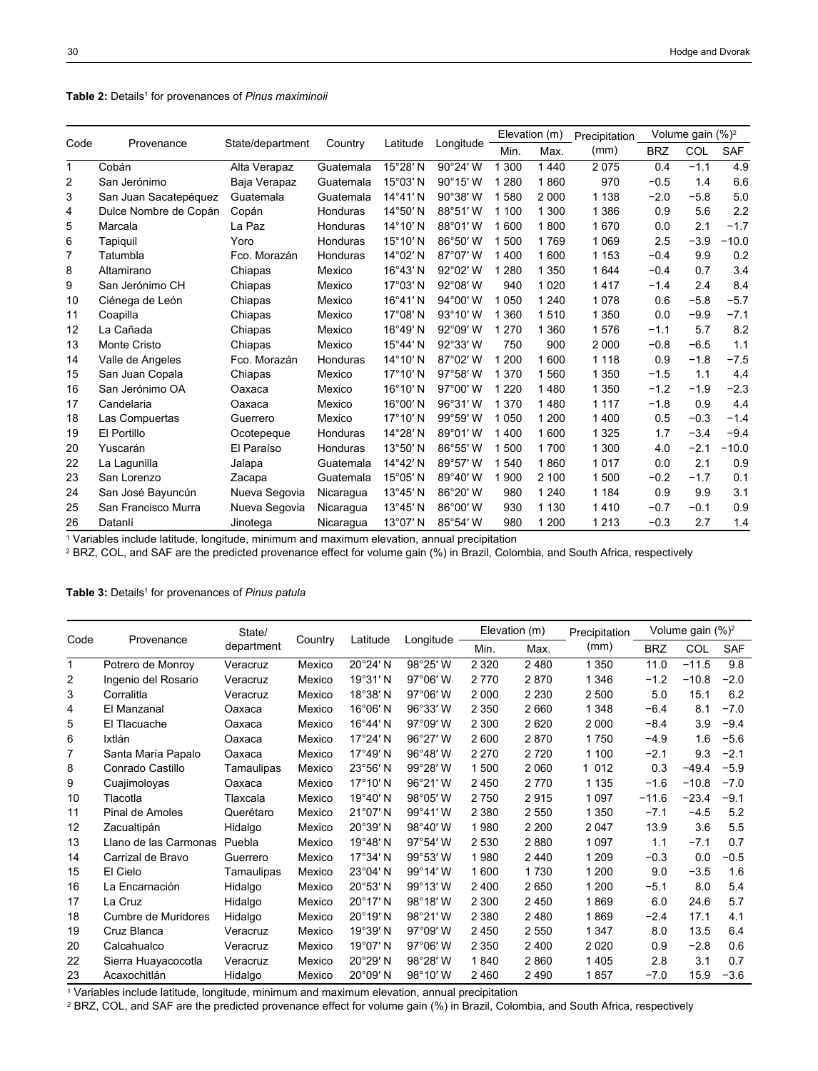**Table 2:** Details[1] for provenances of *Pinus maximinoii*

| Code | Provenance | State/department | Country | Latitude | Longitude | Elevation (m) | | Precipitation (mm) | Volume gain (%)[2] | | |
|---|---|---|---|---|---|---|---|---|---|---|---|
| | | | | | | Min. | Max. | | BRZ | COL | SAF |
| 1 | Cobán | Alta Verapaz | Guatemala | 15°28′ N | 90°24′ W | 1 300 | 1 440 | 2 075 | 0.4 | −1.1 | 4.9 |
| 2 | San Jerónimo | Baja Verapaz | Guatemala | 15°03′ N | 90°15′ W | 1 280 | 1 860 | 970 | −0.5 | 1.4 | 6.6 |
| 3 | San Juan Sacatepéquez | Guatemala | Guatemala | 14°41′ N | 90°38′ W | 1 580 | 2 000 | 1 138 | −2.0 | −5.8 | 5.0 |
| 4 | Dulce Nombre de Copán | Copán | Honduras | 14°50′ N | 88°51′ W | 1 100 | 1 300 | 1 386 | 0.9 | 5.6 | 2.2 |
| 5 | Marcala | La Paz | Honduras | 14°10′ N | 88°01′ W | 1 600 | 1 800 | 1 670 | 0.0 | 2.1 | −1.7 |
| 6 | Tapiquil | Yoro | Honduras | 15°10′ N | 86°50′ W | 1 500 | 1 769 | 1 069 | 2.5 | −3.9 | −10.0 |
| 7 | Tatumbla | Fco. Morazán | Honduras | 14°02′ N | 87°07′ W | 1 400 | 1 600 | 1 153 | −0.4 | 9.9 | 0.2 |
| 8 | Altamirano | Chiapas | Mexico | 16°43′ N | 92°02′ W | 1 280 | 1 350 | 1 644 | −0.4 | 0.7 | 3.4 |
| 9 | San Jerónimo CH | Chiapas | Mexico | 17°03′ N | 92°08′ W | 940 | 1 020 | 1 417 | −1.4 | 2.4 | 8.4 |
| 10 | Ciénega de León | Chiapas | Mexico | 16°41′ N | 94°00′ W | 1 050 | 1 240 | 1 078 | 0.6 | −5.8 | −5.7 |
| 11 | Coapilla | Chiapas | Mexico | 17°08′ N | 93°10′ W | 1 360 | 1 510 | 1 350 | 0.0 | −9.9 | −7.1 |
| 12 | La Cañada | Chiapas | Mexico | 16°49′ N | 92°09′ W | 1 270 | 1 360 | 1 576 | −1.1 | 5.7 | 8.2 |
| 13 | Monte Cristo | Chiapas | Mexico | 15°44′ N | 92°33′ W | 750 | 900 | 2 000 | −0.8 | −6.5 | 1.1 |
| 14 | Valle de Angeles | Fco. Morazán | Honduras | 14°10′ N | 87°02′ W | 1 200 | 1 600 | 1 118 | 0.9 | −1.8 | −7.5 |
| 15 | San Juan Copala | Chiapas | Mexico | 17°10′ N | 97°58′ W | 1 370 | 1 560 | 1 350 | −1.5 | 1.1 | 4.4 |
| 16 | San Jerónimo OA | Oaxaca | Mexico | 16°10′ N | 97°00′ W | 1 220 | 1 480 | 1 350 | −1.2 | −1.9 | −2.3 |
| 17 | Candelaria | Oaxaca | Mexico | 16°00′ N | 96°31′ W | 1 370 | 1 480 | 1 117 | −1.8 | 0.9 | 4.4 |
| 18 | Las Compuertas | Guerrero | Mexico | 17°10′ N | 99°59′ W | 1 050 | 1 200 | 1 400 | 0.5 | −0.3 | −1.4 |
| 19 | El Portillo | Ocotepeque | Honduras | 14°28′ N | 89°01′ W | 1 400 | 1 600 | 1 325 | 1.7 | −3.4 | −9.4 |
| 20 | Yuscarán | El Paraíso | Honduras | 13°50′ N | 86°55′ W | 1 500 | 1 700 | 1 300 | 4.0 | −2.1 | −10.0 |
| 22 | La Lagunilla | Jalapa | Guatemala | 14°42′ N | 89°57′ W | 1 540 | 1 860 | 1 017 | 0.0 | 2.1 | 0.9 |
| 23 | San Lorenzo | Zacapa | Guatemala | 15°05′ N | 89°40′ W | 1 900 | 2 100 | 1 500 | −0.2 | −1.7 | 0.1 |
| 24 | San José Bayuncún | Nueva Segovia | Nicaragua | 13°45′ N | 86°20′ W | 980 | 1 240 | 1 184 | 0.9 | 9.9 | 3.1 |
| 25 | San Francisco Murra | Nueva Segovia | Nicaragua | 13°45′ N | 86°00′ W | 930 | 1 130 | 1 410 | −0.7 | −0.1 | 0.9 |
| 26 | Datanlí | Jinotega | Nicaragua | 13°07′ N | 85°54′ W | 980 | 1 200 | 1 213 | −0.3 | 2.7 | 1.4 |

[1] Variables include latitude, longitude, minimum and maximum elevation, annual precipitation

[2] BRZ, COL, and SAF are the predicted provenance effect for volume gain (%) in Brazil, Colombia, and South Africa, respectively

**Table 3:** Details[1] for provenances of *Pinus patula*

| Code | Provenance | State/ department | Country | Latitude | Longitude | Elevation (m) | | Precipitation (mm) | Volume gain (%)[2] | | |
|---|---|---|---|---|---|---|---|---|---|---|---|
| | | | | | | Min. | Max. | | BRZ | COL | SAF |
| 1 | Potrero de Monroy | Veracruz | Mexico | 20°24′ N | 98°25′ W | 2 320 | 2 480 | 1 350 | 11.0 | −11.5 | 9.8 |
| 2 | Ingenio del Rosario | Veracruz | Mexico | 19°31′ N | 97°06′ W | 2 770 | 2 870 | 1 346 | −1.2 | −10.8 | −2.0 |
| 3 | Corralitla | Veracruz | Mexico | 18°38′ N | 97°06′ W | 2 000 | 2 230 | 2 500 | 5.0 | 15.1 | 6.2 |
| 4 | El Manzanal | Oaxaca | Mexico | 16°06′ N | 96°33′ W | 2 350 | 2 660 | 1 348 | −6.4 | 8.1 | −7.0 |
| 5 | El Tlacuache | Oaxaca | Mexico | 16°44′ N | 97°09′ W | 2 300 | 2 620 | 2 000 | −8.4 | 3.9 | −9.4 |
| 6 | Ixtlán | Oaxaca | Mexico | 17°24′ N | 96°27′ W | 2 600 | 2 870 | 1 750 | −4.9 | 1.6 | −5.6 |
| 7 | Santa María Papalo | Oaxaca | Mexico | 17°49′ N | 96°48′ W | 2 270 | 2 720 | 1 100 | −2.1 | 9.3 | −2.1 |
| 8 | Conrado Castillo | Tamaulipas | Mexico | 23°56′ N | 99°28′ W | 1 500 | 2 060 | 1 012 | 0.3 | −49.4 | −5.9 |
| 9 | Cuajimoloyas | Oaxaca | Mexico | 17°10′ N | 96°21′ W | 2 450 | 2 770 | 1 135 | −1.6 | −10.8 | −7.0 |
| 10 | Tlacotla | Tlaxcala | Mexico | 19°40′ N | 98°05′ W | 2 750 | 2 915 | 1 097 | −11.6 | −23.4 | −9.1 |
| 11 | Pinal de Amoles | Querétaro | Mexico | 21°07′ N | 99°41′ W | 2 380 | 2 550 | 1 350 | −7.1 | −4.5 | 5.2 |
| 12 | Zacualtipán | Hidalgo | Mexico | 20°39′ N | 98°40′ W | 1 980 | 2 200 | 2 047 | 13.9 | 3.6 | 5.5 |
| 13 | Llano de las Carmonas | Puebla | Mexico | 19°48′ N | 97°54′ W | 2 530 | 2 880 | 1 097 | 1.1 | −7.1 | 0.7 |
| 14 | Carrizal de Bravo | Guerrero | Mexico | 17°34′ N | 99°53′ W | 1 980 | 2 440 | 1 209 | −0.3 | 0.0 | −0.5 |
| 15 | El Cielo | Tamaulipas | Mexico | 23°04′ N | 99°14′ W | 1 600 | 1 730 | 1 200 | 9.0 | −3.5 | 1.6 |
| 16 | La Encarnación | Hidalgo | Mexico | 20°53′ N | 99°13′ W | 2 400 | 2 650 | 1 200 | −5.1 | 8.0 | 5.4 |
| 17 | La Cruz | Hidalgo | Mexico | 20°17′ N | 98°18′ W | 2 300 | 2 450 | 1 869 | 6.0 | 24.6 | 5.7 |
| 18 | Cumbre de Muridores | Hidalgo | Mexico | 20°19′ N | 98°21′ W | 2 380 | 2 480 | 1 869 | −2.4 | 17.1 | 4.1 |
| 19 | Cruz Blanca | Veracruz | Mexico | 19°39′ N | 97°09′ W | 2 450 | 2 550 | 1 347 | 8.0 | 13.5 | 6.4 |
| 20 | Calcahualco | Veracruz | Mexico | 19°07′ N | 97°06′ W | 2 350 | 2 400 | 2 020 | 0.9 | −2.8 | 0.6 |
| 22 | Sierra Huayacocotla | Veracruz | Mexico | 20°29′ N | 98°28′ W | 1 840 | 2 860 | 1 405 | 2.8 | 3.1 | 0.7 |
| 23 | Acaxochitlán | Hidalgo | Mexico | 20°09′ N | 98°10′ W | 2 460 | 2 490 | 1 857 | −7.0 | 15.9 | −3.6 |

[1] Variables include latitude, longitude, minimum and maximum elevation, annual precipitation

[2] BRZ, COL, and SAF are the predicted provenance effect for volume gain (%) in Brazil, Colombia, and South Africa, respectively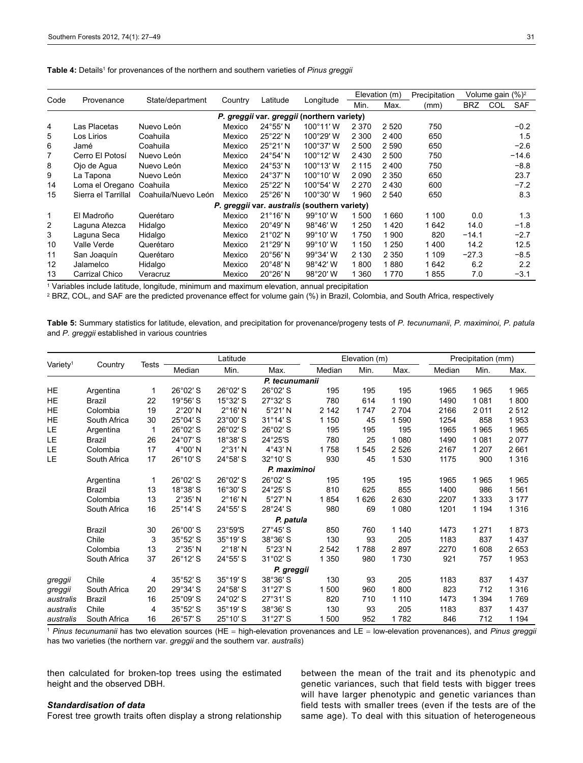**Table 4:** Details[1] for provenances of the northern and southern varieties of *Pinus greggii*

| Code | Provenance | State/department | Country | Latitude | Longitude | Elevation (m) | | Precipitation | Volume gain (%)[2] | | |
|---|---|---|---|---|---|---|---|---|---|---|---|
| | | | | | | Min. | Max. | (mm) | BRZ | COL | SAF |
| | | | | ***P. greggii* var. *greggii* (northern variety)** | | | | | | | |
| 4 | Las Placetas | Nuevo León | Mexico | 24°55′ N | 100°11′ W | 2 370 | 2 520 | 750 | | | −0.2 |
| 5 | Los Lirios | Coahuila | Mexico | 25°22′ N | 100°29′ W | 2 300 | 2 400 | 650 | | | 1.5 |
| 6 | Jamé | Coahuila | Mexico | 25°21′ N | 100°37′ W | 2 500 | 2 590 | 650 | | | −2.6 |
| 7 | Cerro El Potosí | Nuevo León | Mexico | 24°54′ N | 100°12′ W | 2 430 | 2 500 | 750 | | | −14.6 |
| 8 | Ojo de Agua | Nuevo León | Mexico | 24°53′ N | 100°13′ W | 2 115 | 2 400 | 750 | | | −8.8 |
| 9 | La Tapona | Nuevo León | Mexico | 24°37′ N | 100°10′ W | 2 090 | 2 350 | 650 | | | 23.7 |
| 14 | Loma el Oregano | Coahuila | Mexico | 25°22′ N | 100°54′ W | 2 270 | 2 430 | 600 | | | −7.2 |
| 15 | Sierra el Tarrillal | Coahuila/Nuevo León | Mexico | 25°26′ N | 100°30′ W | 1 960 | 2 540 | 650 | | | 8.3 |
| | | | | ***P. greggii* var. *australis* (southern variety)** | | | | | | | |
| 1 | El Madroño | Querétaro | Mexico | 21°16′ N | 99°10′ W | 1 500 | 1 660 | 1 100 | 0.0 | | 1.3 |
| 2 | Laguna Atezca | Hidalgo | Mexico | 20°49′ N | 98°46′ W | 1 250 | 1 420 | 1 642 | 14.0 | | −1.8 |
| 3 | Laguna Seca | Hidalgo | Mexico | 21°02′ N | 99°10′ W | 1 750 | 1 900 | 820 | −14.1 | | −2.7 |
| 10 | Valle Verde | Querétaro | Mexico | 21°29′ N | 99°10′ W | 1 150 | 1 250 | 1 400 | 14.2 | | 12.5 |
| 11 | San Joaquín | Querétaro | Mexico | 20°56′ N | 99°34′ W | 2 130 | 2 350 | 1 109 | −27.3 | | −8.5 |
| 12 | Jalamelco | Hidalgo | Mexico | 20°48′ N | 98°42′ W | 1 800 | 1 880 | 1 642 | 6.2 | | 2.2 |
| 13 | Carrizal Chico | Veracruz | Mexico | 20°26′ N | 98°20′ W | 1 360 | 1 770 | 1 855 | 7.0 | | −3.1 |

[1] Variables include latitude, longitude, minimum and maximum elevation, annual precipitation

[2] BRZ, COL, and SAF are the predicted provenance effect for volume gain (%) in Brazil, Colombia, and South Africa, respectively

**Table 5:** Summary statistics for latitude, elevation, and precipitation for provenance/progeny tests of *P. tecunumanii*, *P. maximinoi*, *P. patula* and *P. greggii* established in various countries

| Variety[1] | Country | Tests | Latitude | | | Elevation (m) | | | Precipitation (mm) | | |
|---|---|---|---|---|---|---|---|---|---|---|---|
| | | | Median | Min. | Max. | Median | Min. | Max. | Median | Min. | Max. |
| | | | | | ***P. tecunumanii*** | | | | | | |
| HE | Argentina | 1 | 26°02′ S | 26°02′ S | 26°02′ S | 195 | 195 | 195 | 1965 | 1 965 | 1 965 |
| HE | Brazil | 22 | 19°56′ S | 15°32′ S | 27°32′ S | 780 | 614 | 1 190 | 1490 | 1 081 | 1 800 |
| HE | Colombia | 19 | 2°20′ N | 2°16′ N | 5°21′ N | 2 142 | 1 747 | 2 704 | 2166 | 2 011 | 2 512 |
| HE | South Africa | 30 | 25°04′ S | 23°00′ S | 31°14′ S | 1 150 | 45 | 1 590 | 1254 | 858 | 1 953 |
| LE | Argentina | 1 | 26°02′ S | 26°02′ S | 26°02′ S | 195 | 195 | 195 | 1965 | 1 965 | 1 965 |
| LE | Brazil | 26 | 24°07′ S | 18°38′ S | 24°25′S | 780 | 25 | 1 080 | 1490 | 1 081 | 2 077 |
| LE | Colombia | 17 | 4°00′ N | 2°31′ N | 4°43′ N | 1 758 | 1 545 | 2 526 | 2167 | 1 207 | 2 661 |
| LE | South Africa | 17 | 26°10′ S | 24°58′ S | 32°10′ S | 930 | 45 | 1 530 | 1175 | 900 | 1 316 |
| | | | | | ***P. maximinoi*** | | | | | | |
| | Argentina | 1 | 26°02′ S | 26°02′ S | 26°02′ S | 195 | 195 | 195 | 1965 | 1 965 | 1 965 |
| | Brazil | 13 | 18°38′ S | 16°30′ S | 24°25′ S | 810 | 625 | 855 | 1400 | 986 | 1 561 |
| | Colombia | 13 | 2°35′ N | 2°16′ N | 5°27′ N | 1 854 | 1 626 | 2 630 | 2207 | 1 333 | 3 177 |
| | South Africa | 16 | 25°14′ S | 24°55′ S | 28°24′ S | 980 | 69 | 1 080 | 1201 | 1 194 | 1 316 |
| | | | | | ***P. patula*** | | | | | | |
| | Brazil | 30 | 26°00′ S | 23°59′S | 27°45′ S | 850 | 760 | 1 140 | 1473 | 1 271 | 1 873 |
| | Chile | 3 | 35°52′ S | 35°19′ S | 38°36′ S | 130 | 93 | 205 | 1183 | 837 | 1 437 |
| | Colombia | 13 | 2°35′ N | 2°18′ N | 5°23′ N | 2 542 | 1 788 | 2 897 | 2270 | 1 608 | 2 653 |
| | South Africa | 37 | 26°12′ S | 24°55′ S | 31°02′ S | 1 350 | 980 | 1 730 | 921 | 757 | 1 953 |
| | | | | | ***P. greggii*** | | | | | | |
| *greggii* | Chile | 4 | 35°52′ S | 35°19′ S | 38°36′ S | 130 | 93 | 205 | 1183 | 837 | 1 437 |
| *greggii* | South Africa | 20 | 29°34′ S | 24°58′ S | 31°27′ S | 1 500 | 960 | 1 800 | 823 | 712 | 1 316 |
| *australis* | Brazil | 16 | 25°09′ S | 24°02′ S | 27°31′ S | 820 | 710 | 1 110 | 1473 | 1 394 | 1 769 |
| *australis* | Chile | 4 | 35°52′ S | 35°19′ S | 38°36′ S | 130 | 93 | 205 | 1183 | 837 | 1 437 |
| *australis* | South Africa | 16 | 26°57′ S | 25°10′ S | 31°27′ S | 1 500 | 952 | 1 782 | 846 | 712 | 1 194 |

[1] *Pinus tecunumanii* has two elevation sources (HE = high-elevation provenances and LE = low-elevation provenances), and *Pinus greggii* has two varieties (the northern var. *greggii* and the southern var. *australis*)

then calculated for broken-top trees using the estimated height and the observed DBH.

### *Standardisation of data*

Forest tree growth traits often display a strong relationship between the mean of the trait and its phenotypic and genetic variances, such that field tests with bigger trees will have larger phenotypic and genetic variances than field tests with smaller trees (even if the tests are of the same age). To deal with this situation of heterogeneous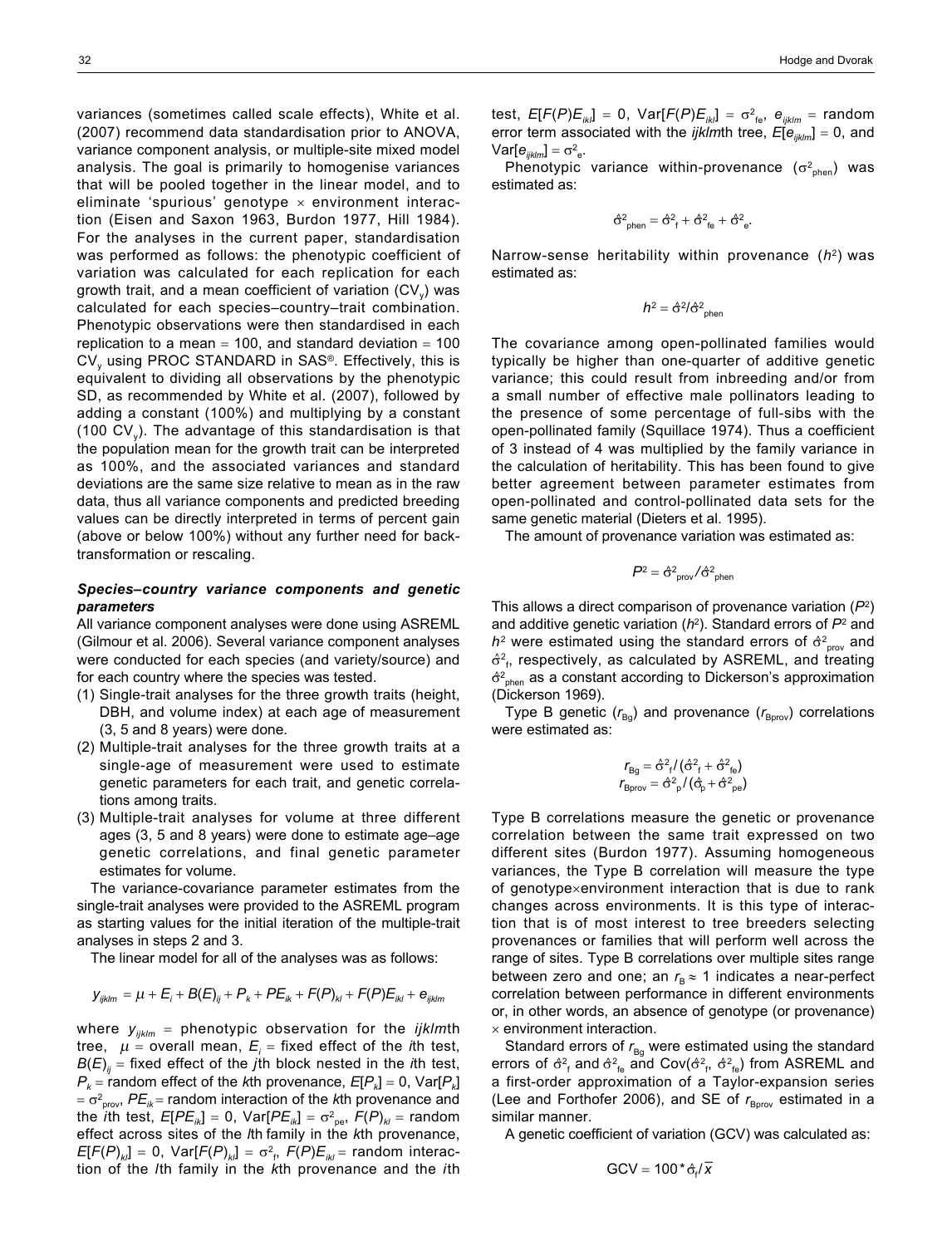variances (sometimes called scale effects), White et al. (2007) recommend data standardisation prior to ANOVA, variance component analysis, or multiple-site mixed model analysis. The goal is primarily to homogenise variances that will be pooled together in the linear model, and to eliminate 'spurious' genotype × environment interaction (Eisen and Saxon 1963, Burdon 1977, Hill 1984). For the analyses in the current paper, standardisation was performed as follows: the phenotypic coefficient of variation was calculated for each replication for each growth trait, and a mean coefficient of variation ($CV_y$) was calculated for each species–country–trait combination. Phenotypic observations were then standardised in each replication to a mean = 100, and standard deviation = 100 $CV_y$ using PROC STANDARD in SAS®. Effectively, this is equivalent to dividing all observations by the phenotypic SD, as recommended by White et al. (2007), followed by adding a constant (100%) and multiplying by a constant (100 $CV_y$). The advantage of this standardisation is that the population mean for the growth trait can be interpreted as 100%, and the associated variances and standard deviations are the same size relative to mean as in the raw data, thus all variance components and predicted breeding values can be directly interpreted in terms of percent gain (above or below 100%) without any further need for back-transformation or rescaling.

### *Species–country variance components and genetic parameters*

All variance component analyses were done using ASREML (Gilmour et al. 2006). Several variance component analyses were conducted for each species (and variety/source) and for each country where the species was tested.

1. Single-trait analyses for the three growth traits (height, DBH, and volume index) at each age of measurement (3, 5 and 8 years) were done.
2. Multiple-trait analyses for the three growth traits at a single-age of measurement were used to estimate genetic parameters for each trait, and genetic correlations among traits.
3. Multiple-trait analyses for volume at three different ages (3, 5 and 8 years) were done to estimate age–age genetic correlations, and final genetic parameter estimates for volume.

The variance-covariance parameter estimates from the single-trait analyses were provided to the ASREML program as starting values for the initial iteration of the multiple-trait analyses in steps 2 and 3.

The linear model for all of the analyses was as follows:

$$y_{ijklm} = \mu + E_i + B(E)_{ij} + P_k + PE_{ik} + F(P)_{kl} + F(P)E_{ikl} + e_{ijklm}$$

where $y_{ijklm}$ = phenotypic observation for the $ijklm$th tree, $\mu$ = overall mean, $E_i$ = fixed effect of the $i$th test, $B(E)_{ij}$ = fixed effect of the $j$th block nested in the $i$th test, $P_k$ = random effect of the $k$th provenance, $E[P_k] = 0$, $\mathrm{Var}[P_k] = \sigma^2_{prov}$, $PE_{ik}$ = random interaction of the $k$th provenance and the $i$th test, $E[PE_{ik}] = 0$, $\mathrm{Var}[PE_{ik}] = \sigma^2_{pe}$, $F(P)_{kl}$ = random effect across sites of the $l$th family in the $k$th provenance, $E[F(P)_{kl}] = 0$, $\mathrm{Var}[F(P)_{kl}] = \sigma^2_f$, $F(P)E_{ikl}$ = random interaction of the $l$th family in the $k$th provenance and the $i$th test, $E[F(P)E_{ikl}] = 0$, $\mathrm{Var}[F(P)E_{ikl}] = \sigma^2_{fe}$, $e_{ijklm}$ = random error term associated with the $ijklm$th tree, $E[e_{ijklm}] = 0$, and $\mathrm{Var}[e_{ijklm}] = \sigma^2_e$.

Phenotypic variance within-provenance ($\sigma^2_{phen}$) was estimated as:

$$\hat{\sigma}^2_{phen} = \hat{\sigma}^2_f + \hat{\sigma}^2_{fe} + \hat{\sigma}^2_e.$$

Narrow-sense heritability within provenance ($h^2$) was estimated as:

$$h^2 = \hat{\sigma}^2/\hat{\sigma}^2_{phen}$$

The covariance among open-pollinated families would typically be higher than one-quarter of additive genetic variance; this could result from inbreeding and/or from a small number of effective male pollinators leading to the presence of some percentage of full-sibs with the open-pollinated family (Squillace 1974). Thus a coefficient of 3 instead of 4 was multiplied by the family variance in the calculation of heritability. This has been found to give better agreement between parameter estimates from open-pollinated and control-pollinated data sets for the same genetic material (Dieters et al. 1995).

The amount of provenance variation was estimated as:

$$P^2 = \hat{\sigma}^2_{prov}/\hat{\sigma}^2_{phen}$$

This allows a direct comparison of provenance variation ($P^2$) and additive genetic variation ($h^2$). Standard errors of $P^2$ and $h^2$ were estimated using the standard errors of $\hat{\sigma}^2_{prov}$ and $\hat{\sigma}^2_f$, respectively, as calculated by ASREML, and treating $\hat{\sigma}^2_{phen}$ as a constant according to Dickerson's approximation (Dickerson 1969).

Type B genetic ($r_{Bg}$) and provenance ($r_{Bprov}$) correlations were estimated as:

$$r_{Bg} = \hat{\sigma}^2_f/(\hat{\sigma}^2_f + \hat{\sigma}^2_{fe})$$
$$r_{Bprov} = \hat{\sigma}^2_p/(\hat{\sigma}_p + \hat{\sigma}^2_{pe})$$

Type B correlations measure the genetic or provenance correlation between the same trait expressed on two different sites (Burdon 1977). Assuming homogeneous variances, the Type B correlation will measure the type of genotype×environment interaction that is due to rank changes across environments. It is this type of interaction that is of most interest to tree breeders selecting provenances or families that will perform well across the range of sites. Type B correlations over multiple sites range between zero and one; an $r_B \approx 1$ indicates a near-perfect correlation between performance in different environments or, in other words, an absence of genotype (or provenance) × environment interaction.

Standard errors of $r_{Bg}$ were estimated using the standard errors of $\hat{\sigma}^2_f$ and $\hat{\sigma}^2_{fe}$ and $\mathrm{Cov}(\hat{\sigma}^2_f, \hat{\sigma}^2_{fe})$ from ASREML and a first-order approximation of a Taylor-expansion series (Lee and Forthofer 2006), and SE of $r_{Bprov}$ estimated in a similar manner.

A genetic coefficient of variation (GCV) was calculated as:

$$\mathrm{GCV} = 100 * \hat{\sigma}_f/\bar{x}$$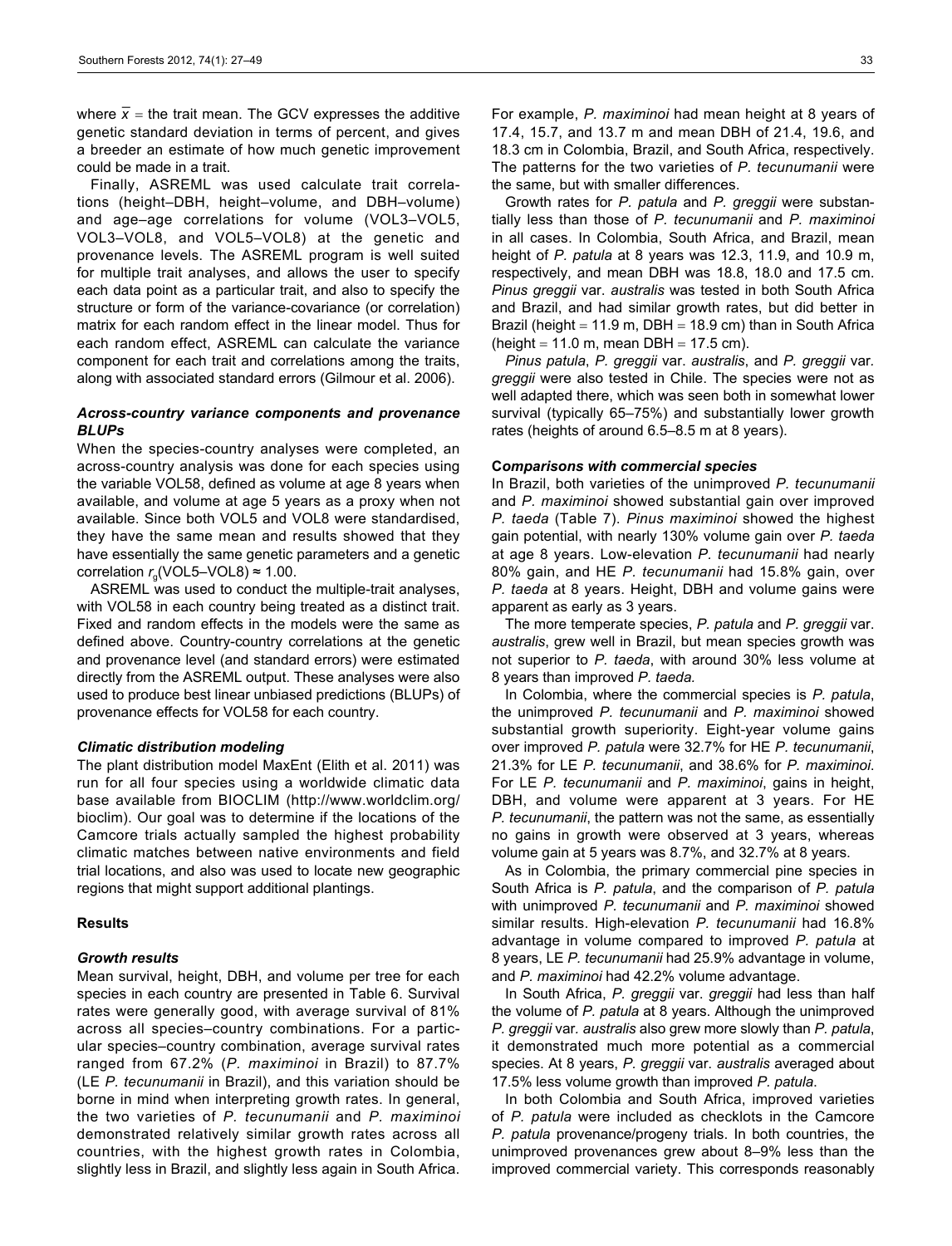where $\bar{x}$ = the trait mean. The GCV expresses the additive genetic standard deviation in terms of percent, and gives a breeder an estimate of how much genetic improvement could be made in a trait.

Finally, ASREML was used calculate trait correlations (height–DBH, height–volume, and DBH–volume) and age–age correlations for volume (VOL3–VOL5, VOL3–VOL8, and VOL5–VOL8) at the genetic and provenance levels. The ASREML program is well suited for multiple trait analyses, and allows the user to specify each data point as a particular trait, and also to specify the structure or form of the variance-covariance (or correlation) matrix for each random effect in the linear model. Thus for each random effect, ASREML can calculate the variance component for each trait and correlations among the traits, along with associated standard errors (Gilmour et al. 2006).

### *Across-country variance components and provenance BLUPs*

When the species-country analyses were completed, an across-country analysis was done for each species using the variable VOL58, defined as volume at age 8 years when available, and volume at age 5 years as a proxy when not available. Since both VOL5 and VOL8 were standardised, they have the same mean and results showed that they have essentially the same genetic parameters and a genetic correlation $r_g$(VOL5–VOL8) ≈ 1.00.

ASREML was used to conduct the multiple-trait analyses, with VOL58 in each country being treated as a distinct trait. Fixed and random effects in the models were the same as defined above. Country-country correlations at the genetic and provenance level (and standard errors) were estimated directly from the ASREML output. These analyses were also used to produce best linear unbiased predictions (BLUPs) of provenance effects for VOL58 for each country.

### *Climatic distribution modeling*

The plant distribution model MaxEnt (Elith et al. 2011) was run for all four species using a worldwide climatic data base available from BIOCLIM (http://www.worldclim.org/bioclim). Our goal was to determine if the locations of the Camcore trials actually sampled the highest probability climatic matches between native environments and field trial locations, and also was used to locate new geographic regions that might support additional plantings.

## Results

### *Growth results*

Mean survival, height, DBH, and volume per tree for each species in each country are presented in Table 6. Survival rates were generally good, with average survival of 81% across all species–country combinations. For a particular species–country combination, average survival rates ranged from 67.2% (*P. maximinoi* in Brazil) to 87.7% (LE *P. tecunumanii* in Brazil), and this variation should be borne in mind when interpreting growth rates. In general, the two varieties of *P. tecunumanii* and *P. maximinoi* demonstrated relatively similar growth rates across all countries, with the highest growth rates in Colombia, slightly less in Brazil, and slightly less again in South Africa. For example, *P. maximinoi* had mean height at 8 years of 17.4, 15.7, and 13.7 m and mean DBH of 21.4, 19.6, and 18.3 cm in Colombia, Brazil, and South Africa, respectively. The patterns for the two varieties of *P. tecunumanii* were the same, but with smaller differences.

Growth rates for *P. patula* and *P. greggii* were substantially less than those of *P. tecunumanii* and *P. maximinoi* in all cases. In Colombia, South Africa, and Brazil, mean height of *P. patula* at 8 years was 12.3, 11.9, and 10.9 m, respectively, and mean DBH was 18.8, 18.0 and 17.5 cm. *Pinus greggii* var. *australis* was tested in both South Africa and Brazil, and had similar growth rates, but did better in Brazil (height = 11.9 m, DBH = 18.9 cm) than in South Africa (height = 11.0 m, mean DBH = 17.5 cm).

*Pinus patula*, *P. greggii* var. *australis*, and *P. greggii* var. *greggii* were also tested in Chile. The species were not as well adapted there, which was seen both in somewhat lower survival (typically 65–75%) and substantially lower growth rates (heights of around 6.5–8.5 m at 8 years).

### Comparisons with commercial species

In Brazil, both varieties of the unimproved *P. tecunumanii* and *P. maximinoi* showed substantial gain over improved *P. taeda* (Table 7). *Pinus maximinoi* showed the highest gain potential, with nearly 130% volume gain over *P. taeda* at age 8 years. Low-elevation *P. tecunumanii* had nearly 80% gain, and HE *P. tecunumanii* had 15.8% gain, over *P. taeda* at 8 years. Height, DBH and volume gains were apparent as early as 3 years.

The more temperate species, *P. patula* and *P. greggii* var. *australis*, grew well in Brazil, but mean species growth was not superior to *P. taeda*, with around 30% less volume at 8 years than improved *P. taeda.*

In Colombia, where the commercial species is *P. patula*, the unimproved *P. tecunumanii* and *P. maximinoi* showed substantial growth superiority. Eight-year volume gains over improved *P. patula* were 32.7% for HE *P. tecunumanii*, 21.3% for LE *P. tecunumanii*, and 38.6% for *P. maximinoi*. For LE *P. tecunumanii* and *P. maximinoi*, gains in height, DBH, and volume were apparent at 3 years. For HE *P. tecunumanii*, the pattern was not the same, as essentially no gains in growth were observed at 3 years, whereas volume gain at 5 years was 8.7%, and 32.7% at 8 years.

As in Colombia, the primary commercial pine species in South Africa is *P. patula*, and the comparison of *P. patula* with unimproved *P. tecunumanii* and *P. maximinoi* showed similar results. High-elevation *P. tecunumanii* had 16.8% advantage in volume compared to improved *P. patula* at 8 years, LE *P. tecunumanii* had 25.9% advantage in volume, and *P. maximinoi* had 42.2% volume advantage.

In South Africa, *P. greggii* var. *greggii* had less than half the volume of *P. patula* at 8 years. Although the unimproved *P. greggii* var. *australis* also grew more slowly than *P. patula*, it demonstrated much more potential as a commercial species. At 8 years, *P. greggii* var. *australis* averaged about 17.5% less volume growth than improved *P. patula*.

In both Colombia and South Africa, improved varieties of *P. patula* were included as checklots in the Camcore *P. patula* provenance/progeny trials. In both countries, the unimproved provenances grew about 8–9% less than the improved commercial variety. This corresponds reasonably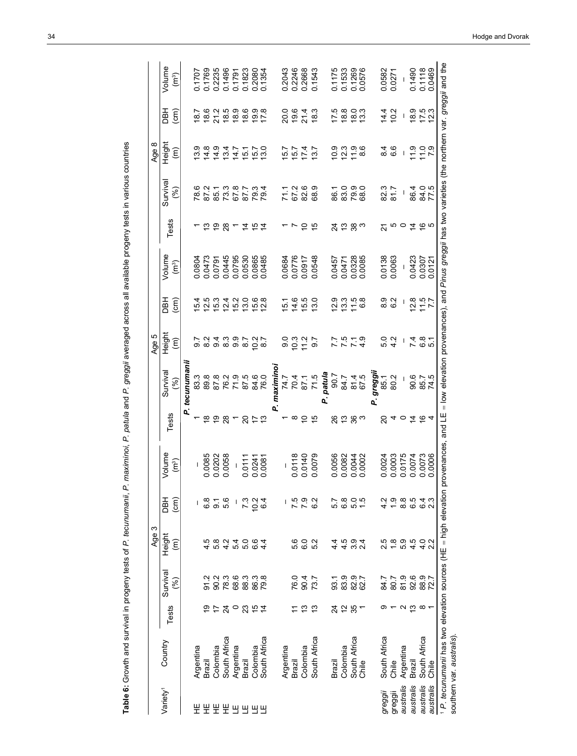**Table 6:** Growth and survival in progeny tests of *P. tecunumanii*, *P. maximinoi*, *P. patula* and *P. greggii* averaged across all available progeny tests in various countries

| Variety[1] | Country | Age 3 | | | | | Age 5 | | | | | Age 8 | | | | |
|---|---|---|---|---|---|---|---|---|---|---|---|---|---|---|---|---|
| | | Tests | Survival (%) | Height (m) | DBH (cm) | Volume (m³) | Tests | Survival (%) | Height (m) | DBH (cm) | Volume (m³) | Tests | Survival (%) | Height (m) | DBH (cm) | Volume (m³) |
| | | | | | | | | ***P. tecunumanii*** | | | | | | | | |
| HE | Argentina | | | | – | – | 1 | 83.3 | 9.7 | 15.4 | 0.0804 | 1 | 78.6 | 13.9 | 18.7 | 0.1707 |
| HE | Brazil | 19 | 91.2 | 4.5 | 6.8 | 0.0085 | 18 | 89.8 | 8.2 | 12.5 | 0.0473 | 13 | 87.2 | 14.8 | 18.6 | 0.1769 |
| HE | Colombia | 17 | 90.2 | 5.8 | 9.1 | 0.0202 | 19 | 87.8 | 9.4 | 15.3 | 0.0791 | 19 | 85.1 | 14.9 | 21.2 | 0.2235 |
| HE | South Africa | 24 | 78.3 | 4.2 | 5.6 | 0.0058 | 28 | 76.2 | 8.3 | 12.4 | 0.0445 | 28 | 73.3 | 13.4 | 18.5 | 0.1496 |
| LE | Argentina | 0 | 68.6 | 5.4 | – | – | 1 | 71.9 | 9.9 | 15.2 | 0.0795 | 1 | 67.8 | 14.7 | 18.9 | 0.1791 |
| LE | Brazil | 23 | 88.3 | 5.0 | 7.3 | 0.0111 | 20 | 87.5 | 8.7 | 13.0 | 0.0530 | 14 | 87.7 | 15.1 | 18.6 | 0.1823 |
| LE | Colombia | 15 | 86.3 | 6.6 | 10.2 | 0.0241 | 17 | 84.6 | 10.2 | 15.6 | 0.0865 | 15 | 79.3 | 15.7 | 19.9 | 0.2080 |
| LE | South Africa | 14 | 79.8 | 4.4 | 6.4 | 0.0081 | 13 | 76.0 | 8.7 | 12.8 | 0.0485 | 14 | 79.4 | 13.0 | 17.8 | 0.1354 |
| | | | | | | | | ***P. maximinoi*** | | | | | | | | |
| | Argentina | 11 | 76.0 | 5.6 | – | – | 1 | 74.7 | 9.0 | 15.1 | 0.0684 | 1 | 71.1 | 15.7 | 20.0 | 0.2043 |
| | Brazil | 13 | 90.4 | 6.0 | 7.5 | 0.0118 | 8 | 70.4 | 10.3 | 14.6 | 0.0776 | 7 | 67.2 | 15.7 | 19.6 | 0.2246 |
| | Colombia | 13 | 73.7 | 5.2 | 7.9 | 0.0140 | 10 | 87.1 | 11.2 | 15.5 | 0.0917 | 10 | 82.6 | 17.4 | 21.4 | 0.2668 |
| | South Africa | | | | 6.2 | 0.0079 | 15 | 71.5 | 9.7 | 13.0 | 0.0548 | 15 | 68.9 | 13.7 | 18.3 | 0.1543 |
| | | | | | | | | ***P. patula*** | | | | | | | | |
| | Brazil | 24 | 93.1 | 4.4 | 5.7 | 0.0056 | 26 | 90.7 | 7.7 | 12.9 | 0.0457 | 24 | 86.1 | 10.9 | 17.5 | 0.1175 |
| | Colombia | 12 | 83.9 | 4.5 | 6.8 | 0.0082 | 13 | 84.7 | 7.5 | 13.3 | 0.0471 | 13 | 83.0 | 12.3 | 18.8 | 0.1533 |
| | South Africa | 35 | 82.9 | 3.9 | 5.0 | 0.0044 | 36 | 81.4 | 7.1 | 11.5 | 0.0328 | 38 | 79.9 | 11.9 | 18.0 | 0.1269 |
| | Chile | 1 | 62.7 | 2.4 | 1.5 | 0.0002 | 3 | 67.5 | 4.9 | 6.8 | 0.0085 | 3 | 68.0 | 8.6 | 13.3 | 0.0576 |
| | | | | | | | | ***P. greggii*** | | | | | | | | |
| *greggii* | South Africa | 9 | 84.7 | 2.5 | 4.2 | 0.0024 | 20 | 85.1 | 5.0 | 8.9 | 0.0138 | 21 | 82.3 | 8.4 | 14.4 | 0.0582 |
| *greggii* | Chile | 1 | 80.7 | 1.8 | 1.9 | 0.0003 | 4 | 80.2 | 4.2 | 6.2 | 0.0063 | 5 | 81.7 | 6.6 | 10.2 | 0.0271 |
| *australis* | Argentina | 2 | 81.9 | 5.9 | 8.8 | 0.0175 | 0 | – | – | – | – | 0 | – | – | – | – |
| *australis* | Brazil | 13 | 92.6 | 4.5 | 6.5 | 0.0074 | 14 | 90.6 | 7.4 | 12.8 | 0.0423 | 14 | 86.4 | 11.9 | 18.9 | 0.1490 |
| *australis* | South Africa | 8 | 88.9 | 4.0 | 6.4 | 0.0073 | 16 | 85.7 | 6.8 | 11.5 | 0.0307 | 16 | 84.0 | 11.0 | 17.5 | 0.1118 |
| *australis* | Chile | 1 | 72.7 | 2.2 | 2.3 | 0.0006 | 4 | 74.5 | 5.1 | 7.7 | 0.0121 | 5 | 77.5 | 7.9 | 12.3 | 0.0469 |

[1] *P. tecunumanii* has two elevation sources (HE = high elevation provenances, and LE = low elevation provenances), and *Pinus greggii* has two varieties (the northern var. *greggii* and the southern var. *australis*).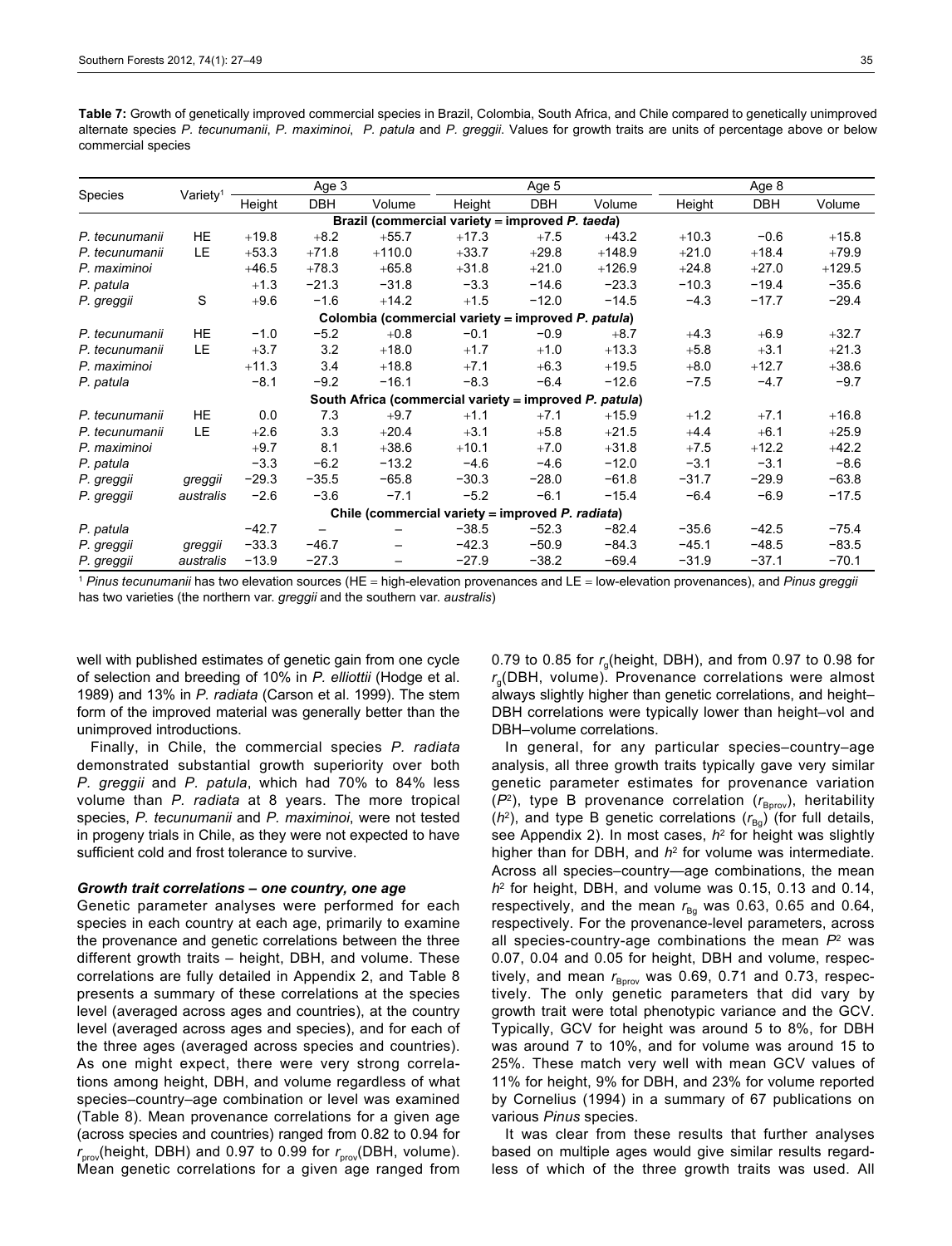**Table 7:** Growth of genetically improved commercial species in Brazil, Colombia, South Africa, and Chile compared to genetically unimproved alternate species *P. tecunumanii*, *P. maximinoi*, *P. patula* and *P. greggii*. Values for growth traits are units of percentage above or below commercial species

| Species | Variety[1] | Age 3 | | | Age 5 | | | Age 8 | | |
|---|---|---|---|---|---|---|---|---|---|---|
| | | Height | DBH | Volume | Height | DBH | Volume | Height | DBH | Volume |
| **Brazil (commercial variety = improved *P. taeda*)** | | | | | | | | | | |
| *P. tecunumanii* | HE | +19.8 | +8.2 | +55.7 | +17.3 | +7.5 | +43.2 | +10.3 | −0.6 | +15.8 |
| *P. tecunumanii* | LE | +53.3 | +71.8 | +110.0 | +33.7 | +29.8 | +148.9 | +21.0 | +18.4 | +79.9 |
| *P. maximinoi* | | +46.5 | +78.3 | +65.8 | +31.8 | +21.0 | +126.9 | +24.8 | +27.0 | +129.5 |
| *P. patula* | | +1.3 | −21.3 | −31.8 | −3.3 | −14.6 | −23.3 | −10.3 | −19.4 | −35.6 |
| *P. greggii* | S | +9.6 | −1.6 | +14.2 | +1.5 | −12.0 | −14.5 | −4.3 | −17.7 | −29.4 |
| **Colombia (commercial variety = improved *P. patula*)** | | | | | | | | | | |
| *P. tecunumanii* | HE | −1.0 | −5.2 | +0.8 | −0.1 | −0.9 | +8.7 | +4.3 | +6.9 | +32.7 |
| *P. tecunumanii* | LE | +3.7 | 3.2 | +18.0 | +1.7 | +1.0 | +13.3 | +5.8 | +3.1 | +21.3 |
| *P. maximinoi* | | +11.3 | 3.4 | +18.8 | +7.1 | +6.3 | +19.5 | +8.0 | +12.7 | +38.6 |
| *P. patula* | | −8.1 | −9.2 | −16.1 | −8.3 | −6.4 | −12.6 | −7.5 | −4.7 | −9.7 |
| **South Africa (commercial variety = improved *P. patula*)** | | | | | | | | | | |
| *P. tecunumanii* | HE | 0.0 | 7.3 | +9.7 | +1.1 | +7.1 | +15.9 | +1.2 | +7.1 | +16.8 |
| *P. tecunumanii* | LE | +2.6 | 3.3 | +20.4 | +3.1 | +5.8 | +21.5 | +4.4 | +6.1 | +25.9 |
| *P. maximinoi* | | +9.7 | 8.1 | +38.6 | +10.1 | +7.0 | +31.8 | +7.5 | +12.2 | +42.2 |
| *P. patula* | | −3.3 | −6.2 | −13.2 | −4.6 | −4.6 | −12.0 | −3.1 | −3.1 | −8.6 |
| *P. greggii* | *greggii* | −29.3 | −35.5 | −65.8 | −30.3 | −28.0 | −61.8 | −31.7 | −29.9 | −63.8 |
| *P. greggii* | *australis* | −2.6 | −3.6 | −7.1 | −5.2 | −6.1 | −15.4 | −6.4 | −6.9 | −17.5 |
| **Chile (commercial variety = improved *P. radiata*)** | | | | | | | | | | |
| *P. patula* | | −42.7 | – | – | −38.5 | −52.3 | −82.4 | −35.6 | −42.5 | −75.4 |
| *P. greggii* | *greggii* | −33.3 | −46.7 | – | −42.3 | −50.9 | −84.3 | −45.1 | −48.5 | −83.5 |
| *P. greggii* | *australis* | −13.9 | −27.3 | – | −27.9 | −38.2 | −69.4 | −31.9 | −37.1 | −70.1 |

[1] *Pinus tecunumanii* has two elevation sources (HE = high-elevation provenances and LE = low-elevation provenances), and *Pinus greggii* has two varieties (the northern var. *greggii* and the southern var. *australis*)

well with published estimates of genetic gain from one cycle of selection and breeding of 10% in *P. elliottii* (Hodge et al. 1989) and 13% in *P. radiata* (Carson et al. 1999). The stem form of the improved material was generally better than the unimproved introductions.

Finally, in Chile, the commercial species *P. radiata* demonstrated substantial growth superiority over both *P. greggii* and *P. patula*, which had 70% to 84% less volume than *P. radiata* at 8 years. The more tropical species, *P. tecunumanii* and *P. maximinoi*, were not tested in progeny trials in Chile, as they were not expected to have sufficient cold and frost tolerance to survive.

### *Growth trait correlations – one country, one age*

Genetic parameter analyses were performed for each species in each country at each age, primarily to examine the provenance and genetic correlations between the three different growth traits – height, DBH, and volume. These correlations are fully detailed in Appendix 2, and Table 8 presents a summary of these correlations at the species level (averaged across ages and countries), at the country level (averaged across ages and species), and for each of the three ages (averaged across species and countries). As one might expect, there were very strong correlations among height, DBH, and volume regardless of what species–country–age combination or level was examined (Table 8). Mean provenance correlations for a given age (across species and countries) ranged from 0.82 to 0.94 for $r_{prov}$(height, DBH) and 0.97 to 0.99 for $r_{prov}$(DBH, volume). Mean genetic correlations for a given age ranged from 0.79 to 0.85 for $r_g$(height, DBH), and from 0.97 to 0.98 for $r_g$(DBH, volume). Provenance correlations were almost always slightly higher than genetic correlations, and height–DBH correlations were typically lower than height–vol and DBH–volume correlations.

In general, for any particular species–country–age analysis, all three growth traits typically gave very similar genetic parameter estimates for provenance variation ($P^2$), type B provenance correlation ($r_{Bprov}$), heritability ($h^2$), and type B genetic correlations ($r_{Bg}$) (for full details, see Appendix 2). In most cases, $h^2$ for height was slightly higher than for DBH, and $h^2$ for volume was intermediate. Across all species–country—age combinations, the mean $h^2$ for height, DBH, and volume was 0.15, 0.13 and 0.14, respectively, and the mean $r_{Bg}$ was 0.63, 0.65 and 0.64, respectively. For the provenance-level parameters, across all species-country-age combinations the mean $P^2$ was 0.07, 0.04 and 0.05 for height, DBH and volume, respectively, and mean $r_{Bprov}$ was 0.69, 0.71 and 0.73, respectively. The only genetic parameters that did vary by growth trait were total phenotypic variance and the GCV. Typically, GCV for height was around 5 to 8%, for DBH was around 7 to 10%, and for volume was around 15 to 25%. These match very well with mean GCV values of 11% for height, 9% for DBH, and 23% for volume reported by Cornelius (1994) in a summary of 67 publications on various *Pinus* species.

It was clear from these results that further analyses based on multiple ages would give similar results regardless of which of the three growth traits was used. All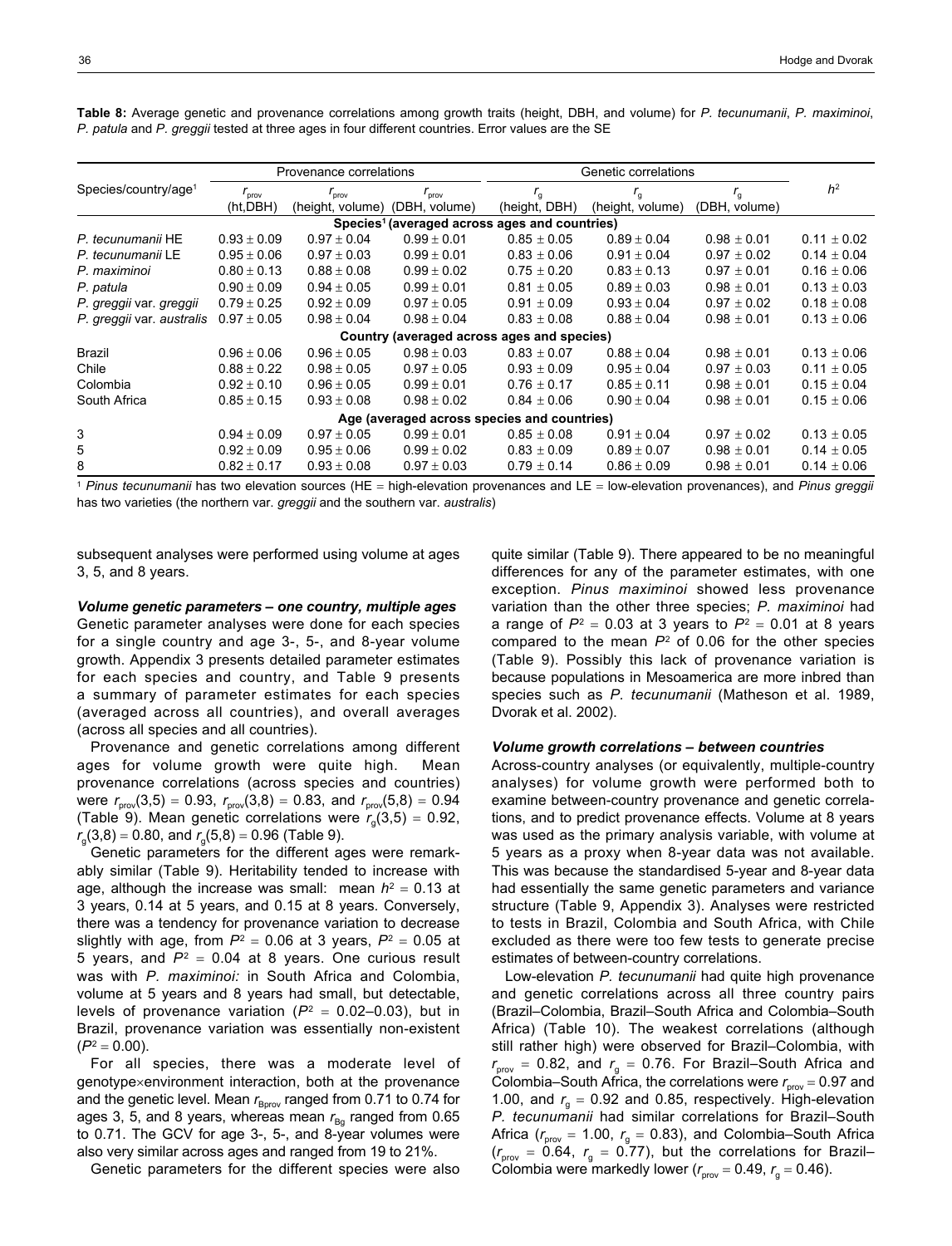**Table 8:** Average genetic and provenance correlations among growth traits (height, DBH, and volume) for *P. tecunumanii*, *P. maximinoi*, *P. patula* and *P. greggii* tested at three ages in four different countries. Error values are the SE

| Species/country/age[1] | Provenance correlations | | | Genetic correlations | | | $h^2$ |
|---|---|---|---|---|---|---|---|
| | $r_{prov}$ (ht,DBH) | $r_{prov}$ (height, volume) | $r_{prov}$ (DBH, volume) | $r_g$ (height, DBH) | $r_g$ (height, volume) | $r_g$ (DBH, volume) | |
| **Species[1] (averaged across ages and countries)** | | | | | | | |
| *P. tecunumanii* HE | 0.93 ± 0.09 | 0.97 ± 0.04 | 0.99 ± 0.01 | 0.85 ± 0.05 | 0.89 ± 0.04 | 0.98 ± 0.01 | 0.11 ± 0.02 |
| *P. tecunumanii* LE | 0.95 ± 0.06 | 0.97 ± 0.03 | 0.99 ± 0.01 | 0.83 ± 0.06 | 0.91 ± 0.04 | 0.97 ± 0.02 | 0.14 ± 0.04 |
| *P. maximinoi* | 0.80 ± 0.13 | 0.88 ± 0.08 | 0.99 ± 0.02 | 0.75 ± 0.20 | 0.83 ± 0.13 | 0.97 ± 0.01 | 0.16 ± 0.06 |
| *P. patula* | 0.90 ± 0.09 | 0.94 ± 0.05 | 0.99 ± 0.01 | 0.81 ± 0.05 | 0.89 ± 0.03 | 0.98 ± 0.01 | 0.13 ± 0.03 |
| *P. greggii* var. *greggii* | 0.79 ± 0.25 | 0.92 ± 0.09 | 0.97 ± 0.05 | 0.91 ± 0.09 | 0.93 ± 0.04 | 0.97 ± 0.02 | 0.18 ± 0.08 |
| *P. greggii* var. *australis* | 0.97 ± 0.05 | 0.98 ± 0.04 | 0.98 ± 0.04 | 0.83 ± 0.08 | 0.88 ± 0.04 | 0.98 ± 0.01 | 0.13 ± 0.06 |
| **Country (averaged across ages and species)** | | | | | | | |
| Brazil | 0.96 ± 0.06 | 0.96 ± 0.05 | 0.98 ± 0.03 | 0.83 ± 0.07 | 0.88 ± 0.04 | 0.98 ± 0.01 | 0.13 ± 0.06 |
| Chile | 0.88 ± 0.22 | 0.98 ± 0.05 | 0.97 ± 0.05 | 0.93 ± 0.09 | 0.95 ± 0.04 | 0.97 ± 0.03 | 0.11 ± 0.05 |
| Colombia | 0.92 ± 0.10 | 0.96 ± 0.05 | 0.99 ± 0.01 | 0.76 ± 0.17 | 0.85 ± 0.11 | 0.98 ± 0.01 | 0.15 ± 0.04 |
| South Africa | 0.85 ± 0.15 | 0.93 ± 0.08 | 0.98 ± 0.02 | 0.84 ± 0.06 | 0.90 ± 0.04 | 0.98 ± 0.01 | 0.15 ± 0.06 |
| **Age (averaged across species and countries)** | | | | | | | |
| 3 | 0.94 ± 0.09 | 0.97 ± 0.05 | 0.99 ± 0.01 | 0.85 ± 0.08 | 0.91 ± 0.04 | 0.97 ± 0.02 | 0.13 ± 0.05 |
| 5 | 0.92 ± 0.09 | 0.95 ± 0.06 | 0.99 ± 0.02 | 0.83 ± 0.09 | 0.89 ± 0.07 | 0.98 ± 0.01 | 0.14 ± 0.05 |
| 8 | 0.82 ± 0.17 | 0.93 ± 0.08 | 0.97 ± 0.03 | 0.79 ± 0.14 | 0.86 ± 0.09 | 0.98 ± 0.01 | 0.14 ± 0.06 |

[1] *Pinus tecunumanii* has two elevation sources (HE = high-elevation provenances and LE = low-elevation provenances), and *Pinus greggii* has two varieties (the northern var. *greggii* and the southern var. *australis*)

subsequent analyses were performed using volume at ages 3, 5, and 8 years.

***Volume genetic parameters – one country, multiple ages***

Genetic parameter analyses were done for each species for a single country and age 3-, 5-, and 8-year volume growth. Appendix 3 presents detailed parameter estimates for each species and country, and Table 9 presents a summary of parameter estimates for each species (averaged across all countries), and overall averages (across all species and all countries).

Provenance and genetic correlations among different ages for volume growth were quite high. Mean provenance correlations (across species and countries) were $r_{prov}(3,5) = 0.93$, $r_{prov}(3,8) = 0.83$, and $r_{prov}(5,8) = 0.94$ (Table 9). Mean genetic correlations were $r_g(3,5) = 0.92$, $r_g(3,8) = 0.80$, and $r_g(5,8) = 0.96$ (Table 9).

Genetic parameters for the different ages were remarkably similar (Table 9). Heritability tended to increase with age, although the increase was small: mean $h^2 = 0.13$ at 3 years, 0.14 at 5 years, and 0.15 at 8 years. Conversely, there was a tendency for provenance variation to decrease slightly with age, from $P^2 = 0.06$ at 3 years, $P^2 = 0.05$ at 5 years, and $P^2 = 0.04$ at 8 years. One curious result was with *P. maximinoi:* in South Africa and Colombia, volume at 5 years and 8 years had small, but detectable, levels of provenance variation ($P^2 = 0.02$–$0.03$), but in Brazil, provenance variation was essentially non-existent ($P^2 = 0.00$).

For all species, there was a moderate level of genotype×environment interaction, both at the provenance and the genetic level. Mean $r_{Bprov}$ ranged from 0.71 to 0.74 for ages 3, 5, and 8 years, whereas mean $r_{Bg}$ ranged from 0.65 to 0.71. The GCV for age 3-, 5-, and 8-year volumes were also very similar across ages and ranged from 19 to 21%.

Genetic parameters for the different species were also quite similar (Table 9). There appeared to be no meaningful differences for any of the parameter estimates, with one exception. *Pinus maximinoi* showed less provenance variation than the other three species; *P. maximinoi* had a range of $P^2 = 0.03$ at 3 years to $P^2 = 0.01$ at 8 years compared to the mean $P^2$ of 0.06 for the other species (Table 9). Possibly this lack of provenance variation is because populations in Mesoamerica are more inbred than species such as *P. tecunumanii* (Matheson et al. 1989, Dvorak et al. 2002).

***Volume growth correlations – between countries***

Across-country analyses (or equivalently, multiple-country analyses) for volume growth were performed both to examine between-country provenance and genetic correlations, and to predict provenance effects. Volume at 8 years was used as the primary analysis variable, with volume at 5 years as a proxy when 8-year data was not available. This was because the standardised 5-year and 8-year data had essentially the same genetic parameters and variance structure (Table 9, Appendix 3). Analyses were restricted to tests in Brazil, Colombia and South Africa, with Chile excluded as there were too few tests to generate precise estimates of between-country correlations.

Low-elevation *P. tecunumanii* had quite high provenance and genetic correlations across all three country pairs (Brazil–Colombia, Brazil–South Africa and Colombia–South Africa) (Table 10). The weakest correlations (although still rather high) were observed for Brazil–Colombia, with $r_{prov} = 0.82$, and $r_g = 0.76$. For Brazil–South Africa and Colombia–South Africa, the correlations were $r_{prov} = 0.97$ and 1.00, and $r_g = 0.92$ and 0.85, respectively. High-elevation *P. tecunumanii* had similar correlations for Brazil–South Africa ($r_{prov} = 1.00$, $r_g = 0.83$), and Colombia–South Africa ($r_{prov} = 0.64$, $r_g = 0.77$), but the correlations for Brazil–Colombia were markedly lower ($r_{prov} = 0.49$, $r_g = 0.46$).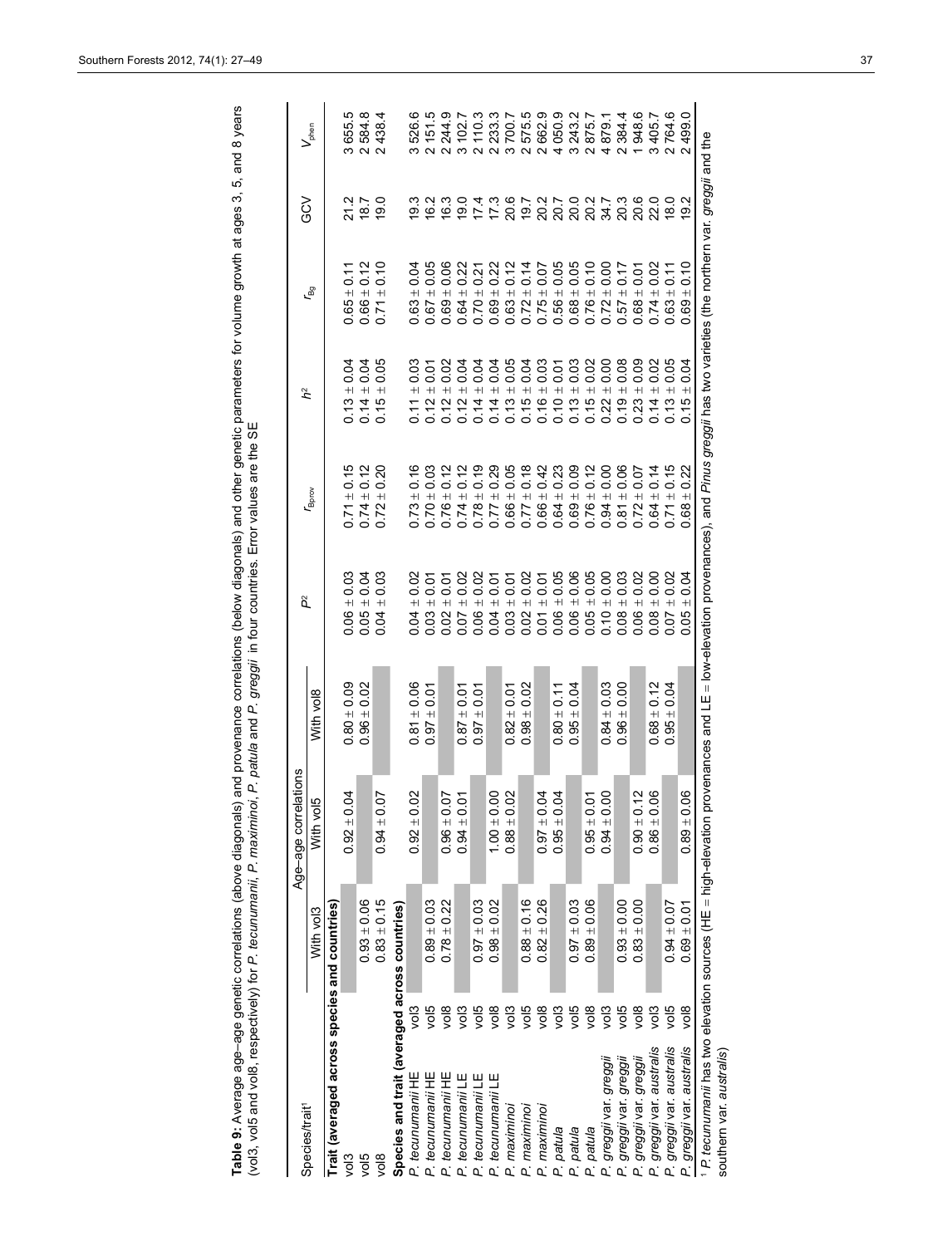**Table 9:** Average age–age genetic correlations (above diagonals) and provenance correlations (below diagonals) and other genetic parameters for volume growth at ages 3, 5, and 8 years (vol3, vol5 and vol8, respectively) for *P. tecunumanii*, *P. maximinoi*, *P. patula* and *P. greggii* in four countries. Error values are the SE

| Species/trait[1] | | Age–age correlations | | | $P^2$ | $r_{Bprov}$ | $h^2$ | $r_{Bg}$ | GCV | $V_{phen}$ |
|---|---|---|---|---|---|---|---|---|---|---|
| | | With vol3 | With vol5 | With vol8 | | | | | | |
| **Trait (averaged across species and countries)** | | | | | | | | | | |
| vol3 | | | 0.92 ± 0.04 | 0.80 ± 0.09 | 0.06 ± 0.03 | 0.71 ± 0.15 | 0.13 ± 0.04 | 0.65 ± 0.11 | 21.2 | 3 655.5 |
| vol5 | | 0.93 ± 0.06 | | 0.96 ± 0.02 | 0.05 ± 0.04 | 0.74 ± 0.12 | 0.14 ± 0.04 | 0.66 ± 0.12 | 18.7 | 2 584.8 |
| vol8 | | 0.83 ± 0.15 | 0.94 ± 0.07 | | 0.04 ± 0.03 | 0.72 ± 0.20 | 0.15 ± 0.05 | 0.71 ± 0.10 | 19.0 | 2 438.4 |
| **Species and trait (averaged across countries)** | | | | | | | | | | |
| *P. tecunumanii* HE | vol3 | | 0.92 ± 0.02 | 0.81 ± 0.06 | 0.04 ± 0.02 | 0.73 ± 0.16 | 0.11 ± 0.03 | 0.63 ± 0.04 | 19.3 | 3 526.6 |
| *P. tecunumanii* HE | vol5 | 0.89 ± 0.03 | | 0.97 ± 0.01 | 0.03 ± 0.01 | 0.70 ± 0.03 | 0.12 ± 0.01 | 0.67 ± 0.05 | 16.2 | 2 151.5 |
| *P. tecunumanii* HE | vol8 | 0.78 ± 0.22 | 0.96 ± 0.07 | | 0.02 ± 0.01 | 0.76 ± 0.12 | 0.12 ± 0.02 | 0.69 ± 0.06 | 16.3 | 2 244.9 |
| *P. tecunumanii* LE | vol3 | | 0.94 ± 0.01 | 0.87 ± 0.01 | 0.07 ± 0.02 | 0.74 ± 0.12 | 0.12 ± 0.04 | 0.64 ± 0.22 | 19.0 | 3 102.7 |
| *P. tecunumanii* LE | vol5 | 0.97 ± 0.03 | | 0.97 ± 0.01 | 0.06 ± 0.02 | 0.78 ± 0.19 | 0.14 ± 0.04 | 0.70 ± 0.21 | 17.4 | 2 110.3 |
| *P. tecunumanii* LE | vol8 | 0.98 ± 0.02 | 1.00 ± 0.00 | | 0.04 ± 0.01 | 0.77 ± 0.29 | 0.14 ± 0.04 | 0.69 ± 0.22 | 17.3 | 2 233.3 |
| *P. maximinoi* | vol3 | | 0.88 ± 0.02 | 0.82 ± 0.01 | 0.03 ± 0.01 | 0.66 ± 0.05 | 0.13 ± 0.05 | 0.63 ± 0.12 | 20.6 | 3 700.7 |
| *P. maximinoi* | vol5 | 0.88 ± 0.16 | | 0.98 ± 0.02 | 0.02 ± 0.02 | 0.77 ± 0.18 | 0.15 ± 0.04 | 0.72 ± 0.14 | 19.7 | 2 575.5 |
| *P. maximinoi* | vol8 | 0.82 ± 0.26 | 0.97 ± 0.04 | | 0.01 ± 0.01 | 0.66 ± 0.42 | 0.16 ± 0.03 | 0.75 ± 0.07 | 20.2 | 2 662.9 |
| *P. patula* | vol3 | | 0.95 ± 0.04 | 0.80 ± 0.11 | 0.06 ± 0.05 | 0.64 ± 0.23 | 0.10 ± 0.01 | 0.56 ± 0.05 | 20.7 | 4 050.9 |
| *P. patula* | vol5 | 0.97 ± 0.03 | | 0.95 ± 0.04 | 0.06 ± 0.06 | 0.69 ± 0.09 | 0.13 ± 0.03 | 0.68 ± 0.05 | 20.0 | 3 243.2 |
| *P. patula* | vol8 | 0.89 ± 0.06 | 0.95 ± 0.01 | | 0.05 ± 0.05 | 0.76 ± 0.12 | 0.15 ± 0.02 | 0.76 ± 0.10 | 20.2 | 2 875.7 |
| *P. greggii* var. *greggii* | vol3 | | 0.94 ± 0.00 | 0.84 ± 0.03 | 0.10 ± 0.00 | 0.94 ± 0.00 | 0.22 ± 0.00 | 0.72 ± 0.00 | 34.7 | 4 879.1 |
| *P. greggii* var. *greggii* | vol5 | 0.93 ± 0.00 | | 0.96 ± 0.00 | 0.08 ± 0.03 | 0.81 ± 0.06 | 0.19 ± 0.08 | 0.57 ± 0.17 | 20.3 | 2 384.4 |
| *P. greggii* var. *greggii* | vol8 | 0.83 ± 0.00 | 0.90 ± 0.12 | | 0.06 ± 0.02 | 0.72 ± 0.07 | 0.23 ± 0.09 | 0.68 ± 0.01 | 20.6 | 1 948.6 |
| *P. greggii* var. *australis* | vol3 | | 0.86 ± 0.06 | 0.68 ± 0.12 | 0.08 ± 0.00 | 0.64 ± 0.14 | 0.14 ± 0.02 | 0.74 ± 0.02 | 22.0 | 3 405.7 |
| *P. greggii* var. *australis* | vol5 | 0.94 ± 0.07 | | 0.95 ± 0.04 | 0.07 ± 0.02 | 0.71 ± 0.15 | 0.13 ± 0.05 | 0.63 ± 0.11 | 18.0 | 2 764.6 |
| *P. greggii* var. *australis* | vol8 | 0.69 ± 0.01 | 0.89 ± 0.06 | | 0.05 ± 0.04 | 0.68 ± 0.22 | 0.15 ± 0.04 | 0.69 ± 0.10 | 19.2 | 2 499.0 |

[1] *P. tecunumanii* has two elevation sources (HE = high-elevation provenances and LE = low-elevation provenances), and *Pinus greggii* has two varieties (the northern var. *greggii* and the southern var. *australis*)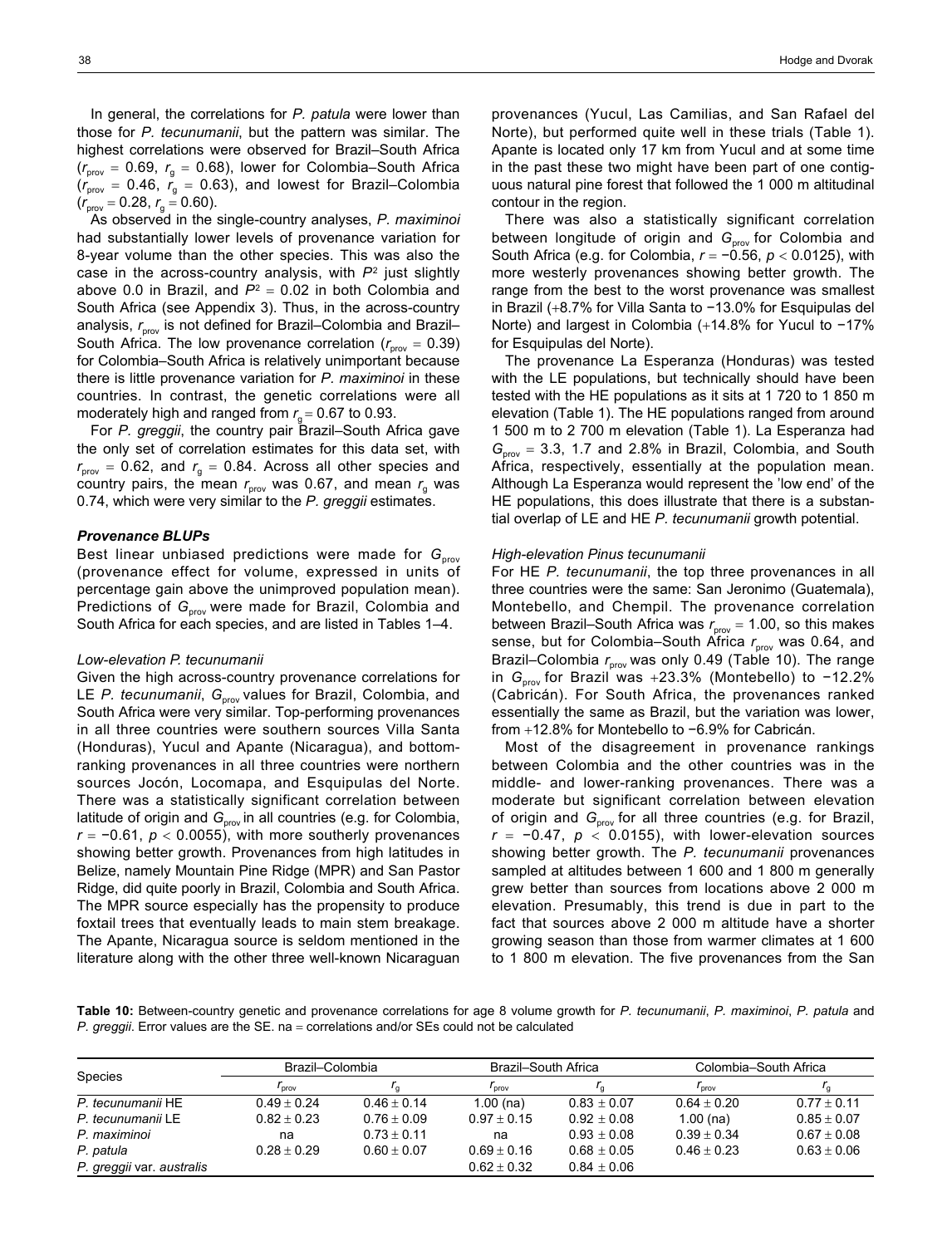In general, the correlations for *P. patula* were lower than those for *P. tecunumanii*, but the pattern was similar. The highest correlations were observed for Brazil–South Africa ($r_{prov}$ = 0.69, $r_g$ = 0.68), lower for Colombia–South Africa ($r_{prov}$ = 0.46, $r_g$ = 0.63), and lowest for Brazil–Colombia ($r_{prov}$ = 0.28, $r_g$ = 0.60).

As observed in the single-country analyses, *P. maximinoi* had substantially lower levels of provenance variation for 8-year volume than the other species. This was also the case in the across-country analysis, with $P^2$ just slightly above 0.0 in Brazil, and $P^2$ = 0.02 in both Colombia and South Africa (see Appendix 3). Thus, in the across-country analysis, $r_{prov}$ is not defined for Brazil–Colombia and Brazil–South Africa. The low provenance correlation ($r_{prov}$ = 0.39) for Colombia–South Africa is relatively unimportant because there is little provenance variation for *P. maximinoi* in these countries. In contrast, the genetic correlations were all moderately high and ranged from $r_g$ = 0.67 to 0.93.

For *P. greggii*, the country pair Brazil–South Africa gave the only set of correlation estimates for this data set, with $r_{prov}$ = 0.62, and $r_g$ = 0.84. Across all other species and country pairs, the mean $r_{prov}$ was 0.67, and mean $r_g$ was 0.74, which were very similar to the *P. greggii* estimates.

### *Provenance BLUPs*

Best linear unbiased predictions were made for $G_{prov}$ (provenance effect for volume, expressed in units of percentage gain above the unimproved population mean). Predictions of $G_{prov}$ were made for Brazil, Colombia and South Africa for each species, and are listed in Tables 1–4.

#### *Low-elevation P. tecunumanii*

Given the high across-country provenance correlations for LE *P. tecunumanii*, $G_{prov}$ values for Brazil, Colombia, and South Africa were very similar. Top-performing provenances in all three countries were southern sources Villa Santa (Honduras), Yucul and Apante (Nicaragua), and bottom-ranking provenances in all three countries were northern sources Jocón, Locomapa, and Esquipulas del Norte. There was a statistically significant correlation between latitude of origin and $G_{prov}$ in all countries (e.g. for Colombia, $r = -0.61$, $p < 0.0055$), with more southerly provenances showing better growth. Provenances from high latitudes in Belize, namely Mountain Pine Ridge (MPR) and San Pastor Ridge, did quite poorly in Brazil, Colombia and South Africa. The MPR source especially has the propensity to produce foxtail trees that eventually leads to main stem breakage. The Apante, Nicaragua source is seldom mentioned in the literature along with the other three well-known Nicaraguan provenances (Yucul, Las Camilias, and San Rafael del Norte), but performed quite well in these trials (Table 1). Apante is located only 17 km from Yucul and at some time in the past these two might have been part of one contiguous natural pine forest that followed the 1 000 m altitudinal contour in the region.

There was also a statistically significant correlation between longitude of origin and $G_{prov}$ for Colombia and South Africa (e.g. for Colombia, $r = -0.56$, $p < 0.0125$), with more westerly provenances showing better growth. The range from the best to the worst provenance was smallest in Brazil (+8.7% for Villa Santa to −13.0% for Esquipulas del Norte) and largest in Colombia (+14.8% for Yucul to −17% for Esquipulas del Norte).

The provenance La Esperanza (Honduras) was tested with the LE populations, but technically should have been tested with the HE populations as it sits at 1 720 to 1 850 m elevation (Table 1). The HE populations ranged from around 1 500 m to 2 700 m elevation (Table 1). La Esperanza had $G_{prov}$ = 3.3, 1.7 and 2.8% in Brazil, Colombia, and South Africa, respectively, essentially at the population mean. Although La Esperanza would represent the 'low end' of the HE populations, this does illustrate that there is a substantial overlap of LE and HE *P. tecunumanii* growth potential.

#### *High-elevation Pinus tecunumanii*

For HE *P. tecunumanii*, the top three provenances in all three countries were the same: San Jeronimo (Guatemala), Montebello, and Chempil. The provenance correlation between Brazil–South Africa was $r_{prov}$ = 1.00, so this makes sense, but for Colombia–South Africa $r_{prov}$ was 0.64, and Brazil–Colombia $r_{prov}$ was only 0.49 (Table 10). The range in $G_{prov}$ for Brazil was +23.3% (Montebello) to −12.2% (Cabricán). For South Africa, the provenances ranked essentially the same as Brazil, but the variation was lower, from +12.8% for Montebello to −6.9% for Cabricán.

Most of the disagreement in provenance rankings between Colombia and the other countries was in the middle- and lower-ranking provenances. There was a moderate but significant correlation between elevation of origin and $G_{prov}$ for all three countries (e.g. for Brazil, $r = -0.47$, $p < 0.0155$), with lower-elevation sources showing better growth. The *P. tecunumanii* provenances sampled at altitudes between 1 600 and 1 800 m generally grew better than sources from locations above 2 000 m elevation. Presumably, this trend is due in part to the fact that sources above 2 000 m altitude have a shorter growing season than those from warmer climates at 1 600 to 1 800 m elevation. The five provenances from the San

**Table 10:** Between-country genetic and provenance correlations for age 8 volume growth for *P. tecunumanii*, *P. maximinoi*, *P. patula* and *P. greggii*. Error values are the SE. na = correlations and/or SEs could not be calculated

| Species | Brazil–Colombia | | Brazil–South Africa | | Colombia–South Africa | |
|---|---|---|---|---|---|---|
| | $r_{prov}$ | $r_g$ | $r_{prov}$ | $r_g$ | $r_{prov}$ | $r_g$ |
| *P. tecunumanii* HE | 0.49 ± 0.24 | 0.46 ± 0.14 | 1.00 (na) | 0.83 ± 0.07 | 0.64 ± 0.20 | 0.77 ± 0.11 |
| *P. tecunumanii* LE | 0.82 ± 0.23 | 0.76 ± 0.09 | 0.97 ± 0.15 | 0.92 ± 0.08 | 1.00 (na) | 0.85 ± 0.07 |
| *P. maximinoi* | na | 0.73 ± 0.11 | na | 0.93 ± 0.08 | 0.39 ± 0.34 | 0.67 ± 0.08 |
| *P. patula* | 0.28 ± 0.29 | 0.60 ± 0.07 | 0.69 ± 0.16 | 0.68 ± 0.05 | 0.46 ± 0.23 | 0.63 ± 0.06 |
| *P. greggii* var. *australis* | | | 0.62 ± 0.32 | 0.84 ± 0.06 | | |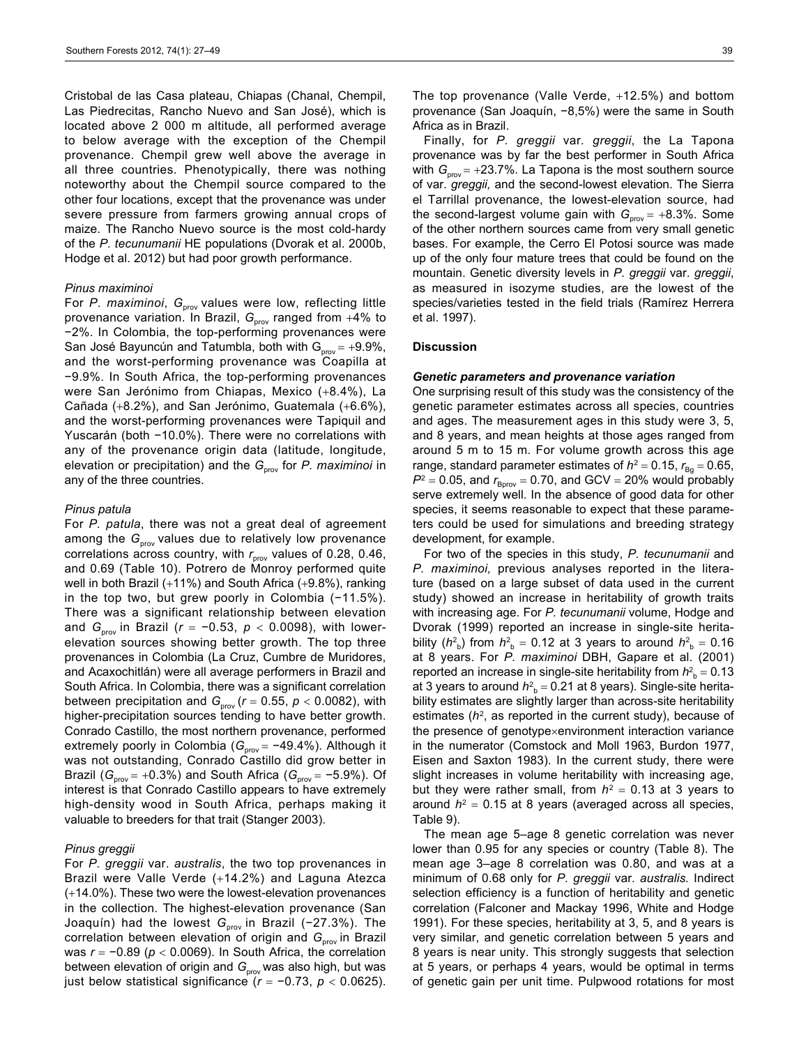Cristobal de las Casa plateau, Chiapas (Chanal, Chempil, Las Piedrecitas, Rancho Nuevo and San José), which is located above 2 000 m altitude, all performed average to below average with the exception of the Chempil provenance. Chempil grew well above the average in all three countries. Phenotypically, there was nothing noteworthy about the Chempil source compared to the other four locations, except that the provenance was under severe pressure from farmers growing annual crops of maize. The Rancho Nuevo source is the most cold-hardy of the *P. tecunumanii* HE populations (Dvorak et al. 2000b, Hodge et al. 2012) but had poor growth performance.

#### *Pinus maximinoi*

For *P. maximinoi*, $G_{prov}$ values were low, reflecting little provenance variation. In Brazil, $G_{prov}$ ranged from +4% to −2%. In Colombia, the top-performing provenances were San José Bayuncún and Tatumbla, both with $G_{prov}$ = +9.9%, and the worst-performing provenance was Coapilla at −9.9%. In South Africa, the top-performing provenances were San Jerónimo from Chiapas, Mexico (+8.4%), La Cañada (+8.2%), and San Jerónimo, Guatemala (+6.6%), and the worst-performing provenances were Tapiquil and Yuscarán (both −10.0%). There were no correlations with any of the provenance origin data (latitude, longitude, elevation or precipitation) and the $G_{prov}$ for *P. maximinoi* in any of the three countries.

#### *Pinus patula*

For *P. patula*, there was not a great deal of agreement among the $G_{prov}$ values due to relatively low provenance correlations across country, with $r_{prov}$ values of 0.28, 0.46, and 0.69 (Table 10). Potrero de Monroy performed quite well in both Brazil (+11%) and South Africa (+9.8%), ranking in the top two, but grew poorly in Colombia (−11.5%). There was a significant relationship between elevation and $G_{prov}$ in Brazil ($r$ = −0.53, $p$ < 0.0098), with lower-elevation sources showing better growth. The top three provenances in Colombia (La Cruz, Cumbre de Muridores, and Acaxochitlán) were all average performers in Brazil and South Africa. In Colombia, there was a significant correlation between precipitation and $G_{prov}$ ($r$ = 0.55, $p$ < 0.0082), with higher-precipitation sources tending to have better growth. Conrado Castillo, the most northern provenance, performed extremely poorly in Colombia ($G_{prov}$ = −49.4%). Although it was not outstanding, Conrado Castillo did grow better in Brazil ($G_{prov}$ = +0.3%) and South Africa ($G_{prov}$ = −5.9%). Of interest is that Conrado Castillo appears to have extremely high-density wood in South Africa, perhaps making it valuable to breeders for that trait (Stanger 2003).

#### *Pinus greggii*

For *P. greggii* var. *australis*, the two top provenances in Brazil were Valle Verde (+14.2%) and Laguna Atezca (+14.0%). These two were the lowest-elevation provenances in the collection. The highest-elevation provenance (San Joaquín) had the lowest $G_{prov}$ in Brazil (−27.3%). The correlation between elevation of origin and $G_{prov}$ in Brazil was $r$ = −0.89 ($p$ < 0.0069). In South Africa, the correlation between elevation of origin and $G_{prov}$ was also high, but was just below statistical significance ($r$ = −0.73, $p$ < 0.0625). The top provenance (Valle Verde, +12.5%) and bottom provenance (San Joaquín, −8,5%) were the same in South Africa as in Brazil.

Finally, for *P. greggii* var. *greggii*, the La Tapona provenance was by far the best performer in South Africa with $G_{prov}$ = +23.7%. La Tapona is the most southern source of var. *greggii,* and the second-lowest elevation. The Sierra el Tarrillal provenance, the lowest-elevation source, had the second-largest volume gain with $G_{prov}$ = +8.3%. Some of the other northern sources came from very small genetic bases. For example, the Cerro El Potosi source was made up of the only four mature trees that could be found on the mountain. Genetic diversity levels in *P. greggii* var. *greggii*, as measured in isozyme studies, are the lowest of the species/varieties tested in the field trials (Ramírez Herrera et al. 1997).

## Discussion

### *Genetic parameters and provenance variation*

One surprising result of this study was the consistency of the genetic parameter estimates across all species, countries and ages. The measurement ages in this study were 3, 5, and 8 years, and mean heights at those ages ranged from around 5 m to 15 m. For volume growth across this age range, standard parameter estimates of $h^2$ = 0.15, $r_{Bg}$ = 0.65, $P^2$ = 0.05, and $r_{Bprov}$ = 0.70, and GCV = 20% would probably serve extremely well. In the absence of good data for other species, it seems reasonable to expect that these parameters could be used for simulations and breeding strategy development, for example.

For two of the species in this study, *P. tecunumanii* and *P. maximinoi,* previous analyses reported in the literature (based on a large subset of data used in the current study) showed an increase in heritability of growth traits with increasing age. For *P. tecunumanii* volume, Hodge and Dvorak (1999) reported an increase in single-site heritability ($h^2_b$) from $h^2_b$ = 0.12 at 3 years to around $h^2_b$ = 0.16 at 8 years. For *P. maximinoi* DBH, Gapare et al. (2001) reported an increase in single-site heritability from $h^2_b$ = 0.13 at 3 years to around $h^2_b$ = 0.21 at 8 years). Single-site heritability estimates are slightly larger than across-site heritability estimates ($h^2$, as reported in the current study), because of the presence of genotype×environment interaction variance in the numerator (Comstock and Moll 1963, Burdon 1977, Eisen and Saxton 1983). In the current study, there were slight increases in volume heritability with increasing age, but they were rather small, from $h^2$ = 0.13 at 3 years to around $h^2$ = 0.15 at 8 years (averaged across all species, Table 9).

The mean age 5–age 8 genetic correlation was never lower than 0.95 for any species or country (Table 8). The mean age 3–age 8 correlation was 0.80, and was at a minimum of 0.68 only for *P. greggii* var. *australis.* Indirect selection efficiency is a function of heritability and genetic correlation (Falconer and Mackay 1996, White and Hodge 1991). For these species, heritability at 3, 5, and 8 years is very similar, and genetic correlation between 5 years and 8 years is near unity. This strongly suggests that selection at 5 years, or perhaps 4 years, would be optimal in terms of genetic gain per unit time. Pulpwood rotations for most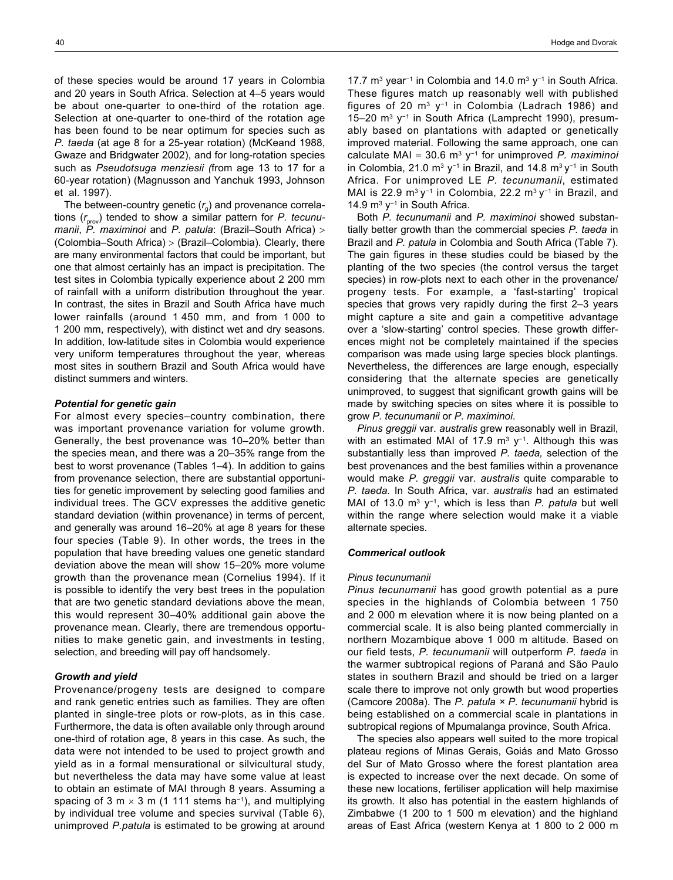of these species would be around 17 years in Colombia and 20 years in South Africa. Selection at 4–5 years would be about one-quarter to one-third of the rotation age. Selection at one-quarter to one-third of the rotation age has been found to be near optimum for species such as *P. taeda* (at age 8 for a 25-year rotation) (McKeand 1988, Gwaze and Bridgwater 2002), and for long-rotation species such as *Pseudotsuga menziesii (*from age 13 to 17 for a 60-year rotation) (Magnusson and Yanchuk 1993, Johnson et al. 1997).

The between-country genetic ($r_g$) and provenance correlations ($r_{prov}$) tended to show a similar pattern for *P. tecunumanii*, *P. maximinoi* and *P. patula*: (Brazil–South Africa) > (Colombia–South Africa) > (Brazil–Colombia). Clearly, there are many environmental factors that could be important, but one that almost certainly has an impact is precipitation. The test sites in Colombia typically experience about 2 200 mm of rainfall with a uniform distribution throughout the year. In contrast, the sites in Brazil and South Africa have much lower rainfalls (around 1 450 mm, and from 1 000 to 1 200 mm, respectively), with distinct wet and dry seasons. In addition, low-latitude sites in Colombia would experience very uniform temperatures throughout the year, whereas most sites in southern Brazil and South Africa would have distinct summers and winters.

### *Potential for genetic gain*

For almost every species–country combination, there was important provenance variation for volume growth. Generally, the best provenance was 10–20% better than the species mean, and there was a 20–35% range from the best to worst provenance (Tables 1–4). In addition to gains from provenance selection, there are substantial opportunities for genetic improvement by selecting good families and individual trees. The GCV expresses the additive genetic standard deviation (within provenance) in terms of percent, and generally was around 16–20% at age 8 years for these four species (Table 9). In other words, the trees in the population that have breeding values one genetic standard deviation above the mean will show 15–20% more volume growth than the provenance mean (Cornelius 1994). If it is possible to identify the very best trees in the population that are two genetic standard deviations above the mean, this would represent 30–40% additional gain above the provenance mean. Clearly, there are tremendous opportunities to make genetic gain, and investments in testing, selection, and breeding will pay off handsomely.

### *Growth and yield*

Provenance/progeny tests are designed to compare and rank genetic entries such as families. They are often planted in single-tree plots or row-plots, as in this case. Furthermore, the data is often available only through around one-third of rotation age, 8 years in this case. As such, the data were not intended to be used to project growth and yield as in a formal mensurational or silvicultural study, but nevertheless the data may have some value at least to obtain an estimate of MAI through 8 years. Assuming a spacing of 3 m × 3 m (1 111 stems ha$^{-1}$), and multiplying by individual tree volume and species survival (Table 6), unimproved *P.patula* is estimated to be growing at around 17.7 m$^3$ year$^{-1}$ in Colombia and 14.0 m$^3$ y$^{-1}$ in South Africa. These figures match up reasonably well with published figures of 20 m$^3$ y$^{-1}$ in Colombia (Ladrach 1986) and 15–20 m$^3$ y$^{-1}$ in South Africa (Lamprecht 1990), presumably based on plantations with adapted or genetically improved material. Following the same approach, one can calculate MAI = 30.6 m$^3$ y$^{-1}$ for unimproved *P. maximinoi* in Colombia, 21.0 m$^3$ y$^{-1}$ in Brazil, and 14.8 m$^3$ y$^{-1}$ in South Africa. For unimproved LE *P. tecunumanii*, estimated MAI is 22.9 m$^3$ y$^{-1}$ in Colombia, 22.2 m$^3$ y$^{-1}$ in Brazil, and 14.9 m$^3$ y$^{-1}$ in South Africa.

Both *P. tecunumanii* and *P. maximinoi* showed substantially better growth than the commercial species *P. taeda* in Brazil and *P. patula* in Colombia and South Africa (Table 7). The gain figures in these studies could be biased by the planting of the two species (the control versus the target species) in row-plots next to each other in the provenance/progeny tests. For example, a 'fast-starting' tropical species that grows very rapidly during the first 2–3 years might capture a site and gain a competitive advantage over a 'slow-starting' control species. These growth differences might not be completely maintained if the species comparison was made using large species block plantings. Nevertheless, the differences are large enough, especially considering that the alternate species are genetically unimproved, to suggest that significant growth gains will be made by switching species on sites where it is possible to grow *P. tecunumanii* or *P. maximinoi*.

*Pinus greggii* var. *australis* grew reasonably well in Brazil, with an estimated MAI of 17.9 m$^3$ y$^{-1}$. Although this was substantially less than improved *P. taeda,* selection of the best provenances and the best families within a provenance would make *P. greggii* var. *australis* quite comparable to *P. taeda.* In South Africa, var. *australis* had an estimated MAI of 13.0 m$^3$ y$^{-1}$, which is less than *P. patula* but well within the range where selection would make it a viable alternate species.

### *Commerical outlook*

#### *Pinus tecunumanii*

*Pinus tecunumanii* has good growth potential as a pure species in the highlands of Colombia between 1 750 and 2 000 m elevation where it is now being planted on a commercial scale. It is also being planted commercially in northern Mozambique above 1 000 m altitude. Based on our field tests, *P. tecunumanii* will outperform *P. taeda* in the warmer subtropical regions of Paraná and São Paulo states in southern Brazil and should be tried on a larger scale there to improve not only growth but wood properties (Camcore 2008a). The *P. patula* × *P. tecunumanii* hybrid is being established on a commercial scale in plantations in subtropical regions of Mpumalanga province, South Africa.

The species also appears well suited to the more tropical plateau regions of Minas Gerais, Goiás and Mato Grosso del Sur of Mato Grosso where the forest plantation area is expected to increase over the next decade. On some of these new locations, fertiliser application will help maximise its growth. It also has potential in the eastern highlands of Zimbabwe (1 200 to 1 500 m elevation) and the highland areas of East Africa (western Kenya at 1 800 to 2 000 m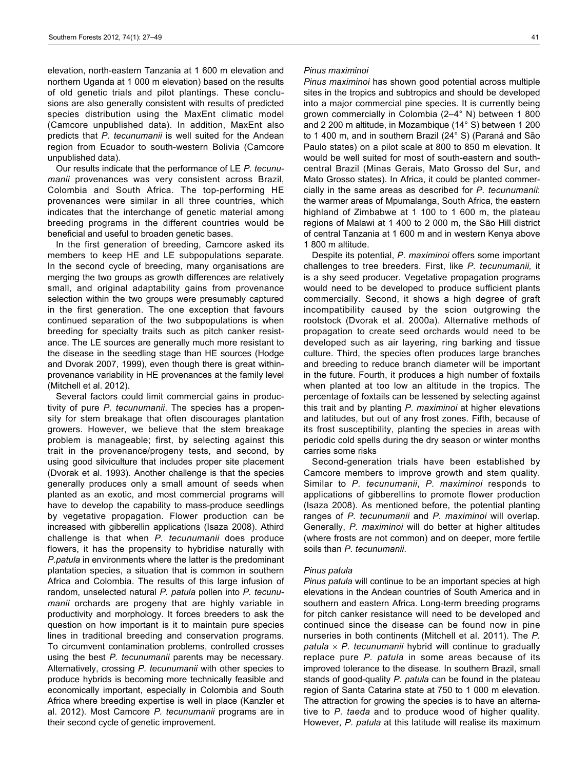elevation, north-eastern Tanzania at 1 600 m elevation and northern Uganda at 1 000 m elevation) based on the results of old genetic trials and pilot plantings. These conclusions are also generally consistent with results of predicted species distribution using the MaxEnt climatic model (Camcore unpublished data). In addition, MaxEnt also predicts that *P. tecunumanii* is well suited for the Andean region from Ecuador to south-western Bolivia (Camcore unpublished data).

Our results indicate that the performance of LE *P. tecunumanii* provenances was very consistent across Brazil, Colombia and South Africa. The top-performing HE provenances were similar in all three countries, which indicates that the interchange of genetic material among breeding programs in the different countries would be beneficial and useful to broaden genetic bases.

In the first generation of breeding, Camcore asked its members to keep HE and LE subpopulations separate. In the second cycle of breeding, many organisations are merging the two groups as growth differences are relatively small, and original adaptability gains from provenance selection within the two groups were presumably captured in the first generation. The one exception that favours continued separation of the two subpopulations is when breeding for specialty traits such as pitch canker resistance. The LE sources are generally much more resistant to the disease in the seedling stage than HE sources (Hodge and Dvorak 2007, 1999), even though there is great within-provenance variability in HE provenances at the family level (Mitchell et al. 2012).

Several factors could limit commercial gains in productivity of pure *P. tecunumanii*. The species has a propensity for stem breakage that often discourages plantation growers. However, we believe that the stem breakage problem is manageable; first, by selecting against this trait in the provenance/progeny tests, and second, by using good silviculture that includes proper site placement (Dvorak et al. 1993). Another challenge is that the species generally produces only a small amount of seeds when planted as an exotic, and most commercial programs will have to develop the capability to mass-produce seedlings by vegetative propagation. Flower production can be increased with gibberellin applications (Isaza 2008). Athird challenge is that when *P. tecunumanii* does produce flowers, it has the propensity to hybridise naturally with *P.patula* in environments where the latter is the predominant plantation species, a situation that is common in southern Africa and Colombia. The results of this large infusion of random, unselected natural *P. patula* pollen into *P. tecunumanii* orchards are progeny that are highly variable in productivity and morphology. It forces breeders to ask the question on how important is it to maintain pure species lines in traditional breeding and conservation programs. To circumvent contamination problems, controlled crosses using the best *P. tecunumanii* parents may be necessary. Alternatively, crossing *P. tecunumanii* with other species to produce hybrids is becoming more technically feasible and economically important, especially in Colombia and South Africa where breeding expertise is well in place (Kanzler et al. 2012). Most Camcore *P. tecunumanii* programs are in their second cycle of genetic improvement.

#### *Pinus maximinoi*

*Pinus maximinoi* has shown good potential across multiple sites in the tropics and subtropics and should be developed into a major commercial pine species. It is currently being grown commercially in Colombia (2–4° N) between 1 800 and 2 200 m altitude, in Mozambique (14° S) between 1 200 to 1 400 m, and in southern Brazil (24° S) (Paraná and São Paulo states) on a pilot scale at 800 to 850 m elevation. It would be well suited for most of south-eastern and south-central Brazil (Minas Gerais, Mato Grosso del Sur, and Mato Grosso states). In Africa, it could be planted commercially in the same areas as described for *P. tecunumanii*: the warmer areas of Mpumalanga, South Africa, the eastern highland of Zimbabwe at 1 100 to 1 600 m, the plateau regions of Malawi at 1 400 to 2 000 m, the São Hill district of central Tanzania at 1 600 m and in western Kenya above 1 800 m altitude.

Despite its potential, *P. maximinoi* offers some important challenges to tree breeders. First, like *P. tecunumanii,* it is a shy seed producer. Vegetative propagation programs would need to be developed to produce sufficient plants commercially. Second, it shows a high degree of graft incompatibility caused by the scion outgrowing the rootstock (Dvorak et al. 2000a). Alternative methods of propagation to create seed orchards would need to be developed such as air layering, ring barking and tissue culture. Third, the species often produces large branches and breeding to reduce branch diameter will be important in the future. Fourth, it produces a high number of foxtails when planted at too low an altitude in the tropics. The percentage of foxtails can be lessened by selecting against this trait and by planting *P. maximinoi* at higher elevations and latitudes, but out of any frost zones. Fifth, because of its frost susceptibility, planting the species in areas with periodic cold spells during the dry season or winter months carries some risks

Second-generation trials have been established by Camcore members to improve growth and stem quality. Similar to *P. tecunumanii*, *P. maximinoi* responds to applications of gibberellins to promote flower production (Isaza 2008). As mentioned before, the potential planting ranges of *P. tecunumanii* and *P. maximinoi* will overlap. Generally, *P. maximinoi* will do better at higher altitudes (where frosts are not common) and on deeper, more fertile soils than *P. tecunumanii*.

#### *Pinus patula*

*Pinus patula* will continue to be an important species at high elevations in the Andean countries of South America and in southern and eastern Africa. Long-term breeding programs for pitch canker resistance will need to be developed and continued since the disease can be found now in pine nurseries in both continents (Mitchell et al. 2011). The *P. patula* × *P. tecunumanii* hybrid will continue to gradually replace pure *P. patula* in some areas because of its improved tolerance to the disease. In southern Brazil, small stands of good-quality *P. patula* can be found in the plateau region of Santa Catarina state at 750 to 1 000 m elevation. The attraction for growing the species is to have an alternative to *P. taeda* and to produce wood of higher quality. However, *P. patula* at this latitude will realise its maximum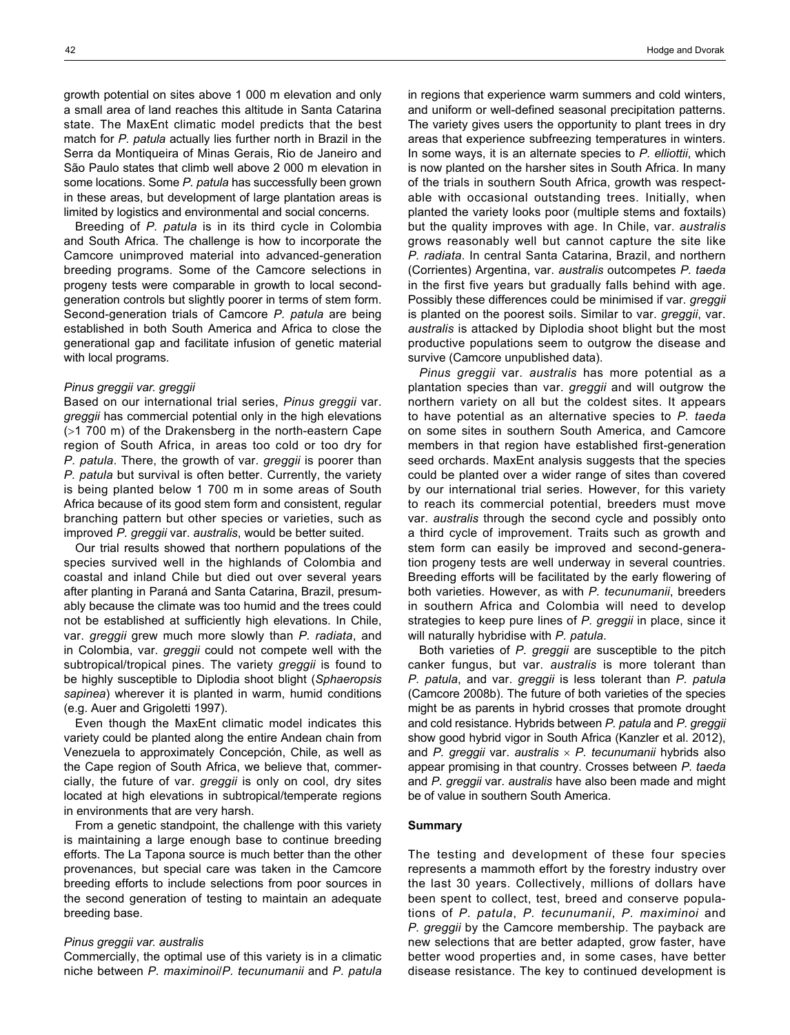growth potential on sites above 1 000 m elevation and only a small area of land reaches this altitude in Santa Catarina state. The MaxEnt climatic model predicts that the best match for *P. patula* actually lies further north in Brazil in the Serra da Montiqueira of Minas Gerais, Rio de Janeiro and São Paulo states that climb well above 2 000 m elevation in some locations. Some *P. patula* has successfully been grown in these areas, but development of large plantation areas is limited by logistics and environmental and social concerns.

Breeding of *P. patula* is in its third cycle in Colombia and South Africa. The challenge is how to incorporate the Camcore unimproved material into advanced-generation breeding programs. Some of the Camcore selections in progeny tests were comparable in growth to local second-generation controls but slightly poorer in terms of stem form. Second-generation trials of Camcore *P. patula* are being established in both South America and Africa to close the generational gap and facilitate infusion of genetic material with local programs.

#### *Pinus greggii var. greggii*

Based on our international trial series, *Pinus greggii* var. *greggii* has commercial potential only in the high elevations (>1 700 m) of the Drakensberg in the north-eastern Cape region of South Africa, in areas too cold or too dry for *P. patula*. There, the growth of var. *greggii* is poorer than *P. patula* but survival is often better. Currently, the variety is being planted below 1 700 m in some areas of South Africa because of its good stem form and consistent, regular branching pattern but other species or varieties, such as improved *P. greggii* var. *australis*, would be better suited.

Our trial results showed that northern populations of the species survived well in the highlands of Colombia and coastal and inland Chile but died out over several years after planting in Paraná and Santa Catarina, Brazil, presumably because the climate was too humid and the trees could not be established at sufficiently high elevations. In Chile, var. *greggii* grew much more slowly than *P. radiata*, and in Colombia, var. *greggii* could not compete well with the subtropical/tropical pines. The variety *greggii* is found to be highly susceptible to Diplodia shoot blight (*Sphaeropsis sapinea*) wherever it is planted in warm, humid conditions (e.g. Auer and Grigoletti 1997).

Even though the MaxEnt climatic model indicates this variety could be planted along the entire Andean chain from Venezuela to approximately Concepción, Chile, as well as the Cape region of South Africa, we believe that, commercially, the future of var. *greggii* is only on cool, dry sites located at high elevations in subtropical/temperate regions in environments that are very harsh.

From a genetic standpoint, the challenge with this variety is maintaining a large enough base to continue breeding efforts. The La Tapona source is much better than the other provenances, but special care was taken in the Camcore breeding efforts to include selections from poor sources in the second generation of testing to maintain an adequate breeding base.

#### *Pinus greggii var. australis*

Commercially, the optimal use of this variety is in a climatic niche between *P. maximinoi*/*P. tecunumanii* and *P. patula* in regions that experience warm summers and cold winters, and uniform or well-defined seasonal precipitation patterns. The variety gives users the opportunity to plant trees in dry areas that experience subfreezing temperatures in winters. In some ways, it is an alternate species to *P. elliottii*, which is now planted on the harsher sites in South Africa. In many of the trials in southern South Africa, growth was respectable with occasional outstanding trees. Initially, when planted the variety looks poor (multiple stems and foxtails) but the quality improves with age. In Chile, var. *australis* grows reasonably well but cannot capture the site like *P. radiata*. In central Santa Catarina, Brazil, and northern (Corrientes) Argentina, var. *australis* outcompetes *P. taeda* in the first five years but gradually falls behind with age. Possibly these differences could be minimised if var. *greggii* is planted on the poorest soils. Similar to var. *greggii*, var. *australis* is attacked by Diplodia shoot blight but the most productive populations seem to outgrow the disease and survive (Camcore unpublished data).

*Pinus greggii* var. *australis* has more potential as a plantation species than var. *greggii* and will outgrow the northern variety on all but the coldest sites. It appears to have potential as an alternative species to *P. taeda* on some sites in southern South America, and Camcore members in that region have established first-generation seed orchards. MaxEnt analysis suggests that the species could be planted over a wider range of sites than covered by our international trial series. However, for this variety to reach its commercial potential, breeders must move var. *australis* through the second cycle and possibly onto a third cycle of improvement. Traits such as growth and stem form can easily be improved and second-generation progeny tests are well underway in several countries. Breeding efforts will be facilitated by the early flowering of both varieties. However, as with *P. tecunumanii*, breeders in southern Africa and Colombia will need to develop strategies to keep pure lines of *P. greggii* in place, since it will naturally hybridise with *P. patula*.

Both varieties of *P. greggii* are susceptible to the pitch canker fungus, but var. *australis* is more tolerant than *P. patula*, and var. *greggii* is less tolerant than *P. patula* (Camcore 2008b). The future of both varieties of the species might be as parents in hybrid crosses that promote drought and cold resistance. Hybrids between *P. patula* and *P. greggii* show good hybrid vigor in South Africa (Kanzler et al. 2012), and *P. greggii* var. *australis* × *P. tecunumanii* hybrids also appear promising in that country. Crosses between *P. taeda* and *P. greggii* var. *australis* have also been made and might be of value in southern South America.

### Summary

The testing and development of these four species represents a mammoth effort by the forestry industry over the last 30 years. Collectively, millions of dollars have been spent to collect, test, breed and conserve populations of *P. patula*, *P. tecunumanii*, *P. maximinoi* and *P. greggii* by the Camcore membership. The payback are new selections that are better adapted, grow faster, have better wood properties and, in some cases, have better disease resistance. The key to continued development is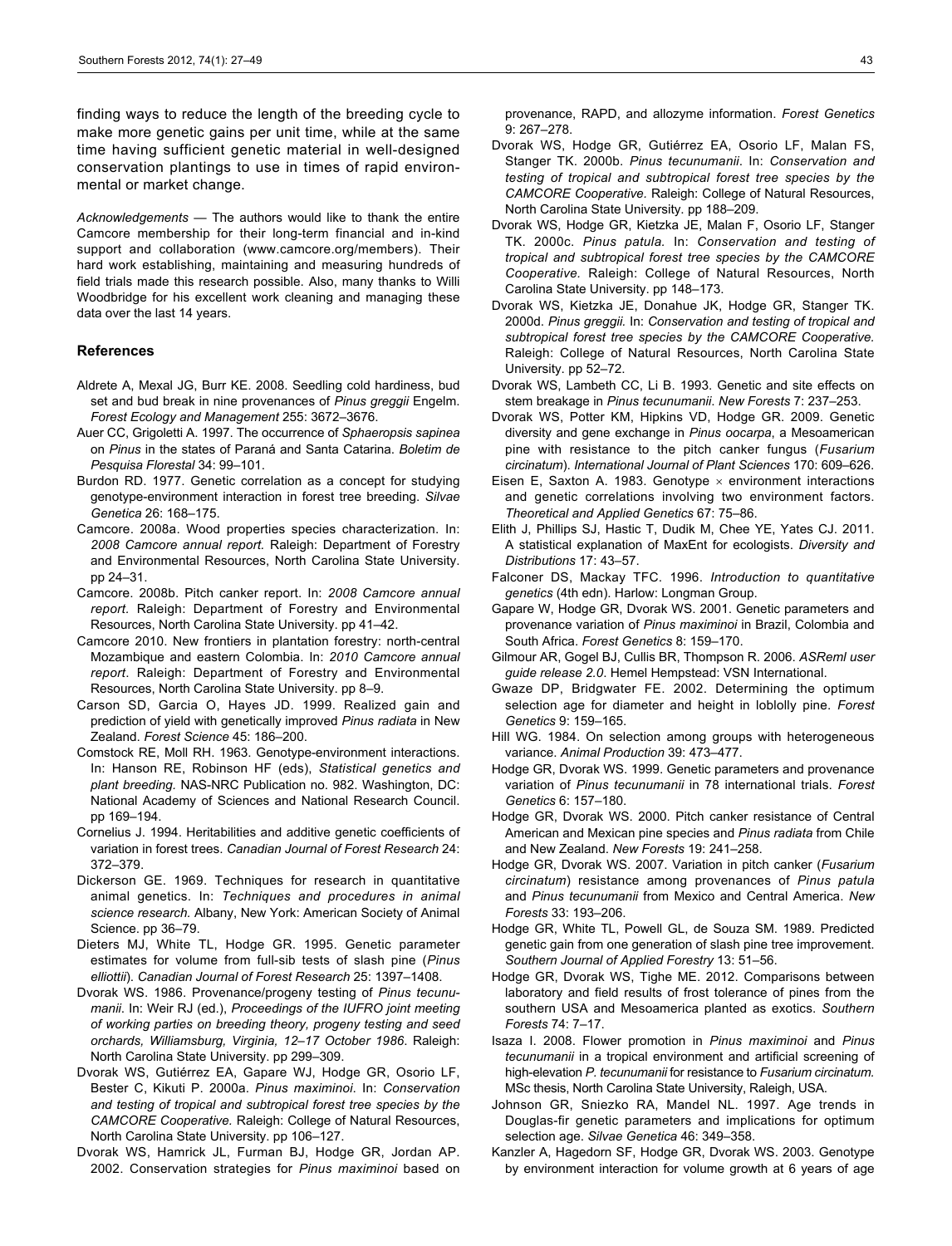finding ways to reduce the length of the breeding cycle to make more genetic gains per unit time, while at the same time having sufficient genetic material in well-designed conservation plantings to use in times of rapid environmental or market change.

*Acknowledgements* — The authors would like to thank the entire Camcore membership for their long-term financial and in-kind support and collaboration (www.camcore.org/members). Their hard work establishing, maintaining and measuring hundreds of field trials made this research possible. Also, many thanks to Willi Woodbridge for his excellent work cleaning and managing these data over the last 14 years.

### References

Aldrete A, Mexal JG, Burr KE. 2008. Seedling cold hardiness, bud set and bud break in nine provenances of *Pinus greggii* Engelm. *Forest Ecology and Management* 255: 3672–3676.

Auer CC, Grigoletti A. 1997. The occurrence of *Sphaeropsis sapinea* on *Pinus* in the states of Paraná and Santa Catarina. *Boletim de Pesquisa Florestal* 34: 99–101.

Burdon RD. 1977. Genetic correlation as a concept for studying genotype-environment interaction in forest tree breeding. *Silvae Genetica* 26: 168–175.

Camcore. 2008a. Wood properties species characterization. In: *2008 Camcore annual report.* Raleigh: Department of Forestry and Environmental Resources, North Carolina State University. pp 24–31.

Camcore. 2008b. Pitch canker report. In: *2008 Camcore annual report.* Raleigh: Department of Forestry and Environmental Resources, North Carolina State University. pp 41–42.

Camcore 2010. New frontiers in plantation forestry: north-central Mozambique and eastern Colombia. In: *2010 Camcore annual report*. Raleigh: Department of Forestry and Environmental Resources, North Carolina State University. pp 8–9.

Carson SD, Garcia O, Hayes JD. 1999. Realized gain and prediction of yield with genetically improved *Pinus radiata* in New Zealand. *Forest Science* 45: 186–200.

Comstock RE, Moll RH. 1963. Genotype-environment interactions. In: Hanson RE, Robinson HF (eds), *Statistical genetics and plant breeding.* NAS-NRC Publication no. 982. Washington, DC: National Academy of Sciences and National Research Council. pp 169–194.

Cornelius J. 1994. Heritabilities and additive genetic coefficients of variation in forest trees. *Canadian Journal of Forest Research* 24: 372–379.

Dickerson GE. 1969. Techniques for research in quantitative animal genetics. In: *Techniques and procedures in animal science research.* Albany, New York: American Society of Animal Science. pp 36–79.

Dieters MJ, White TL, Hodge GR. 1995. Genetic parameter estimates for volume from full-sib tests of slash pine (*Pinus elliottii*). *Canadian Journal of Forest Research* 25: 1397–1408.

Dvorak WS. 1986. Provenance/progeny testing of *Pinus tecunumanii*. In: Weir RJ (ed.), *Proceedings of the IUFRO joint meeting of working parties on breeding theory, progeny testing and seed orchards, Williamsburg, Virginia, 12–17 October 1986.* Raleigh: North Carolina State University. pp 299–309.

Dvorak WS, Gutiérrez EA, Gapare WJ, Hodge GR, Osorio LF, Bester C, Kikuti P. 2000a. *Pinus maximinoi*. In: *Conservation and testing of tropical and subtropical forest tree species by the CAMCORE Cooperative.* Raleigh: College of Natural Resources, North Carolina State University. pp 106–127.

Dvorak WS, Hamrick JL, Furman BJ, Hodge GR, Jordan AP. 2002. Conservation strategies for *Pinus maximinoi* based on provenance, RAPD, and allozyme information. *Forest Genetics* 9: 267–278.

Dvorak WS, Hodge GR, Gutiérrez EA, Osorio LF, Malan FS, Stanger TK. 2000b. *Pinus tecunumanii*. In: *Conservation and testing of tropical and subtropical forest tree species by the CAMCORE Cooperative.* Raleigh: College of Natural Resources, North Carolina State University. pp 188–209.

Dvorak WS, Hodge GR, Kietzka JE, Malan F, Osorio LF, Stanger TK. 2000c. *Pinus patula*. In: *Conservation and testing of tropical and subtropical forest tree species by the CAMCORE Cooperative.* Raleigh: College of Natural Resources, North Carolina State University. pp 148–173.

Dvorak WS, Kietzka JE, Donahue JK, Hodge GR, Stanger TK. 2000d. *Pinus greggii.* In: *Conservation and testing of tropical and subtropical forest tree species by the CAMCORE Cooperative.* Raleigh: College of Natural Resources, North Carolina State University. pp 52–72.

Dvorak WS, Lambeth CC, Li B. 1993. Genetic and site effects on stem breakage in *Pinus tecunumanii*. *New Forests* 7: 237–253.

Dvorak WS, Potter KM, Hipkins VD, Hodge GR. 2009. Genetic diversity and gene exchange in *Pinus oocarpa*, a Mesoamerican pine with resistance to the pitch canker fungus (*Fusarium circinatum*). *International Journal of Plant Sciences* 170: 609–626.

Eisen E, Saxton A. 1983. Genotype × environment interactions and genetic correlations involving two environment factors. *Theoretical and Applied Genetics* 67: 75–86.

Elith J, Phillips SJ, Hastic T, Dudik M, Chee YE, Yates CJ. 2011. A statistical explanation of MaxEnt for ecologists. *Diversity and Distributions* 17: 43–57.

Falconer DS, Mackay TFC. 1996. *Introduction to quantitative genetics* (4th edn). Harlow: Longman Group.

Gapare W, Hodge GR, Dvorak WS. 2001. Genetic parameters and provenance variation of *Pinus maximinoi* in Brazil, Colombia and South Africa. *Forest Genetics* 8: 159–170.

Gilmour AR, Gogel BJ, Cullis BR, Thompson R. 2006. *ASReml user guide release 2.0*. Hemel Hempstead: VSN International.

Gwaze DP, Bridgwater FE. 2002. Determining the optimum selection age for diameter and height in loblolly pine. *Forest Genetics* 9: 159–165.

Hill WG. 1984. On selection among groups with heterogeneous variance. *Animal Production* 39: 473–477.

Hodge GR, Dvorak WS. 1999. Genetic parameters and provenance variation of *Pinus tecunumanii* in 78 international trials. *Forest Genetics* 6: 157–180.

Hodge GR, Dvorak WS. 2000. Pitch canker resistance of Central American and Mexican pine species and *Pinus radiata* from Chile and New Zealand. *New Forests* 19: 241–258.

Hodge GR, Dvorak WS. 2007. Variation in pitch canker (*Fusarium circinatum*) resistance among provenances of *Pinus patula* and *Pinus tecunumanii* from Mexico and Central America. *New Forests* 33: 193–206.

Hodge GR, White TL, Powell GL, de Souza SM. 1989. Predicted genetic gain from one generation of slash pine tree improvement. *Southern Journal of Applied Forestry* 13: 51–56.

Hodge GR, Dvorak WS, Tighe ME. 2012. Comparisons between laboratory and field results of frost tolerance of pines from the southern USA and Mesoamerica planted as exotics. *Southern Forests* 74: 7–17.

Isaza I. 2008. Flower promotion in *Pinus maximinoi* and *Pinus tecunumanii* in a tropical environment and artificial screening of high-elevation *P. tecunumanii* for resistance to *Fusarium circinatum.* MSc thesis, North Carolina State University, Raleigh, USA.

Johnson GR, Sniezko RA, Mandel NL. 1997. Age trends in Douglas-fir genetic parameters and implications for optimum selection age. *Silvae Genetica* 46: 349–358.

Kanzler A, Hagedorn SF, Hodge GR, Dvorak WS. 2003. Genotype by environment interaction for volume growth at 6 years of age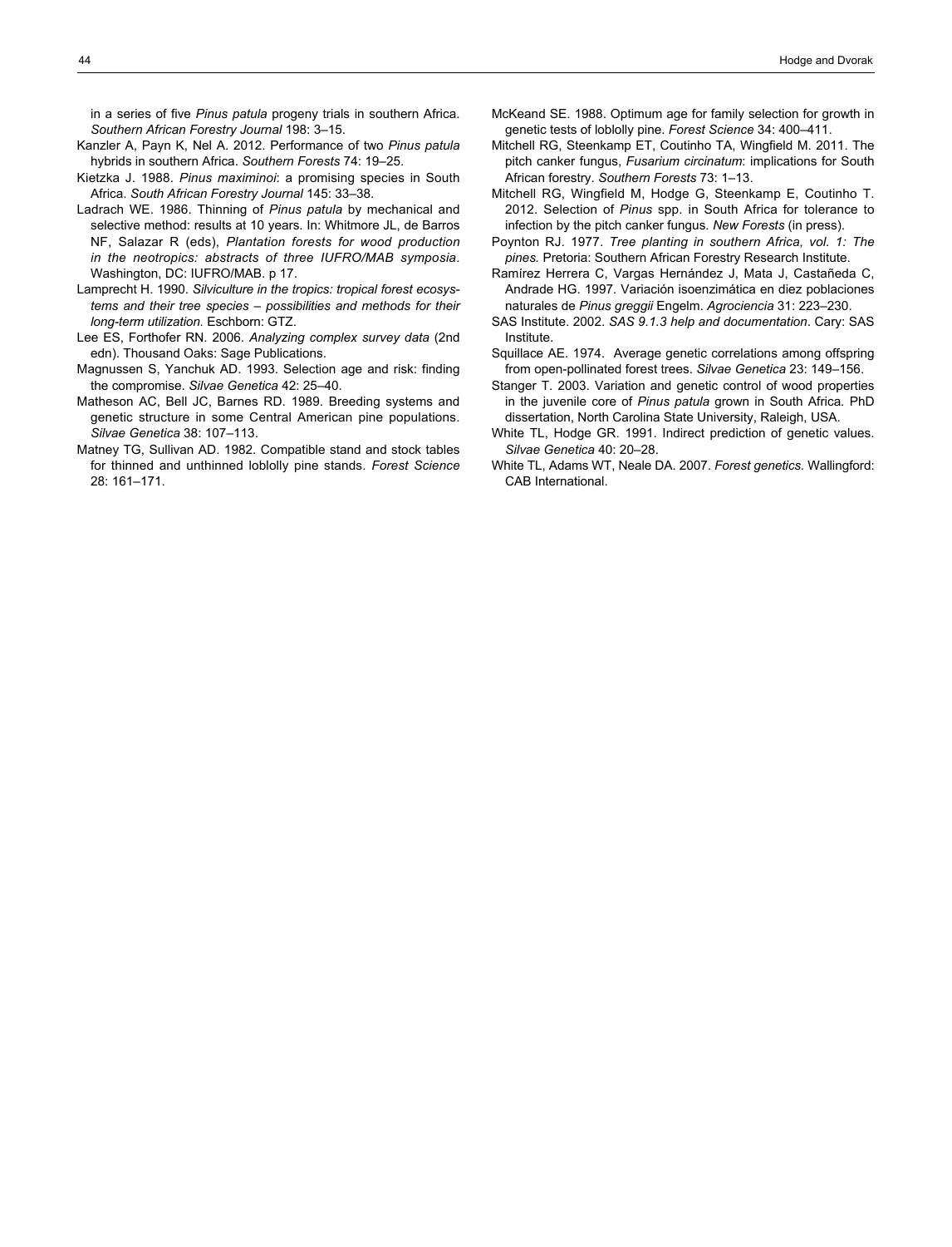in a series of five *Pinus patula* progeny trials in southern Africa. *Southern African Forestry Journal* 198: 3–15.

Kanzler A, Payn K, Nel A. 2012. Performance of two *Pinus patula* hybrids in southern Africa. *Southern Forests* 74: 19–25.

Kietzka J. 1988. *Pinus maximinoi*: a promising species in South Africa. *South African Forestry Journal* 145: 33–38.

Ladrach WE. 1986. Thinning of *Pinus patula* by mechanical and selective method: results at 10 years. In: Whitmore JL, de Barros NF, Salazar R (eds), *Plantation forests for wood production in the neotropics: abstracts of three IUFRO/MAB symposia*. Washington, DC: IUFRO/MAB. p 17.

Lamprecht H. 1990. *Silviculture in the tropics: tropical forest ecosystems and their tree species – possibilities and methods for their long-term utilization.* Eschborn: GTZ.

Lee ES, Forthofer RN. 2006. *Analyzing complex survey data* (2nd edn). Thousand Oaks: Sage Publications.

Magnussen S, Yanchuk AD. 1993. Selection age and risk: finding the compromise. *Silvae Genetica* 42: 25–40.

Matheson AC, Bell JC, Barnes RD. 1989. Breeding systems and genetic structure in some Central American pine populations. *Silvae Genetica* 38: 107–113.

Matney TG, Sullivan AD. 1982. Compatible stand and stock tables for thinned and unthinned loblolly pine stands. *Forest Science* 28: 161–171.

McKeand SE. 1988. Optimum age for family selection for growth in genetic tests of loblolly pine. *Forest Science* 34: 400–411.

Mitchell RG, Steenkamp ET, Coutinho TA, Wingfield M. 2011. The pitch canker fungus, *Fusarium circinatum*: implications for South African forestry. *Southern Forests* 73: 1–13.

Mitchell RG, Wingfield M, Hodge G, Steenkamp E, Coutinho T. 2012. Selection of *Pinus* spp. in South Africa for tolerance to infection by the pitch canker fungus. *New Forests* (in press).

Poynton RJ. 1977. *Tree planting in southern Africa, vol. 1: The pines.* Pretoria: Southern African Forestry Research Institute.

Ramírez Herrera C, Vargas Hernández J, Mata J, Castañeda C, Andrade HG. 1997. Variación isoenzimática en diez poblaciones naturales de *Pinus greggii* Engelm. *Agrociencia* 31: 223–230.

SAS Institute. 2002. *SAS 9.1.3 help and documentation*. Cary: SAS Institute.

Squillace AE. 1974. Average genetic correlations among offspring from open-pollinated forest trees. *Silvae Genetica* 23: 149–156.

Stanger T. 2003. Variation and genetic control of wood properties in the juvenile core of *Pinus patula* grown in South Africa. PhD dissertation, North Carolina State University, Raleigh, USA.

White TL, Hodge GR. 1991. Indirect prediction of genetic values. *Silvae Genetica* 40: 20–28.

White TL, Adams WT, Neale DA. 2007. *Forest genetics.* Wallingford: CAB International.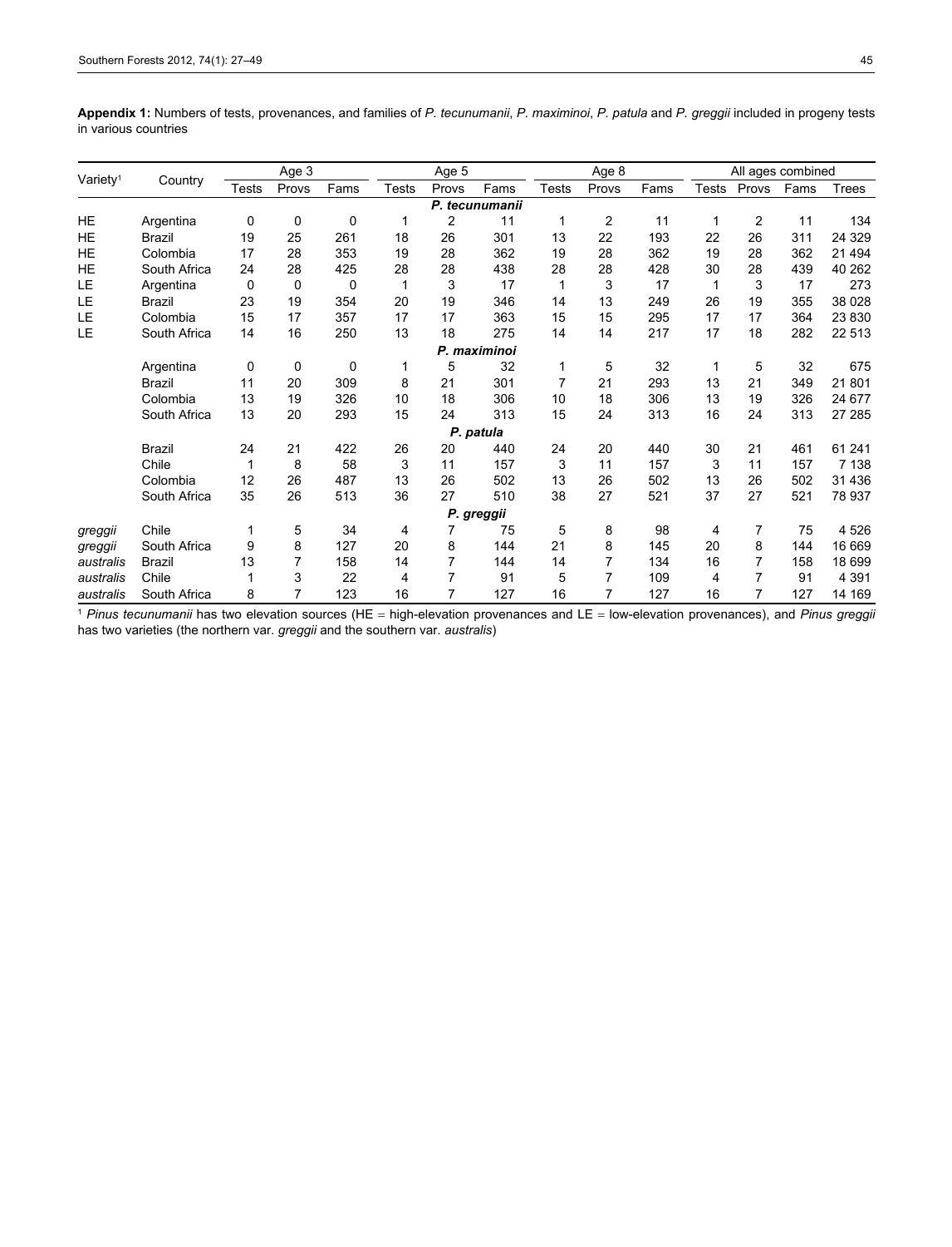**Appendix 1:** Numbers of tests, provenances, and families of *P. tecunumanii*, *P. maximinoi*, *P. patula* and *P. greggii* included in progeny tests in various countries

| Variety[1] | Country | Age 3 | | | Age 5 | | | Age 8 | | | All ages combined | | | |
|---|---|---|---|---|---|---|---|---|---|---|---|---|---|---|
| | | Tests | Provs | Fams | Tests | Provs | Fams | Tests | Provs | Fams | Tests | Provs | Fams | Trees |
| | | | | | | | ***P. tecunumanii*** | | | | | | | |
| HE | Argentina | 0 | 0 | 0 | 1 | 2 | 11 | 1 | 2 | 11 | 1 | 2 | 11 | 134 |
| HE | Brazil | 19 | 25 | 261 | 18 | 26 | 301 | 13 | 22 | 193 | 22 | 26 | 311 | 24 329 |
| HE | Colombia | 17 | 28 | 353 | 19 | 28 | 362 | 19 | 28 | 362 | 19 | 28 | 362 | 21 494 |
| HE | South Africa | 24 | 28 | 425 | 28 | 28 | 438 | 28 | 28 | 428 | 30 | 28 | 439 | 40 262 |
| LE | Argentina | 0 | 0 | 0 | 1 | 3 | 17 | 1 | 3 | 17 | 1 | 3 | 17 | 273 |
| LE | Brazil | 23 | 19 | 354 | 20 | 19 | 346 | 14 | 13 | 249 | 26 | 19 | 355 | 38 028 |
| LE | Colombia | 15 | 17 | 357 | 17 | 17 | 363 | 15 | 15 | 295 | 17 | 17 | 364 | 23 830 |
| LE | South Africa | 14 | 16 | 250 | 13 | 18 | 275 | 14 | 14 | 217 | 17 | 18 | 282 | 22 513 |
| | | | | | | | ***P. maximinoi*** | | | | | | | |
| | Argentina | 0 | 0 | 0 | 1 | 5 | 32 | 1 | 5 | 32 | 1 | 5 | 32 | 675 |
| | Brazil | 11 | 20 | 309 | 8 | 21 | 301 | 7 | 21 | 293 | 13 | 21 | 349 | 21 801 |
| | Colombia | 13 | 19 | 326 | 10 | 18 | 306 | 10 | 18 | 306 | 13 | 19 | 326 | 24 677 |
| | South Africa | 13 | 20 | 293 | 15 | 24 | 313 | 15 | 24 | 313 | 16 | 24 | 313 | 27 285 |
| | | | | | | | ***P. patula*** | | | | | | | |
| | Brazil | 24 | 21 | 422 | 26 | 20 | 440 | 24 | 20 | 440 | 30 | 21 | 461 | 61 241 |
| | Chile | 1 | 8 | 58 | 3 | 11 | 157 | 3 | 11 | 157 | 3 | 11 | 157 | 7 138 |
| | Colombia | 12 | 26 | 487 | 13 | 26 | 502 | 13 | 26 | 502 | 13 | 26 | 502 | 31 436 |
| | South Africa | 35 | 26 | 513 | 36 | 27 | 510 | 38 | 27 | 521 | 37 | 27 | 521 | 78 937 |
| | | | | | | | ***P. greggii*** | | | | | | | |
| *greggii* | Chile | 1 | 5 | 34 | 4 | 7 | 75 | 5 | 8 | 98 | 4 | 7 | 75 | 4 526 |
| *greggii* | South Africa | 9 | 8 | 127 | 20 | 8 | 144 | 21 | 8 | 145 | 20 | 8 | 144 | 16 669 |
| *australis* | Brazil | 13 | 7 | 158 | 14 | 7 | 144 | 14 | 7 | 134 | 16 | 7 | 158 | 18 699 |
| *australis* | Chile | 1 | 3 | 22 | 4 | 7 | 91 | 5 | 7 | 109 | 4 | 7 | 91 | 4 391 |
| *australis* | South Africa | 8 | 7 | 123 | 16 | 7 | 127 | 16 | 7 | 127 | 16 | 7 | 127 | 14 169 |

[1] *Pinus tecunumanii* has two elevation sources (HE = high-elevation provenances and LE = low-elevation provenances), and *Pinus greggii* has two varieties (the northern var. *greggii* and the southern var. *australis*)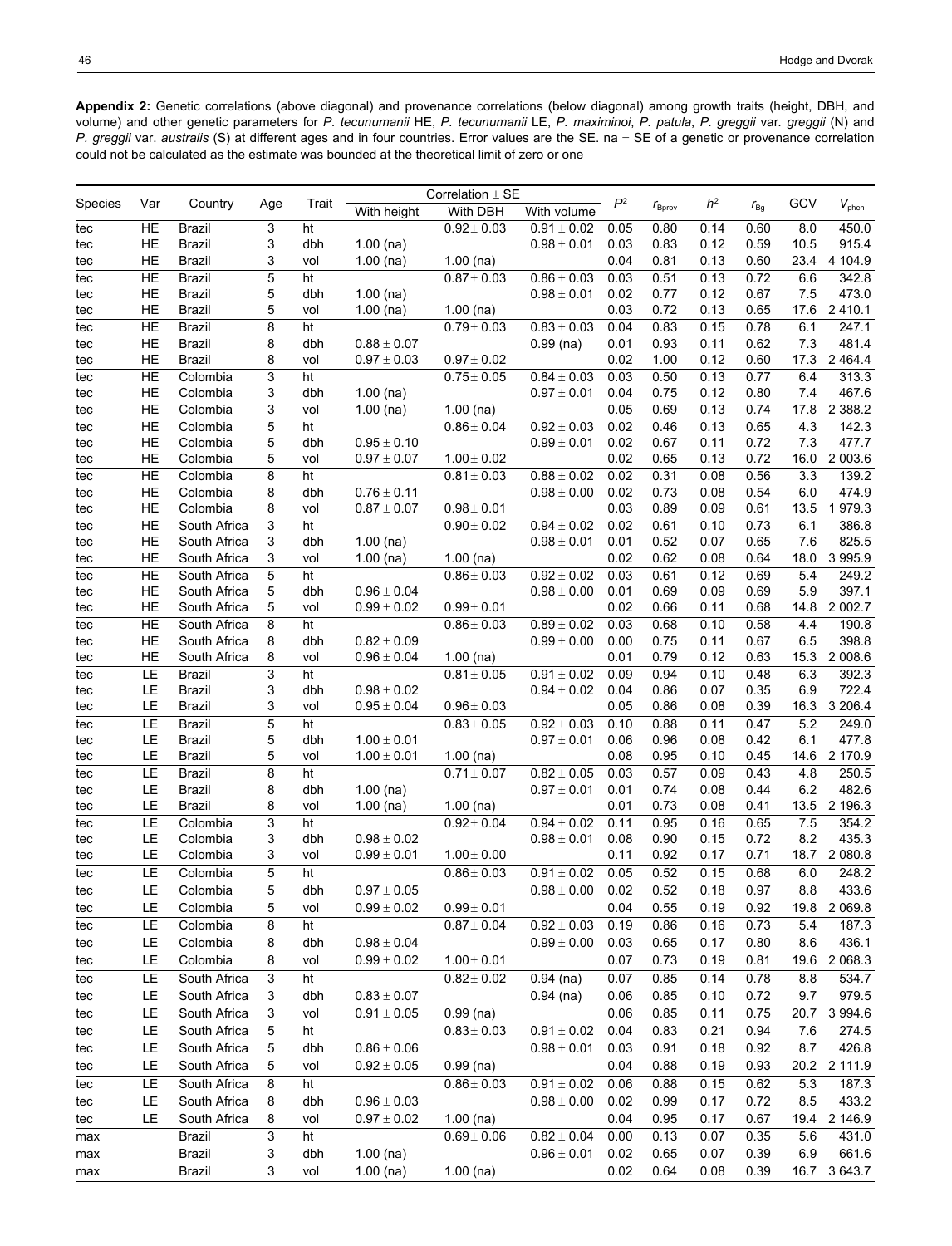**Appendix 2:** Genetic correlations (above diagonal) and provenance correlations (below diagonal) among growth traits (height, DBH, and volume) and other genetic parameters for *P. tecunumanii* HE, *P. tecunumanii* LE, *P. maximinoi*, *P. patula*, *P. greggii* var. *greggii* (N) and *P. greggii* var. *australis* (S) at different ages and in four countries. Error values are the SE. na = SE of a genetic or provenance correlation could not be calculated as the estimate was bounded at the theoretical limit of zero or one

| Species | Var | Country | Age | Trait | Correlation ± SE | | | $P^2$ | $r_{Bprov}$ | $h^2$ | $r_{Bg}$ | GCV | $V_{phen}$ |
|---|---|---|---|---|---|---|---|---|---|---|---|---|---|
| | | | | | With height | With DBH | With volume | | | | | | |
| tec | HE | Brazil | 3 | ht | | 0.92 ± 0.03 | 0.91 ± 0.02 | 0.05 | 0.80 | 0.14 | 0.60 | 8.0 | 450.0 |
| tec | HE | Brazil | 3 | dbh | 1.00 (na) | | 0.98 ± 0.01 | 0.03 | 0.83 | 0.12 | 0.59 | 10.5 | 915.4 |
| tec | HE | Brazil | 3 | vol | 1.00 (na) | 1.00 (na) | | 0.04 | 0.81 | 0.13 | 0.60 | 23.4 | 4 104.9 |
| tec | HE | Brazil | 5 | ht | | 0.87 ± 0.03 | 0.86 ± 0.03 | 0.03 | 0.51 | 0.13 | 0.72 | 6.6 | 342.8 |
| tec | HE | Brazil | 5 | dbh | 1.00 (na) | | 0.98 ± 0.01 | 0.02 | 0.77 | 0.12 | 0.67 | 7.5 | 473.0 |
| tec | HE | Brazil | 5 | vol | 1.00 (na) | 1.00 (na) | | 0.03 | 0.72 | 0.13 | 0.65 | 17.6 | 2 410.1 |
| tec | HE | Brazil | 8 | ht | | 0.79 ± 0.03 | 0.83 ± 0.03 | 0.04 | 0.83 | 0.15 | 0.78 | 6.1 | 247.1 |
| tec | HE | Brazil | 8 | dbh | 0.88 ± 0.07 | | 0.99 (na) | 0.01 | 0.93 | 0.11 | 0.62 | 7.3 | 481.4 |
| tec | HE | Brazil | 8 | vol | 0.97 ± 0.03 | 0.97 ± 0.02 | | 0.02 | 1.00 | 0.12 | 0.60 | 17.3 | 2 464.4 |
| tec | HE | Colombia | 3 | ht | | 0.75 ± 0.05 | 0.84 ± 0.03 | 0.03 | 0.50 | 0.13 | 0.77 | 6.4 | 313.3 |
| tec | HE | Colombia | 3 | dbh | 1.00 (na) | | 0.97 ± 0.01 | 0.04 | 0.75 | 0.12 | 0.80 | 7.4 | 467.6 |
| tec | HE | Colombia | 3 | vol | 1.00 (na) | 1.00 (na) | | 0.05 | 0.69 | 0.13 | 0.74 | 17.8 | 2 388.2 |
| tec | HE | Colombia | 5 | ht | | 0.86 ± 0.04 | 0.92 ± 0.03 | 0.02 | 0.46 | 0.13 | 0.65 | 4.3 | 142.3 |
| tec | HE | Colombia | 5 | dbh | 0.95 ± 0.10 | | 0.99 ± 0.01 | 0.02 | 0.67 | 0.11 | 0.72 | 7.3 | 477.7 |
| tec | HE | Colombia | 5 | vol | 0.97 ± 0.07 | 1.00 ± 0.02 | | 0.02 | 0.65 | 0.13 | 0.72 | 16.0 | 2 003.6 |
| tec | HE | Colombia | 8 | ht | | 0.81 ± 0.03 | 0.88 ± 0.02 | 0.02 | 0.31 | 0.08 | 0.56 | 3.3 | 139.2 |
| tec | HE | Colombia | 8 | dbh | 0.76 ± 0.11 | | 0.98 ± 0.00 | 0.02 | 0.73 | 0.08 | 0.54 | 6.0 | 474.9 |
| tec | HE | Colombia | 8 | vol | 0.87 ± 0.07 | 0.98 ± 0.01 | | 0.03 | 0.89 | 0.09 | 0.61 | 13.5 | 1 979.3 |
| tec | HE | South Africa | 3 | ht | | 0.90 ± 0.02 | 0.94 ± 0.02 | 0.02 | 0.61 | 0.10 | 0.73 | 6.1 | 386.8 |
| tec | HE | South Africa | 3 | dbh | 1.00 (na) | | 0.98 ± 0.01 | 0.01 | 0.52 | 0.07 | 0.65 | 7.6 | 825.5 |
| tec | HE | South Africa | 3 | vol | 1.00 (na) | 1.00 (na) | | 0.02 | 0.62 | 0.08 | 0.64 | 18.0 | 3 995.9 |
| tec | HE | South Africa | 5 | ht | | 0.86 ± 0.03 | 0.92 ± 0.02 | 0.03 | 0.61 | 0.12 | 0.69 | 5.4 | 249.2 |
| tec | HE | South Africa | 5 | dbh | 0.96 ± 0.04 | | 0.98 ± 0.00 | 0.01 | 0.69 | 0.09 | 0.69 | 5.9 | 397.1 |
| tec | HE | South Africa | 5 | vol | 0.99 ± 0.02 | 0.99 ± 0.01 | | 0.02 | 0.66 | 0.11 | 0.68 | 14.8 | 2 002.7 |
| tec | HE | South Africa | 8 | ht | | 0.86 ± 0.03 | 0.89 ± 0.02 | 0.03 | 0.68 | 0.10 | 0.58 | 4.4 | 190.8 |
| tec | HE | South Africa | 8 | dbh | 0.82 ± 0.09 | | 0.99 ± 0.00 | 0.00 | 0.75 | 0.11 | 0.67 | 6.5 | 398.8 |
| tec | HE | South Africa | 8 | vol | 0.96 ± 0.04 | 1.00 (na) | | 0.01 | 0.79 | 0.12 | 0.63 | 15.3 | 2 008.6 |
| tec | LE | Brazil | 3 | ht | | 0.81 ± 0.05 | 0.91 ± 0.02 | 0.09 | 0.94 | 0.10 | 0.48 | 6.3 | 392.3 |
| tec | LE | Brazil | 3 | dbh | 0.98 ± 0.02 | | 0.94 ± 0.02 | 0.04 | 0.86 | 0.07 | 0.35 | 6.9 | 722.4 |
| tec | LE | Brazil | 3 | vol | 0.95 ± 0.04 | 0.96 ± 0.03 | | 0.05 | 0.86 | 0.08 | 0.39 | 16.3 | 3 206.4 |
| tec | LE | Brazil | 5 | ht | | 0.83 ± 0.05 | 0.92 ± 0.03 | 0.10 | 0.88 | 0.11 | 0.47 | 5.2 | 249.0 |
| tec | LE | Brazil | 5 | dbh | 1.00 ± 0.01 | | 0.97 ± 0.01 | 0.06 | 0.96 | 0.08 | 0.42 | 6.1 | 477.8 |
| tec | LE | Brazil | 5 | vol | 1.00 ± 0.01 | 1.00 (na) | | 0.08 | 0.95 | 0.10 | 0.45 | 14.6 | 2 170.9 |
| tec | LE | Brazil | 8 | ht | | 0.71 ± 0.07 | 0.82 ± 0.05 | 0.03 | 0.57 | 0.09 | 0.43 | 4.8 | 250.5 |
| tec | LE | Brazil | 8 | dbh | 1.00 (na) | | 0.97 ± 0.01 | 0.01 | 0.74 | 0.08 | 0.44 | 6.2 | 482.6 |
| tec | LE | Brazil | 8 | vol | 1.00 (na) | 1.00 (na) | | 0.01 | 0.73 | 0.08 | 0.41 | 13.5 | 2 196.3 |
| tec | LE | Colombia | 3 | ht | | 0.92 ± 0.04 | 0.94 ± 0.02 | 0.11 | 0.95 | 0.16 | 0.65 | 7.5 | 354.2 |
| tec | LE | Colombia | 3 | dbh | 0.98 ± 0.02 | | 0.98 ± 0.01 | 0.08 | 0.90 | 0.15 | 0.72 | 8.2 | 435.3 |
| tec | LE | Colombia | 3 | vol | 0.99 ± 0.01 | 1.00 ± 0.00 | | 0.11 | 0.92 | 0.17 | 0.71 | 18.7 | 2 080.8 |
| tec | LE | Colombia | 5 | ht | | 0.86 ± 0.03 | 0.91 ± 0.02 | 0.05 | 0.52 | 0.15 | 0.68 | 6.0 | 248.2 |
| tec | LE | Colombia | 5 | dbh | 0.97 ± 0.05 | | 0.98 ± 0.00 | 0.02 | 0.52 | 0.18 | 0.97 | 8.8 | 433.6 |
| tec | LE | Colombia | 5 | vol | 0.99 ± 0.02 | 0.99 ± 0.01 | | 0.04 | 0.55 | 0.19 | 0.92 | 19.8 | 2 069.8 |
| tec | LE | Colombia | 8 | ht | | 0.87 ± 0.04 | 0.92 ± 0.03 | 0.19 | 0.86 | 0.16 | 0.73 | 5.4 | 187.3 |
| tec | LE | Colombia | 8 | dbh | 0.98 ± 0.04 | | 0.99 ± 0.00 | 0.03 | 0.65 | 0.17 | 0.80 | 8.6 | 436.1 |
| tec | LE | Colombia | 8 | vol | 0.99 ± 0.02 | 1.00 ± 0.01 | | 0.07 | 0.73 | 0.19 | 0.81 | 19.6 | 2 068.3 |
| tec | LE | South Africa | 3 | ht | | 0.82 ± 0.02 | 0.94 (na) | 0.07 | 0.85 | 0.14 | 0.78 | 8.8 | 534.7 |
| tec | LE | South Africa | 3 | dbh | 0.83 ± 0.07 | | 0.94 (na) | 0.06 | 0.85 | 0.10 | 0.72 | 9.7 | 979.5 |
| tec | LE | South Africa | 3 | vol | 0.91 ± 0.05 | 0.99 (na) | | 0.06 | 0.85 | 0.11 | 0.75 | 20.7 | 3 994.6 |
| tec | LE | South Africa | 5 | ht | | 0.83 ± 0.03 | 0.91 ± 0.02 | 0.04 | 0.83 | 0.21 | 0.94 | 7.6 | 274.5 |
| tec | LE | South Africa | 5 | dbh | 0.86 ± 0.06 | | 0.98 ± 0.01 | 0.03 | 0.91 | 0.18 | 0.92 | 8.7 | 426.8 |
| tec | LE | South Africa | 5 | vol | 0.92 ± 0.05 | 0.99 (na) | | 0.04 | 0.88 | 0.19 | 0.93 | 20.2 | 2 111.9 |
| tec | LE | South Africa | 8 | ht | | 0.86 ± 0.03 | 0.91 ± 0.02 | 0.06 | 0.88 | 0.15 | 0.62 | 5.3 | 187.3 |
| tec | LE | South Africa | 8 | dbh | 0.96 ± 0.03 | | 0.98 ± 0.00 | 0.02 | 0.99 | 0.17 | 0.72 | 8.5 | 433.2 |
| tec | LE | South Africa | 8 | vol | 0.97 ± 0.02 | 1.00 (na) | | 0.04 | 0.95 | 0.17 | 0.67 | 19.4 | 2 146.9 |
| max | | Brazil | 3 | ht | | 0.69 ± 0.06 | 0.82 ± 0.04 | 0.00 | 0.13 | 0.07 | 0.35 | 5.6 | 431.0 |
| max | | Brazil | 3 | dbh | 1.00 (na) | | 0.96 ± 0.01 | 0.02 | 0.65 | 0.07 | 0.39 | 6.9 | 661.6 |
| max | | Brazil | 3 | vol | 1.00 (na) | 1.00 (na) | | 0.02 | 0.64 | 0.08 | 0.39 | 16.7 | 3 643.7 |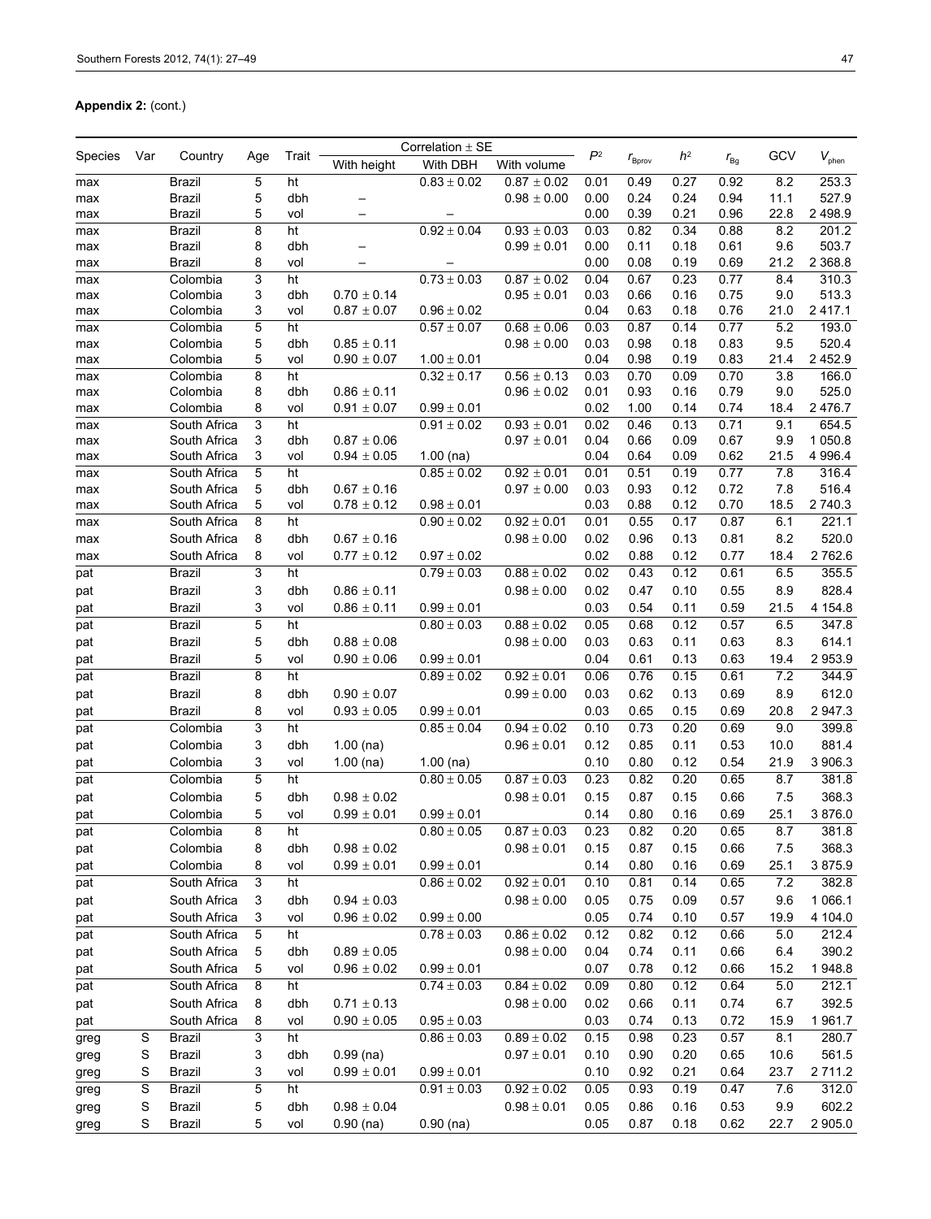**Appendix 2:** (cont.)

| Species | Var | Country | Age | Trait | Correlation ± SE | | | $P^2$ | $r_{Bprov}$ | $h^2$ | $r_{Bg}$ | GCV | $V_{phen}$ |
|---|---|---|---|---|---|---|---|---|---|---|---|---|---|
| | | | | | With height | With DBH | With volume | | | | | | |
| max | | Brazil | 5 | ht | | 0.83 ± 0.02 | 0.87 ± 0.02 | 0.01 | 0.49 | 0.27 | 0.92 | 8.2 | 253.3 |
| max | | Brazil | 5 | dbh | – | | 0.98 ± 0.00 | 0.00 | 0.24 | 0.24 | 0.94 | 11.1 | 527.9 |
| max | | Brazil | 5 | vol | – | – | | 0.00 | 0.39 | 0.21 | 0.96 | 22.8 | 2 498.9 |
| max | | Brazil | 8 | ht | | 0.92 ± 0.04 | 0.93 ± 0.03 | 0.03 | 0.82 | 0.34 | 0.88 | 8.2 | 201.2 |
| max | | Brazil | 8 | dbh | – | | 0.99 ± 0.01 | 0.00 | 0.11 | 0.18 | 0.61 | 9.6 | 503.7 |
| max | | Brazil | 8 | vol | – | – | | 0.00 | 0.08 | 0.19 | 0.69 | 21.2 | 2 368.8 |
| max | | Colombia | 3 | ht | | 0.73 ± 0.03 | 0.87 ± 0.02 | 0.04 | 0.67 | 0.23 | 0.77 | 8.4 | 310.3 |
| max | | Colombia | 3 | dbh | 0.70 ± 0.14 | | 0.95 ± 0.01 | 0.03 | 0.66 | 0.16 | 0.75 | 9.0 | 513.3 |
| max | | Colombia | 3 | vol | 0.87 ± 0.07 | 0.96 ± 0.02 | | 0.04 | 0.63 | 0.18 | 0.76 | 21.0 | 2 417.1 |
| max | | Colombia | 5 | ht | | 0.57 ± 0.07 | 0.68 ± 0.06 | 0.03 | 0.87 | 0.14 | 0.77 | 5.2 | 193.0 |
| max | | Colombia | 5 | dbh | 0.85 ± 0.11 | | 0.98 ± 0.00 | 0.03 | 0.98 | 0.18 | 0.83 | 9.5 | 520.4 |
| max | | Colombia | 5 | vol | 0.90 ± 0.07 | 1.00 ± 0.01 | | 0.04 | 0.98 | 0.19 | 0.83 | 21.4 | 2 452.9 |
| max | | Colombia | 8 | ht | | 0.32 ± 0.17 | 0.56 ± 0.13 | 0.03 | 0.70 | 0.09 | 0.70 | 3.8 | 166.0 |
| max | | Colombia | 8 | dbh | 0.86 ± 0.11 | | 0.96 ± 0.02 | 0.01 | 0.93 | 0.16 | 0.79 | 9.0 | 525.0 |
| max | | Colombia | 8 | vol | 0.91 ± 0.07 | 0.99 ± 0.01 | | 0.02 | 1.00 | 0.14 | 0.74 | 18.4 | 2 476.7 |
| max | | South Africa | 3 | ht | | 0.91 ± 0.02 | 0.93 ± 0.01 | 0.02 | 0.46 | 0.13 | 0.71 | 9.1 | 654.5 |
| max | | South Africa | 3 | dbh | 0.87 ± 0.06 | | 0.97 ± 0.01 | 0.04 | 0.66 | 0.09 | 0.67 | 9.9 | 1 050.8 |
| max | | South Africa | 3 | vol | 0.94 ± 0.05 | 1.00 (na) | | 0.04 | 0.64 | 0.09 | 0.62 | 21.5 | 4 996.4 |
| max | | South Africa | 5 | ht | | 0.85 ± 0.02 | 0.92 ± 0.01 | 0.01 | 0.51 | 0.19 | 0.77 | 7.8 | 316.4 |
| max | | South Africa | 5 | dbh | 0.67 ± 0.16 | | 0.97 ± 0.00 | 0.03 | 0.93 | 0.12 | 0.72 | 7.8 | 516.4 |
| max | | South Africa | 5 | vol | 0.78 ± 0.12 | 0.98 ± 0.01 | | 0.03 | 0.88 | 0.12 | 0.70 | 18.5 | 2 740.3 |
| max | | South Africa | 8 | ht | | 0.90 ± 0.02 | 0.92 ± 0.01 | 0.01 | 0.55 | 0.17 | 0.87 | 6.1 | 221.1 |
| max | | South Africa | 8 | dbh | 0.67 ± 0.16 | | 0.98 ± 0.00 | 0.02 | 0.96 | 0.13 | 0.81 | 8.2 | 520.0 |
| max | | South Africa | 8 | vol | 0.77 ± 0.12 | 0.97 ± 0.02 | | 0.02 | 0.88 | 0.12 | 0.77 | 18.4 | 2 762.6 |
| pat | | Brazil | 3 | ht | | 0.79 ± 0.03 | 0.88 ± 0.02 | 0.02 | 0.43 | 0.12 | 0.61 | 6.5 | 355.5 |
| pat | | Brazil | 3 | dbh | 0.86 ± 0.11 | | 0.98 ± 0.00 | 0.02 | 0.47 | 0.10 | 0.55 | 8.9 | 828.4 |
| pat | | Brazil | 3 | vol | 0.86 ± 0.11 | 0.99 ± 0.01 | | 0.03 | 0.54 | 0.11 | 0.59 | 21.5 | 4 154.8 |
| pat | | Brazil | 5 | ht | | 0.80 ± 0.03 | 0.88 ± 0.02 | 0.05 | 0.68 | 0.12 | 0.57 | 6.5 | 347.8 |
| pat | | Brazil | 5 | dbh | 0.88 ± 0.08 | | 0.98 ± 0.00 | 0.03 | 0.63 | 0.11 | 0.63 | 8.3 | 614.1 |
| pat | | Brazil | 5 | vol | 0.90 ± 0.06 | 0.99 ± 0.01 | | 0.04 | 0.61 | 0.13 | 0.63 | 19.4 | 2 953.9 |
| pat | | Brazil | 8 | ht | | 0.89 ± 0.02 | 0.92 ± 0.01 | 0.06 | 0.76 | 0.15 | 0.61 | 7.2 | 344.9 |
| pat | | Brazil | 8 | dbh | 0.90 ± 0.07 | | 0.99 ± 0.00 | 0.03 | 0.62 | 0.13 | 0.69 | 8.9 | 612.0 |
| pat | | Brazil | 8 | vol | 0.93 ± 0.05 | 0.99 ± 0.01 | | 0.03 | 0.65 | 0.15 | 0.69 | 20.8 | 2 947.3 |
| pat | | Colombia | 3 | ht | | 0.85 ± 0.04 | 0.94 ± 0.02 | 0.10 | 0.73 | 0.20 | 0.69 | 9.0 | 399.8 |
| pat | | Colombia | 3 | dbh | 1.00 (na) | | 0.96 ± 0.01 | 0.12 | 0.85 | 0.11 | 0.53 | 10.0 | 881.4 |
| pat | | Colombia | 3 | vol | 1.00 (na) | 1.00 (na) | | 0.10 | 0.80 | 0.12 | 0.54 | 21.9 | 3 906.3 |
| pat | | Colombia | 5 | ht | | 0.80 ± 0.05 | 0.87 ± 0.03 | 0.23 | 0.82 | 0.20 | 0.65 | 8.7 | 381.8 |
| pat | | Colombia | 5 | dbh | 0.98 ± 0.02 | | 0.98 ± 0.01 | 0.15 | 0.87 | 0.15 | 0.66 | 7.5 | 368.3 |
| pat | | Colombia | 5 | vol | 0.99 ± 0.01 | 0.99 ± 0.01 | | 0.14 | 0.80 | 0.16 | 0.69 | 25.1 | 3 876.0 |
| pat | | Colombia | 8 | ht | | 0.80 ± 0.05 | 0.87 ± 0.03 | 0.23 | 0.82 | 0.20 | 0.65 | 8.7 | 381.8 |
| pat | | Colombia | 8 | dbh | 0.98 ± 0.02 | | 0.98 ± 0.01 | 0.15 | 0.87 | 0.15 | 0.66 | 7.5 | 368.3 |
| pat | | Colombia | 8 | vol | 0.99 ± 0.01 | 0.99 ± 0.01 | | 0.14 | 0.80 | 0.16 | 0.69 | 25.1 | 3 875.9 |
| pat | | South Africa | 3 | ht | | 0.86 ± 0.02 | 0.92 ± 0.01 | 0.10 | 0.81 | 0.14 | 0.65 | 7.2 | 382.8 |
| pat | | South Africa | 3 | dbh | 0.94 ± 0.03 | | 0.98 ± 0.00 | 0.05 | 0.75 | 0.09 | 0.57 | 9.6 | 1 066.1 |
| pat | | South Africa | 3 | vol | 0.96 ± 0.02 | 0.99 ± 0.00 | | 0.05 | 0.74 | 0.10 | 0.57 | 19.9 | 4 104.0 |
| pat | | South Africa | 5 | ht | | 0.78 ± 0.03 | 0.86 ± 0.02 | 0.12 | 0.82 | 0.12 | 0.66 | 5.0 | 212.4 |
| pat | | South Africa | 5 | dbh | 0.89 ± 0.05 | | 0.98 ± 0.00 | 0.04 | 0.74 | 0.11 | 0.66 | 6.4 | 390.2 |
| pat | | South Africa | 5 | vol | 0.96 ± 0.02 | 0.99 ± 0.01 | | 0.07 | 0.78 | 0.12 | 0.66 | 15.2 | 1 948.8 |
| pat | | South Africa | 8 | ht | | 0.74 ± 0.03 | 0.84 ± 0.02 | 0.09 | 0.80 | 0.12 | 0.64 | 5.0 | 212.1 |
| pat | | South Africa | 8 | dbh | 0.71 ± 0.13 | | 0.98 ± 0.00 | 0.02 | 0.66 | 0.11 | 0.74 | 6.7 | 392.5 |
| pat | | South Africa | 8 | vol | 0.90 ± 0.05 | 0.95 ± 0.03 | | 0.03 | 0.74 | 0.13 | 0.72 | 15.9 | 1 961.7 |
| greg | S | Brazil | 3 | ht | | 0.86 ± 0.03 | 0.89 ± 0.02 | 0.15 | 0.98 | 0.23 | 0.57 | 8.1 | 280.7 |
| greg | S | Brazil | 3 | dbh | 0.99 (na) | | 0.97 ± 0.01 | 0.10 | 0.90 | 0.20 | 0.65 | 10.6 | 561.5 |
| greg | S | Brazil | 3 | vol | 0.99 ± 0.01 | 0.99 ± 0.01 | | 0.10 | 0.92 | 0.21 | 0.64 | 23.7 | 2 711.2 |
| greg | S | Brazil | 5 | ht | | 0.91 ± 0.03 | 0.92 ± 0.02 | 0.05 | 0.93 | 0.19 | 0.47 | 7.6 | 312.0 |
| greg | S | Brazil | 5 | dbh | 0.98 ± 0.04 | | 0.98 ± 0.01 | 0.05 | 0.86 | 0.16 | 0.53 | 9.9 | 602.2 |
| greg | S | Brazil | 5 | vol | 0.90 (na) | 0.90 (na) | | 0.05 | 0.87 | 0.18 | 0.62 | 22.7 | 2 905.0 |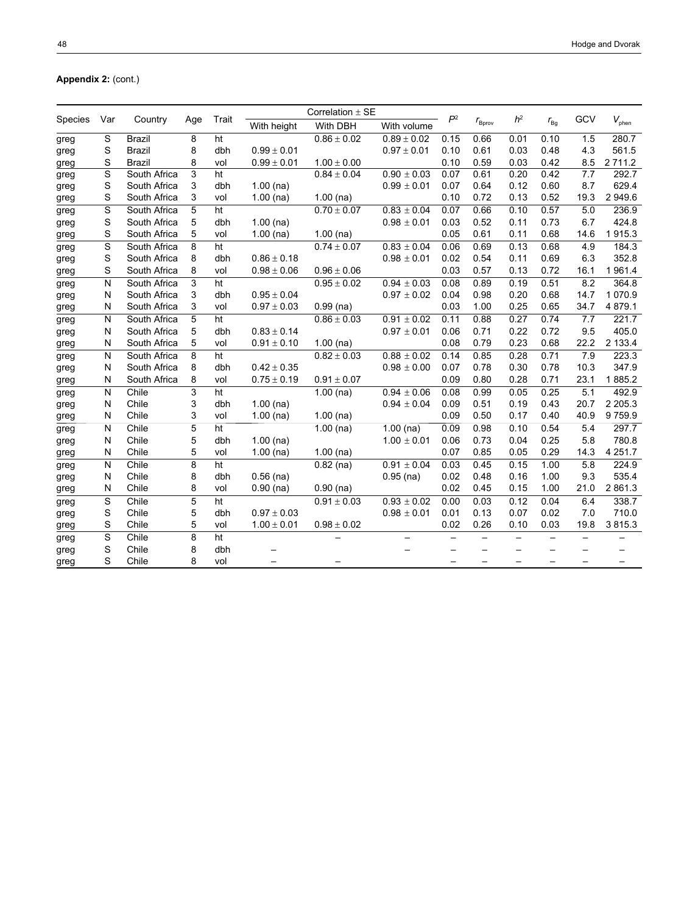**Appendix 2:** (cont.)

| Species | Var | Country | Age | Trait | Correlation ± SE | | | $P^2$ | $r_{Bprov}$ | $h^2$ | $r_{Bg}$ | GCV | $V_{phen}$ |
|---|---|---|---|---|---|---|---|---|---|---|---|---|---|
| | | | | | With height | With DBH | With volume | | | | | | |
| greg | S | Brazil | 8 | ht | | 0.86 ± 0.02 | 0.89 ± 0.02 | 0.15 | 0.66 | 0.01 | 0.10 | 1.5 | 280.7 |
| greg | S | Brazil | 8 | dbh | 0.99 ± 0.01 | | 0.97 ± 0.01 | 0.10 | 0.61 | 0.03 | 0.48 | 4.3 | 561.5 |
| greg | S | Brazil | 8 | vol | 0.99 ± 0.01 | 1.00 ± 0.00 | | 0.10 | 0.59 | 0.03 | 0.42 | 8.5 | 2 711.2 |
| greg | S | South Africa | 3 | ht | | 0.84 ± 0.04 | 0.90 ± 0.03 | 0.07 | 0.61 | 0.20 | 0.42 | 7.7 | 292.7 |
| greg | S | South Africa | 3 | dbh | 1.00 (na) | | 0.99 ± 0.01 | 0.07 | 0.64 | 0.12 | 0.60 | 8.7 | 629.4 |
| greg | S | South Africa | 3 | vol | 1.00 (na) | 1.00 (na) | | 0.10 | 0.72 | 0.13 | 0.52 | 19.3 | 2 949.6 |
| greg | S | South Africa | 5 | ht | | 0.70 ± 0.07 | 0.83 ± 0.04 | 0.07 | 0.66 | 0.10 | 0.57 | 5.0 | 236.9 |
| greg | S | South Africa | 5 | dbh | 1.00 (na) | | 0.98 ± 0.01 | 0.03 | 0.52 | 0.11 | 0.73 | 6.7 | 424.8 |
| greg | S | South Africa | 5 | vol | 1.00 (na) | 1.00 (na) | | 0.05 | 0.61 | 0.11 | 0.68 | 14.6 | 1 915.3 |
| greg | S | South Africa | 8 | ht | | 0.74 ± 0.07 | 0.83 ± 0.04 | 0.06 | 0.69 | 0.13 | 0.68 | 4.9 | 184.3 |
| greg | S | South Africa | 8 | dbh | 0.86 ± 0.18 | | 0.98 ± 0.01 | 0.02 | 0.54 | 0.11 | 0.69 | 6.3 | 352.8 |
| greg | S | South Africa | 8 | vol | 0.98 ± 0.06 | 0.96 ± 0.06 | | 0.03 | 0.57 | 0.13 | 0.72 | 16.1 | 1 961.4 |
| greg | N | South Africa | 3 | ht | | 0.95 ± 0.02 | 0.94 ± 0.03 | 0.08 | 0.89 | 0.19 | 0.51 | 8.2 | 364.8 |
| greg | N | South Africa | 3 | dbh | 0.95 ± 0.04 | | 0.97 ± 0.02 | 0.04 | 0.98 | 0.20 | 0.68 | 14.7 | 1 070.9 |
| greg | N | South Africa | 3 | vol | 0.97 ± 0.03 | 0.99 (na) | | 0.03 | 1.00 | 0.25 | 0.65 | 34.7 | 4 879.1 |
| greg | N | South Africa | 5 | ht | | 0.86 ± 0.03 | 0.91 ± 0.02 | 0.11 | 0.88 | 0.27 | 0.74 | 7.7 | 221.7 |
| greg | N | South Africa | 5 | dbh | 0.83 ± 0.14 | | 0.97 ± 0.01 | 0.06 | 0.71 | 0.22 | 0.72 | 9.5 | 405.0 |
| greg | N | South Africa | 5 | vol | 0.91 ± 0.10 | 1.00 (na) | | 0.08 | 0.79 | 0.23 | 0.68 | 22.2 | 2 133.4 |
| greg | N | South Africa | 8 | ht | | 0.82 ± 0.03 | 0.88 ± 0.02 | 0.14 | 0.85 | 0.28 | 0.71 | 7.9 | 223.3 |
| greg | N | South Africa | 8 | dbh | 0.42 ± 0.35 | | 0.98 ± 0.00 | 0.07 | 0.78 | 0.30 | 0.78 | 10.3 | 347.9 |
| greg | N | South Africa | 8 | vol | 0.75 ± 0.19 | 0.91 ± 0.07 | | 0.09 | 0.80 | 0.28 | 0.71 | 23.1 | 1 885.2 |
| greg | N | Chile | 3 | ht | | 1.00 (na) | 0.94 ± 0.06 | 0.08 | 0.99 | 0.05 | 0.25 | 5.1 | 492.9 |
| greg | N | Chile | 3 | dbh | 1.00 (na) | | 0.94 ± 0.04 | 0.09 | 0.51 | 0.19 | 0.43 | 20.7 | 2 205.3 |
| greg | N | Chile | 3 | vol | 1.00 (na) | 1.00 (na) | | 0.09 | 0.50 | 0.17 | 0.40 | 40.9 | 9 759.9 |
| greg | N | Chile | 5 | ht | | 1.00 (na) | 1.00 (na) | 0.09 | 0.98 | 0.10 | 0.54 | 5.4 | 297.7 |
| greg | N | Chile | 5 | dbh | 1.00 (na) | | 1.00 ± 0.01 | 0.06 | 0.73 | 0.04 | 0.25 | 5.8 | 780.8 |
| greg | N | Chile | 5 | vol | 1.00 (na) | 1.00 (na) | | 0.07 | 0.85 | 0.05 | 0.29 | 14.3 | 4 251.7 |
| greg | N | Chile | 8 | ht | | 0.82 (na) | 0.91 ± 0.04 | 0.03 | 0.45 | 0.15 | 1.00 | 5.8 | 224.9 |
| greg | N | Chile | 8 | dbh | 0.56 (na) | | 0.95 (na) | 0.02 | 0.48 | 0.16 | 1.00 | 9.3 | 535.4 |
| greg | N | Chile | 8 | vol | 0.90 (na) | 0.90 (na) | | 0.02 | 0.45 | 0.15 | 1.00 | 21.0 | 2 861.3 |
| greg | S | Chile | 5 | ht | | 0.91 ± 0.03 | 0.93 ± 0.02 | 0.00 | 0.03 | 0.12 | 0.04 | 6.4 | 338.7 |
| greg | S | Chile | 5 | dbh | 0.97 ± 0.03 | | 0.98 ± 0.01 | 0.01 | 0.13 | 0.07 | 0.02 | 7.0 | 710.0 |
| greg | S | Chile | 5 | vol | 1.00 ± 0.01 | 0.98 ± 0.02 | | 0.02 | 0.26 | 0.10 | 0.03 | 19.8 | 3 815.3 |
| greg | S | Chile | 8 | ht | | – | – | – | – | – | – | – | – |
| greg | S | Chile | 8 | dbh | – | | – | – | – | – | – | – | – |
| greg | S | Chile | 8 | vol | – | – | | – | – | – | – | – | – |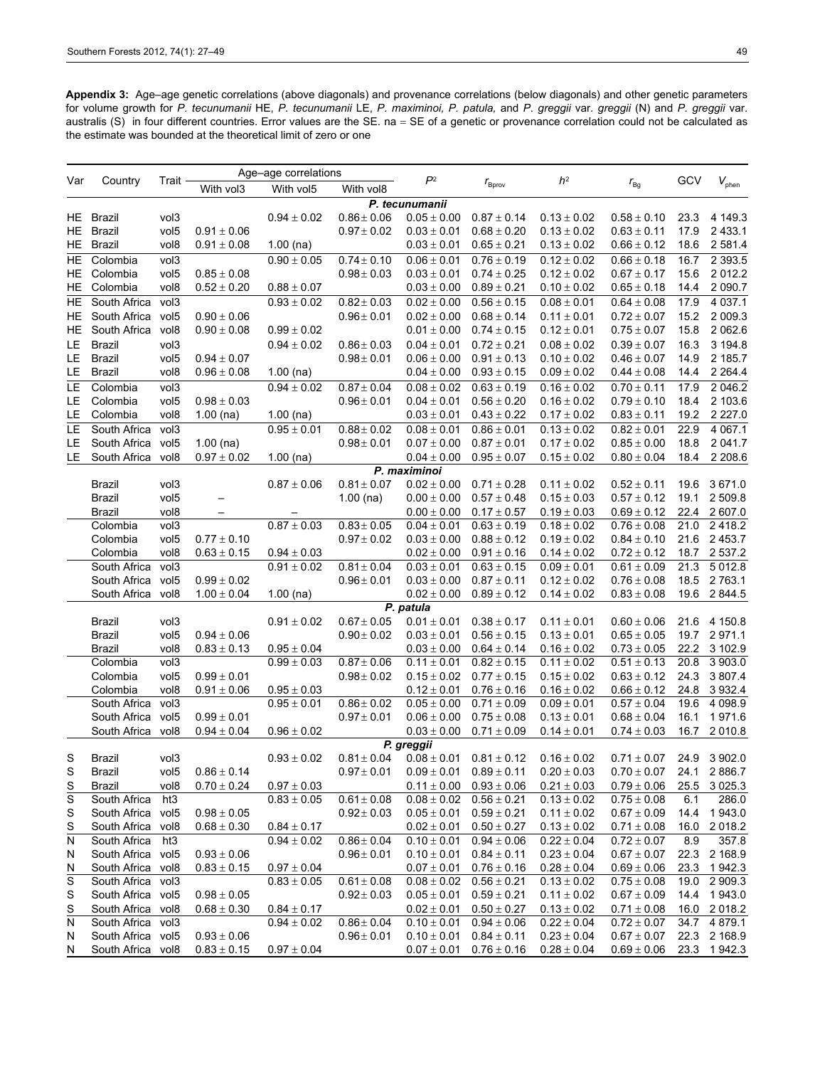**Appendix 3:** Age–age genetic correlations (above diagonals) and provenance correlations (below diagonals) and other genetic parameters for volume growth for *P. tecunumanii* HE, *P. tecunumanii* LE, *P. maximinoi, P. patula,* and *P. greggii* var. *greggii* (N) and *P. greggii* var. australis (S) in four different countries. Error values are the SE. na = SE of a genetic or provenance correlation could not be calculated as the estimate was bounded at the theoretical limit of zero or one

| Var | Country | Trait | Age–age correlations | | | $P^2$ | $r_{Bprov}$ | $h^2$ | $r_{Bg}$ | GCV | $V_{phen}$ |
|---|---|---|---|---|---|---|---|---|---|---|---|
| | | | With vol3 | With vol5 | With vol8 | | | | | | |
| | | | | | ***P. tecunumanii*** | | | | | | |
| HE | Brazil | vol3 | | 0.94 ± 0.02 | 0.86 ± 0.06 | 0.05 ± 0.00 | 0.87 ± 0.14 | 0.13 ± 0.02 | 0.58 ± 0.10 | 23.3 | 4 149.3 |
| HE | Brazil | vol5 | 0.91 ± 0.06 | | 0.97 ± 0.02 | 0.03 ± 0.01 | 0.68 ± 0.20 | 0.13 ± 0.02 | 0.63 ± 0.11 | 17.9 | 2 433.1 |
| HE | Brazil | vol8 | 0.91 ± 0.08 | 1.00 (na) | | 0.03 ± 0.01 | 0.65 ± 0.21 | 0.13 ± 0.02 | 0.66 ± 0.12 | 18.6 | 2 581.4 |
| HE | Colombia | vol3 | | 0.90 ± 0.05 | 0.74 ± 0.10 | 0.06 ± 0.01 | 0.76 ± 0.19 | 0.12 ± 0.02 | 0.66 ± 0.18 | 16.7 | 2 393.5 |
| HE | Colombia | vol5 | 0.85 ± 0.08 | | 0.98 ± 0.03 | 0.03 ± 0.01 | 0.74 ± 0.25 | 0.12 ± 0.02 | 0.67 ± 0.17 | 15.6 | 2 012.2 |
| HE | Colombia | vol8 | 0.52 ± 0.20 | 0.88 ± 0.07 | | 0.03 ± 0.00 | 0.89 ± 0.21 | 0.10 ± 0.02 | 0.65 ± 0.18 | 14.4 | 2 090.7 |
| HE | South Africa | vol3 | | 0.93 ± 0.02 | 0.82 ± 0.03 | 0.02 ± 0.00 | 0.56 ± 0.15 | 0.08 ± 0.01 | 0.64 ± 0.08 | 17.9 | 4 037.1 |
| HE | South Africa | vol5 | 0.90 ± 0.06 | | 0.96 ± 0.01 | 0.02 ± 0.00 | 0.68 ± 0.14 | 0.11 ± 0.01 | 0.72 ± 0.07 | 15.2 | 2 009.3 |
| HE | South Africa | vol8 | 0.90 ± 0.08 | 0.99 ± 0.02 | | 0.01 ± 0.00 | 0.74 ± 0.15 | 0.12 ± 0.01 | 0.75 ± 0.07 | 15.8 | 2 062.6 |
| LE | Brazil | vol3 | | 0.94 ± 0.02 | 0.86 ± 0.03 | 0.04 ± 0.01 | 0.72 ± 0.21 | 0.08 ± 0.02 | 0.39 ± 0.07 | 16.3 | 3 194.8 |
| LE | Brazil | vol5 | 0.94 ± 0.07 | | 0.98 ± 0.01 | 0.06 ± 0.00 | 0.91 ± 0.13 | 0.10 ± 0.02 | 0.46 ± 0.07 | 14.9 | 2 185.7 |
| LE | Brazil | vol8 | 0.96 ± 0.08 | 1.00 (na) | | 0.04 ± 0.00 | 0.93 ± 0.15 | 0.09 ± 0.02 | 0.44 ± 0.08 | 14.4 | 2 264.4 |
| LE | Colombia | vol3 | | 0.94 ± 0.02 | 0.87 ± 0.04 | 0.08 ± 0.02 | 0.63 ± 0.19 | 0.16 ± 0.02 | 0.70 ± 0.11 | 17.9 | 2 046.2 |
| LE | Colombia | vol5 | 0.98 ± 0.03 | | 0.96 ± 0.01 | 0.04 ± 0.01 | 0.56 ± 0.20 | 0.16 ± 0.02 | 0.79 ± 0.10 | 18.4 | 2 103.6 |
| LE | Colombia | vol8 | 1.00 (na) | 1.00 (na) | | 0.03 ± 0.01 | 0.43 ± 0.22 | 0.17 ± 0.02 | 0.83 ± 0.11 | 19.2 | 2 227.0 |
| LE | South Africa | vol3 | | 0.95 ± 0.01 | 0.88 ± 0.02 | 0.08 ± 0.01 | 0.86 ± 0.01 | 0.13 ± 0.02 | 0.82 ± 0.01 | 22.9 | 4 067.1 |
| LE | South Africa | vol5 | 1.00 (na) | | 0.98 ± 0.01 | 0.07 ± 0.00 | 0.87 ± 0.01 | 0.17 ± 0.02 | 0.85 ± 0.00 | 18.8 | 2 041.7 |
| LE | South Africa | vol8 | 0.97 ± 0.02 | 1.00 (na) | | 0.04 ± 0.00 | 0.95 ± 0.07 | 0.15 ± 0.02 | 0.80 ± 0.04 | 18.4 | 2 208.6 |
| | | | | | ***P. maximinoi*** | | | | | | |
| | Brazil | vol3 | | 0.87 ± 0.06 | 0.81 ± 0.07 | 0.02 ± 0.00 | 0.71 ± 0.28 | 0.11 ± 0.02 | 0.52 ± 0.11 | 19.6 | 3 671.0 |
| | Brazil | vol5 | – | | 1.00 (na) | 0.00 ± 0.00 | 0.57 ± 0.48 | 0.15 ± 0.03 | 0.57 ± 0.12 | 19.1 | 2 509.8 |
| | Brazil | vol8 | – | – | | 0.00 ± 0.00 | 0.17 ± 0.57 | 0.19 ± 0.03 | 0.69 ± 0.12 | 22.4 | 2 607.0 |
| | Colombia | vol3 | | 0.87 ± 0.03 | 0.83 ± 0.05 | 0.04 ± 0.01 | 0.63 ± 0.18 | 0.18 ± 0.02 | 0.76 ± 0.08 | 21.0 | 2 418.2 |
| | Colombia | vol5 | 0.77 ± 0.10 | | 0.97 ± 0.02 | 0.03 ± 0.00 | 0.88 ± 0.12 | 0.19 ± 0.02 | 0.84 ± 0.10 | 21.6 | 2 453.7 |
| | Colombia | vol8 | 0.63 ± 0.15 | 0.94 ± 0.03 | | 0.02 ± 0.00 | 0.91 ± 0.16 | 0.14 ± 0.02 | 0.72 ± 0.12 | 18.7 | 2 537.2 |
| | South Africa | vol3 | | 0.91 ± 0.02 | 0.81 ± 0.04 | 0.03 ± 0.01 | 0.63 ± 0.15 | 0.09 ± 0.01 | 0.61 ± 0.09 | 21.3 | 5 012.8 |
| | South Africa | vol5 | 0.99 ± 0.02 | | 0.96 ± 0.01 | 0.03 ± 0.00 | 0.87 ± 0.11 | 0.12 ± 0.02 | 0.76 ± 0.08 | 18.5 | 2 763.1 |
| | South Africa | vol8 | 1.00 ± 0.04 | 1.00 (na) | | 0.02 ± 0.00 | 0.89 ± 0.12 | 0.14 ± 0.02 | 0.83 ± 0.08 | 19.6 | 2 844.5 |
| | | | | | ***P. patula*** | | | | | | |
| | Brazil | vol3 | | 0.91 ± 0.02 | 0.67 ± 0.05 | 0.01 ± 0.01 | 0.38 ± 0.17 | 0.11 ± 0.01 | 0.60 ± 0.06 | 21.6 | 4 150.8 |
| | Brazil | vol5 | 0.94 ± 0.06 | | 0.90 ± 0.02 | 0.03 ± 0.01 | 0.56 ± 0.15 | 0.13 ± 0.01 | 0.65 ± 0.05 | 19.7 | 2 971.1 |
| | Brazil | vol8 | 0.83 ± 0.13 | 0.95 ± 0.04 | | 0.03 ± 0.00 | 0.64 ± 0.14 | 0.16 ± 0.02 | 0.73 ± 0.05 | 22.2 | 3 102.9 |
| | Colombia | vol3 | | 0.99 ± 0.03 | 0.87 ± 0.06 | 0.11 ± 0.01 | 0.82 ± 0.15 | 0.11 ± 0.02 | 0.51 ± 0.13 | 20.8 | 3 903.0 |
| | Colombia | vol5 | 0.99 ± 0.01 | | 0.98 ± 0.02 | 0.15 ± 0.02 | 0.77 ± 0.15 | 0.15 ± 0.02 | 0.63 ± 0.12 | 24.3 | 3 807.4 |
| | Colombia | vol8 | 0.91 ± 0.06 | 0.95 ± 0.03 | | 0.12 ± 0.01 | 0.76 ± 0.16 | 0.16 ± 0.02 | 0.66 ± 0.12 | 24.8 | 3 932.4 |
| | South Africa | vol3 | | 0.95 ± 0.01 | 0.86 ± 0.02 | 0.05 ± 0.00 | 0.71 ± 0.09 | 0.09 ± 0.01 | 0.57 ± 0.04 | 19.6 | 4 098.9 |
| | South Africa | vol5 | 0.99 ± 0.01 | | 0.97 ± 0.01 | 0.06 ± 0.00 | 0.75 ± 0.08 | 0.13 ± 0.01 | 0.68 ± 0.04 | 16.1 | 1 971.6 |
| | South Africa | vol8 | 0.94 ± 0.04 | 0.96 ± 0.02 | | 0.03 ± 0.00 | 0.71 ± 0.09 | 0.14 ± 0.01 | 0.74 ± 0.03 | 16.7 | 2 010.8 |
| | | | | | ***P. greggii*** | | | | | | |
| S | Brazil | vol3 | | 0.93 ± 0.02 | 0.81 ± 0.04 | 0.08 ± 0.01 | 0.81 ± 0.12 | 0.16 ± 0.02 | 0.71 ± 0.07 | 24.9 | 3 902.0 |
| S | Brazil | vol5 | 0.86 ± 0.14 | | 0.97 ± 0.01 | 0.09 ± 0.01 | 0.89 ± 0.11 | 0.20 ± 0.03 | 0.70 ± 0.07 | 24.1 | 2 886.7 |
| S | Brazil | vol8 | 0.70 ± 0.24 | 0.97 ± 0.03 | | 0.11 ± 0.00 | 0.93 ± 0.06 | 0.21 ± 0.03 | 0.79 ± 0.06 | 25.5 | 3 025.3 |
| S | South Africa | ht3 | | 0.83 ± 0.05 | 0.61 ± 0.08 | 0.08 ± 0.02 | 0.56 ± 0.21 | 0.13 ± 0.02 | 0.75 ± 0.08 | 6.1 | 286.0 |
| S | South Africa | vol5 | 0.98 ± 0.05 | | 0.92 ± 0.03 | 0.05 ± 0.01 | 0.59 ± 0.21 | 0.11 ± 0.02 | 0.67 ± 0.09 | 14.4 | 1 943.0 |
| S | South Africa | vol8 | 0.68 ± 0.30 | 0.84 ± 0.17 | | 0.02 ± 0.01 | 0.50 ± 0.27 | 0.13 ± 0.02 | 0.71 ± 0.08 | 16.0 | 2 018.2 |
| N | South Africa | ht3 | | 0.94 ± 0.02 | 0.86 ± 0.04 | 0.10 ± 0.01 | 0.94 ± 0.06 | 0.22 ± 0.04 | 0.72 ± 0.07 | 8.9 | 357.8 |
| N | South Africa | vol5 | 0.93 ± 0.06 | | 0.96 ± 0.01 | 0.10 ± 0.01 | 0.84 ± 0.11 | 0.23 ± 0.04 | 0.67 ± 0.07 | 22.3 | 2 168.9 |
| N | South Africa | vol8 | 0.83 ± 0.15 | 0.97 ± 0.04 | | 0.07 ± 0.01 | 0.76 ± 0.16 | 0.28 ± 0.04 | 0.69 ± 0.06 | 23.3 | 1 942.3 |
| S | South Africa | vol3 | | 0.83 ± 0.05 | 0.61 ± 0.08 | 0.08 ± 0.02 | 0.56 ± 0.21 | 0.13 ± 0.02 | 0.75 ± 0.08 | 19.0 | 2 909.3 |
| S | South Africa | vol5 | 0.98 ± 0.05 | | 0.92 ± 0.03 | 0.05 ± 0.01 | 0.59 ± 0.21 | 0.11 ± 0.02 | 0.67 ± 0.09 | 14.4 | 1 943.0 |
| S | South Africa | vol8 | 0.68 ± 0.30 | 0.84 ± 0.17 | | 0.02 ± 0.01 | 0.50 ± 0.27 | 0.13 ± 0.02 | 0.71 ± 0.08 | 16.0 | 2 018.2 |
| N | South Africa | vol3 | | 0.94 ± 0.02 | 0.86 ± 0.04 | 0.10 ± 0.01 | 0.94 ± 0.06 | 0.22 ± 0.04 | 0.72 ± 0.07 | 34.7 | 4 879.1 |
| N | South Africa | vol5 | 0.93 ± 0.06 | | 0.96 ± 0.01 | 0.10 ± 0.01 | 0.84 ± 0.11 | 0.23 ± 0.04 | 0.67 ± 0.07 | 22.3 | 2 168.9 |
| N | South Africa | vol8 | 0.83 ± 0.15 | 0.97 ± 0.04 | | 0.07 ± 0.01 | 0.76 ± 0.16 | 0.28 ± 0.04 | 0.69 ± 0.06 | 23.3 | 1 942.3 |